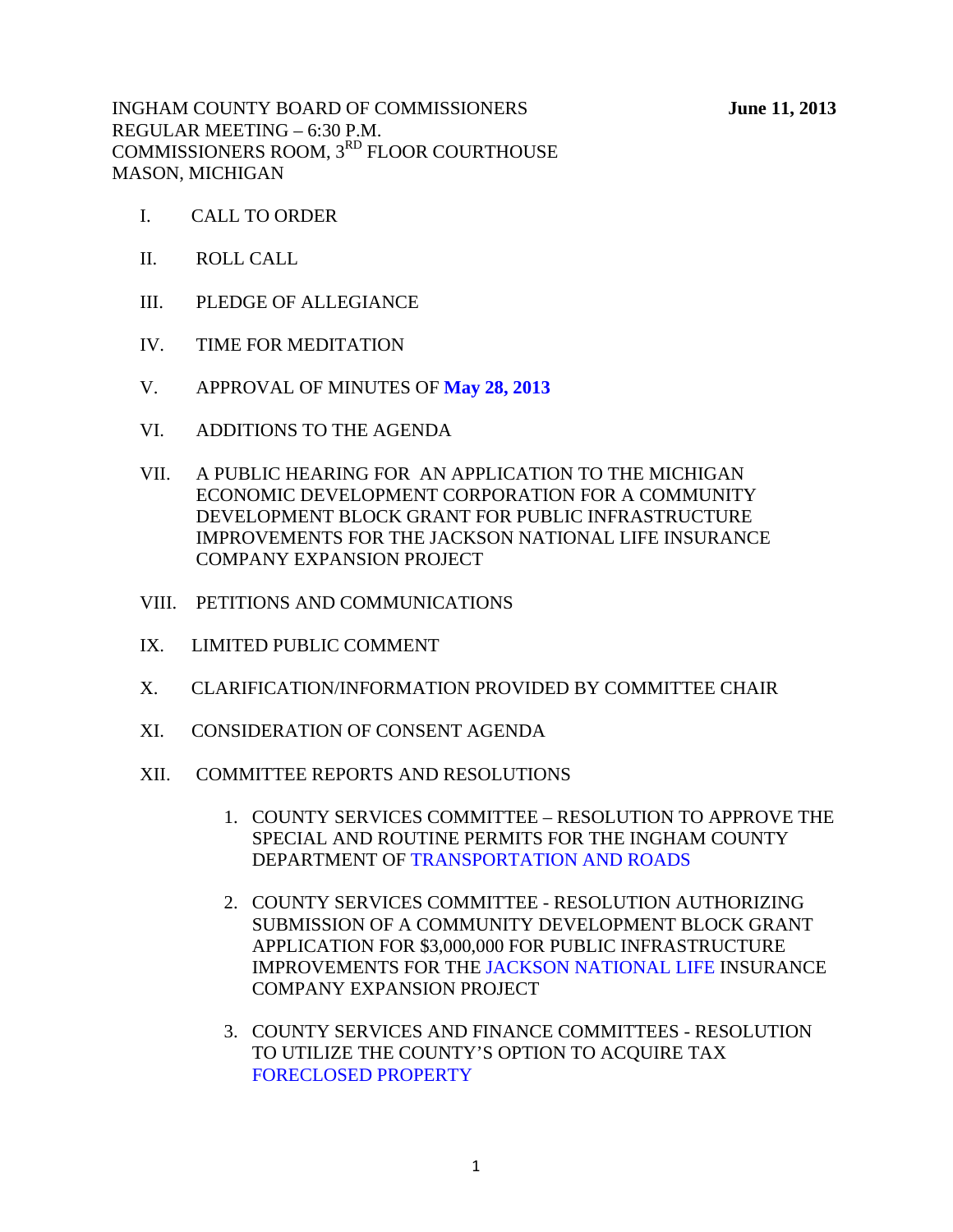INGHAM COUNTY BOARD OF COMMISSIONERS **June 11, 2013**
REGULAR MEETING – 6:30 P.M.
COMMISSIONERS ROOM, 3RD FLOOR COURTHOUSE
MASON, MICHIGAN

I. CALL TO ORDER

II. ROLL CALL

III. PLEDGE OF ALLEGIANCE

IV. TIME FOR MEDITATION

V. APPROVAL OF MINUTES OF **May 28, 2013**

VI. ADDITIONS TO THE AGENDA

VII. A PUBLIC HEARING FOR AN APPLICATION TO THE MICHIGAN ECONOMIC DEVELOPMENT CORPORATION FOR A COMMUNITY DEVELOPMENT BLOCK GRANT FOR PUBLIC INFRASTRUCTURE IMPROVEMENTS FOR THE JACKSON NATIONAL LIFE INSURANCE COMPANY EXPANSION PROJECT

VIII. PETITIONS AND COMMUNICATIONS

IX. LIMITED PUBLIC COMMENT

X. CLARIFICATION/INFORMATION PROVIDED BY COMMITTEE CHAIR

XI. CONSIDERATION OF CONSENT AGENDA

XII. COMMITTEE REPORTS AND RESOLUTIONS

1. COUNTY SERVICES COMMITTEE – RESOLUTION TO APPROVE THE SPECIAL AND ROUTINE PERMITS FOR THE INGHAM COUNTY DEPARTMENT OF TRANSPORTATION AND ROADS

2. COUNTY SERVICES COMMITTEE - RESOLUTION AUTHORIZING SUBMISSION OF A COMMUNITY DEVELOPMENT BLOCK GRANT APPLICATION FOR $3,000,000 FOR PUBLIC INFRASTRUCTURE IMPROVEMENTS FOR THE JACKSON NATIONAL LIFE INSURANCE COMPANY EXPANSION PROJECT

3. COUNTY SERVICES AND FINANCE COMMITTEES - RESOLUTION TO UTILIZE THE COUNTY'S OPTION TO ACQUIRE TAX FORECLOSED PROPERTY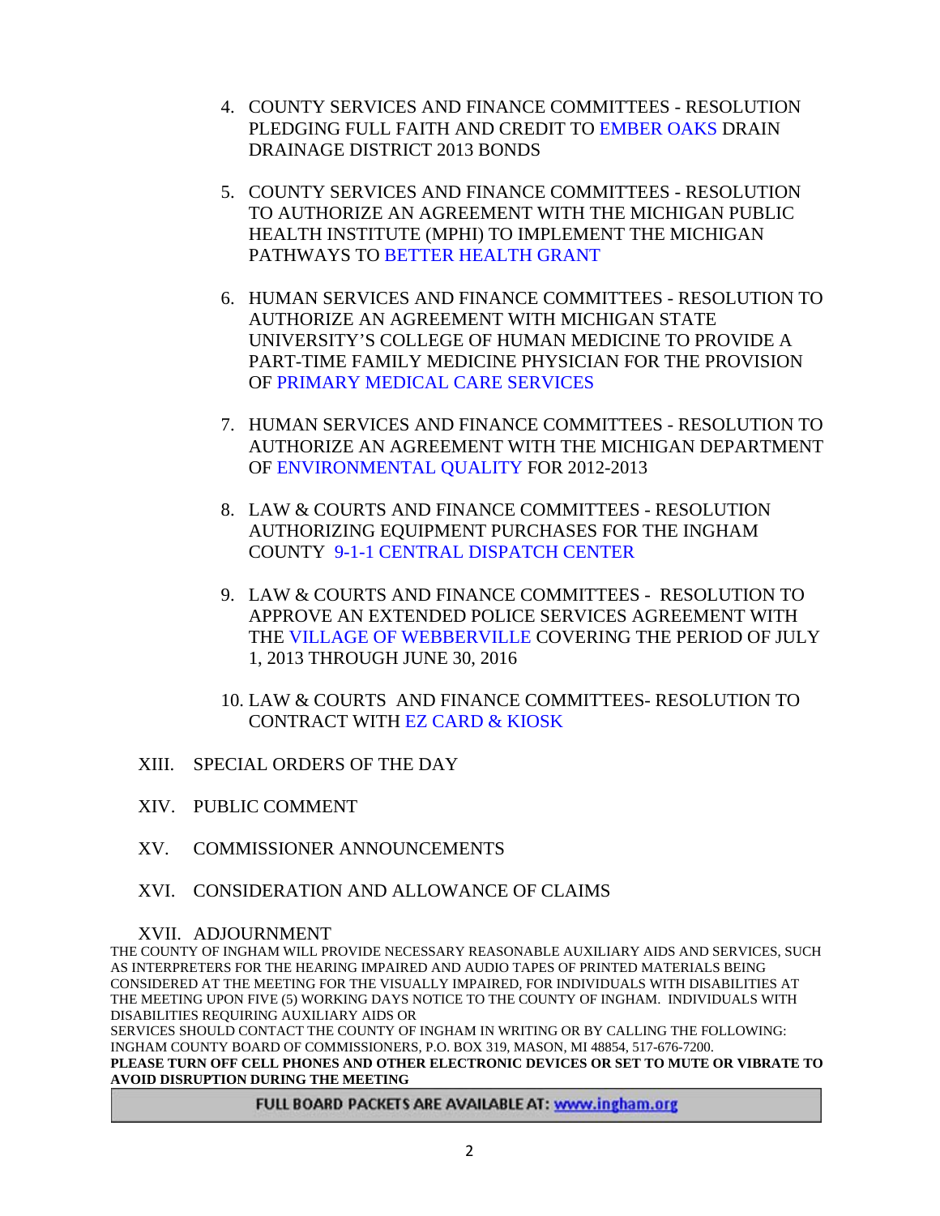4. COUNTY SERVICES AND FINANCE COMMITTEES - RESOLUTION PLEDGING FULL FAITH AND CREDIT TO EMBER OAKS DRAIN DRAINAGE DISTRICT 2013 BONDS

5. COUNTY SERVICES AND FINANCE COMMITTEES - RESOLUTION TO AUTHORIZE AN AGREEMENT WITH THE MICHIGAN PUBLIC HEALTH INSTITUTE (MPHI) TO IMPLEMENT THE MICHIGAN PATHWAYS TO BETTER HEALTH GRANT

6. HUMAN SERVICES AND FINANCE COMMITTEES - RESOLUTION TO AUTHORIZE AN AGREEMENT WITH MICHIGAN STATE UNIVERSITY'S COLLEGE OF HUMAN MEDICINE TO PROVIDE A PART-TIME FAMILY MEDICINE PHYSICIAN FOR THE PROVISION OF PRIMARY MEDICAL CARE SERVICES

7. HUMAN SERVICES AND FINANCE COMMITTEES - RESOLUTION TO AUTHORIZE AN AGREEMENT WITH THE MICHIGAN DEPARTMENT OF ENVIRONMENTAL QUALITY FOR 2012-2013

8. LAW & COURTS AND FINANCE COMMITTEES - RESOLUTION AUTHORIZING EQUIPMENT PURCHASES FOR THE INGHAM COUNTY 9-1-1 CENTRAL DISPATCH CENTER

9. LAW & COURTS AND FINANCE COMMITTEES - RESOLUTION TO APPROVE AN EXTENDED POLICE SERVICES AGREEMENT WITH THE VILLAGE OF WEBBERVILLE COVERING THE PERIOD OF JULY 1, 2013 THROUGH JUNE 30, 2016

10. LAW & COURTS AND FINANCE COMMITTEES- RESOLUTION TO CONTRACT WITH EZ CARD & KIOSK

XIII. SPECIAL ORDERS OF THE DAY

XIV. PUBLIC COMMENT

XV. COMMISSIONER ANNOUNCEMENTS

XVI. CONSIDERATION AND ALLOWANCE OF CLAIMS

XVII. ADJOURNMENT

THE COUNTY OF INGHAM WILL PROVIDE NECESSARY REASONABLE AUXILIARY AIDS AND SERVICES, SUCH AS INTERPRETERS FOR THE HEARING IMPAIRED AND AUDIO TAPES OF PRINTED MATERIALS BEING CONSIDERED AT THE MEETING FOR THE VISUALLY IMPAIRED, FOR INDIVIDUALS WITH DISABILITIES AT THE MEETING UPON FIVE (5) WORKING DAYS NOTICE TO THE COUNTY OF INGHAM. INDIVIDUALS WITH DISABILITIES REQUIRING AUXILIARY AIDS OR SERVICES SHOULD CONTACT THE COUNTY OF INGHAM IN WRITING OR BY CALLING THE FOLLOWING: INGHAM COUNTY BOARD OF COMMISSIONERS, P.O. BOX 319, MASON, MI 48854, 517-676-7200.

**PLEASE TURN OFF CELL PHONES AND OTHER ELECTRONIC DEVICES OR SET TO MUTE OR VIBRATE TO AVOID DISRUPTION DURING THE MEETING**

**FULL BOARD PACKETS ARE AVAILABLE AT: www.ingham.org**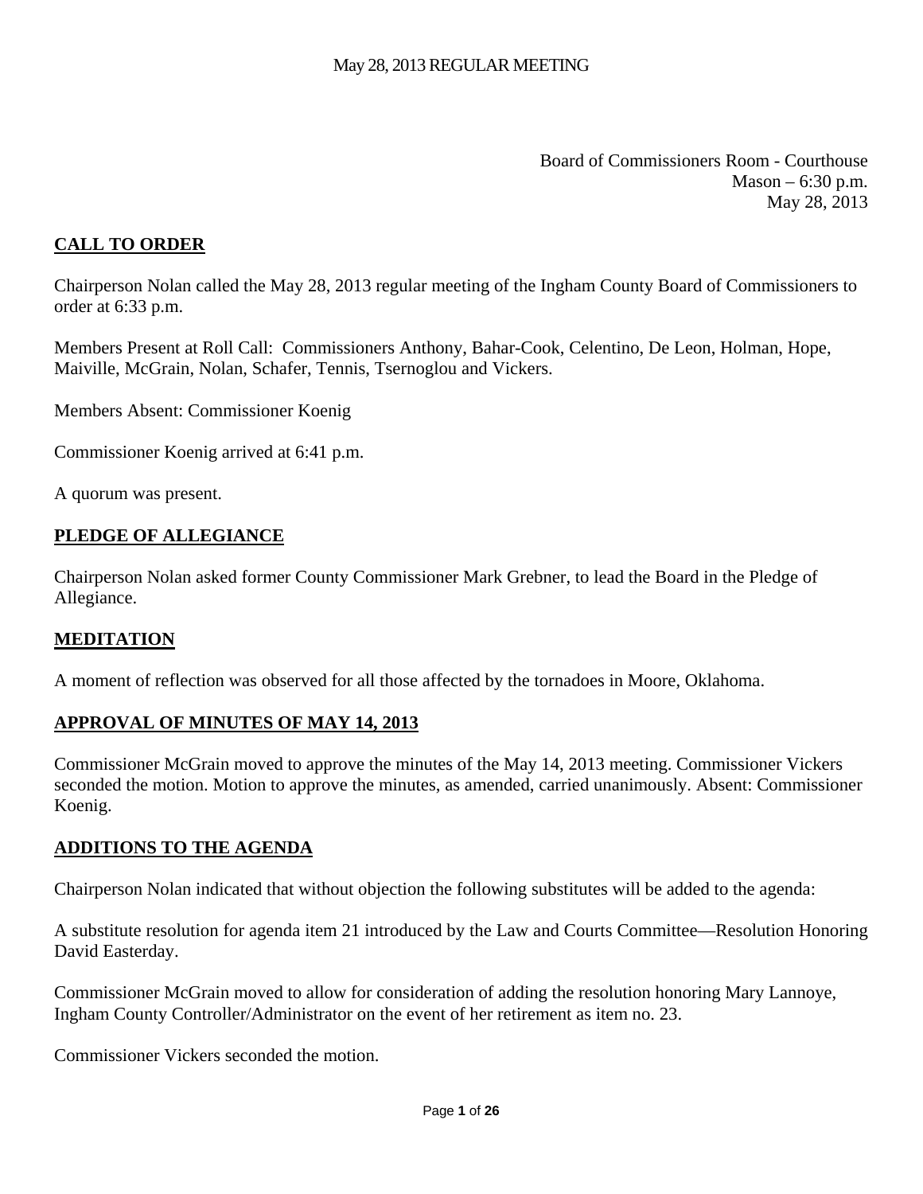May 28, 2013 REGULAR MEETING

Board of Commissioners Room - Courthouse
Mason – 6:30 p.m.
May 28, 2013

## **CALL TO ORDER**

Chairperson Nolan called the May 28, 2013 regular meeting of the Ingham County Board of Commissioners to order at 6:33 p.m.

Members Present at Roll Call: Commissioners Anthony, Bahar-Cook, Celentino, De Leon, Holman, Hope, Maiville, McGrain, Nolan, Schafer, Tennis, Tsernoglou and Vickers.

Members Absent: Commissioner Koenig

Commissioner Koenig arrived at 6:41 p.m.

A quorum was present.

## **PLEDGE OF ALLEGIANCE**

Chairperson Nolan asked former County Commissioner Mark Grebner, to lead the Board in the Pledge of Allegiance.

## **MEDITATION**

A moment of reflection was observed for all those affected by the tornadoes in Moore, Oklahoma.

## **APPROVAL OF MINUTES OF MAY 14, 2013**

Commissioner McGrain moved to approve the minutes of the May 14, 2013 meeting. Commissioner Vickers seconded the motion. Motion to approve the minutes, as amended, carried unanimously. Absent: Commissioner Koenig.

## **ADDITIONS TO THE AGENDA**

Chairperson Nolan indicated that without objection the following substitutes will be added to the agenda:

A substitute resolution for agenda item 21 introduced by the Law and Courts Committee—Resolution Honoring David Easterday.

Commissioner McGrain moved to allow for consideration of adding the resolution honoring Mary Lannoye, Ingham County Controller/Administrator on the event of her retirement as item no. 23.

Commissioner Vickers seconded the motion.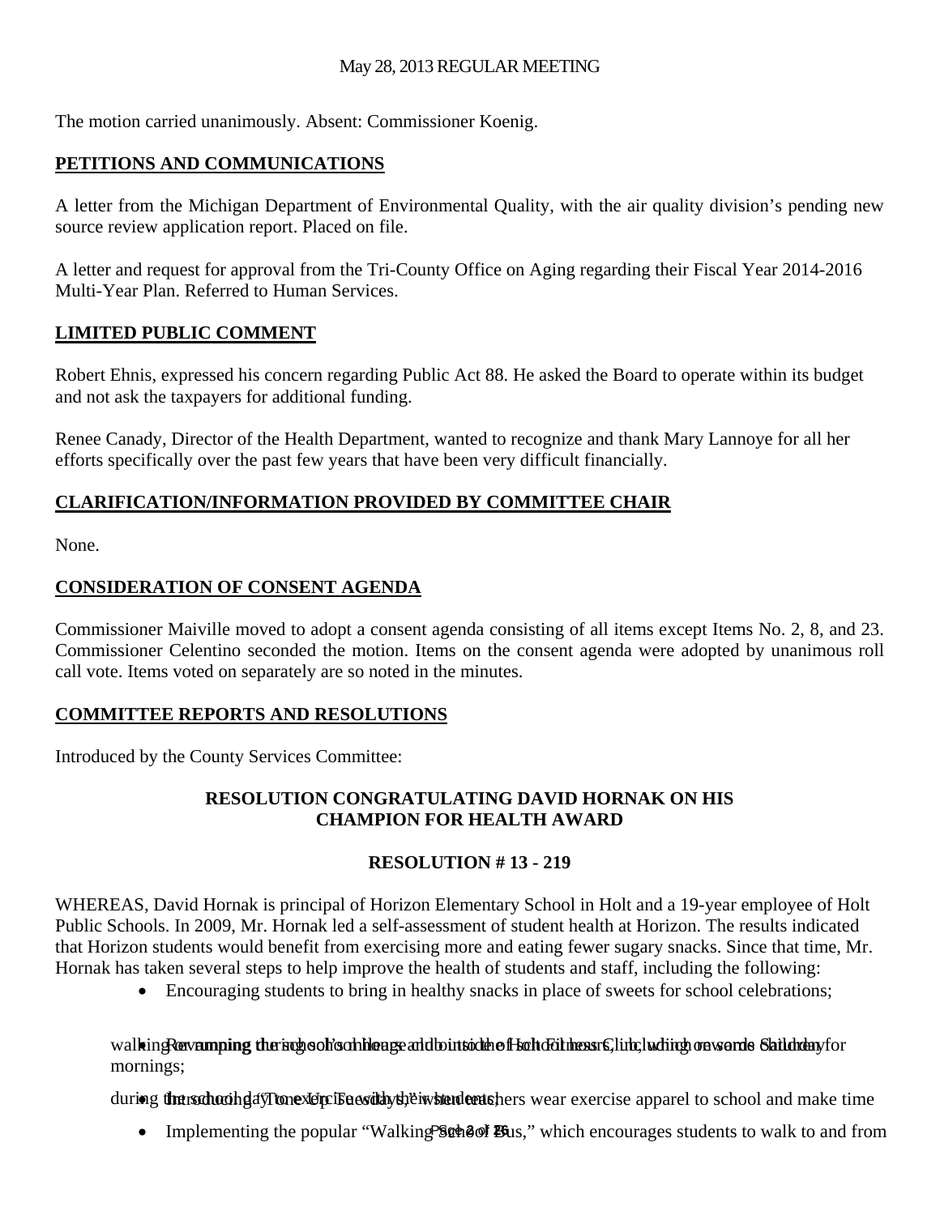The motion carried unanimously. Absent: Commissioner Koenig.

## PETITIONS AND COMMUNICATIONS

A letter from the Michigan Department of Environmental Quality, with the air quality division's pending new source review application report. Placed on file.

A letter and request for approval from the Tri-County Office on Aging regarding their Fiscal Year 2014-2016 Multi-Year Plan. Referred to Human Services.

## LIMITED PUBLIC COMMENT

Robert Ehnis, expressed his concern regarding Public Act 88. He asked the Board to operate within its budget and not ask the taxpayers for additional funding.

Renee Canady, Director of the Health Department, wanted to recognize and thank Mary Lannoye for all her efforts specifically over the past few years that have been very difficult financially.

## CLARIFICATION/INFORMATION PROVIDED BY COMMITTEE CHAIR

None.

## CONSIDERATION OF CONSENT AGENDA

Commissioner Maiville moved to adopt a consent agenda consisting of all items except Items No. 2, 8, and 23. Commissioner Celentino seconded the motion. Items on the consent agenda were adopted by unanimous roll call vote. Items voted on separately are so noted in the minutes.

## COMMITTEE REPORTS AND RESOLUTIONS

Introduced by the County Services Committee:

### RESOLUTION CONGRATULATING DAVID HORNAK ON HIS CHAMPION FOR HEALTH AWARD

### RESOLUTION # 13 - 219

WHEREAS, David Hornak is principal of Horizon Elementary School in Holt and a 19-year employee of Holt Public Schools. In 2009, Mr. Hornak led a self-assessment of student health at Horizon. The results indicated that Horizon students would benefit from exercising more and eating fewer sugary snacks. Since that time, Mr. Hornak has taken several steps to help improve the health of students and staff, including the following:

- Encouraging students to bring in healthy snacks in place of sweets for school celebrations;
- Revamping the school's mileage club into the Holt Fitness Club, which rewards children for walking during school hours and outside of school hours, including on some Saturday mornings;
- Introducing "Tone-Up Tuesdays," when teachers wear exercise apparel to school and make time to exercise with their students during the school day;
- Implementing the popular "Walking School Bus," which encourages students to walk to and from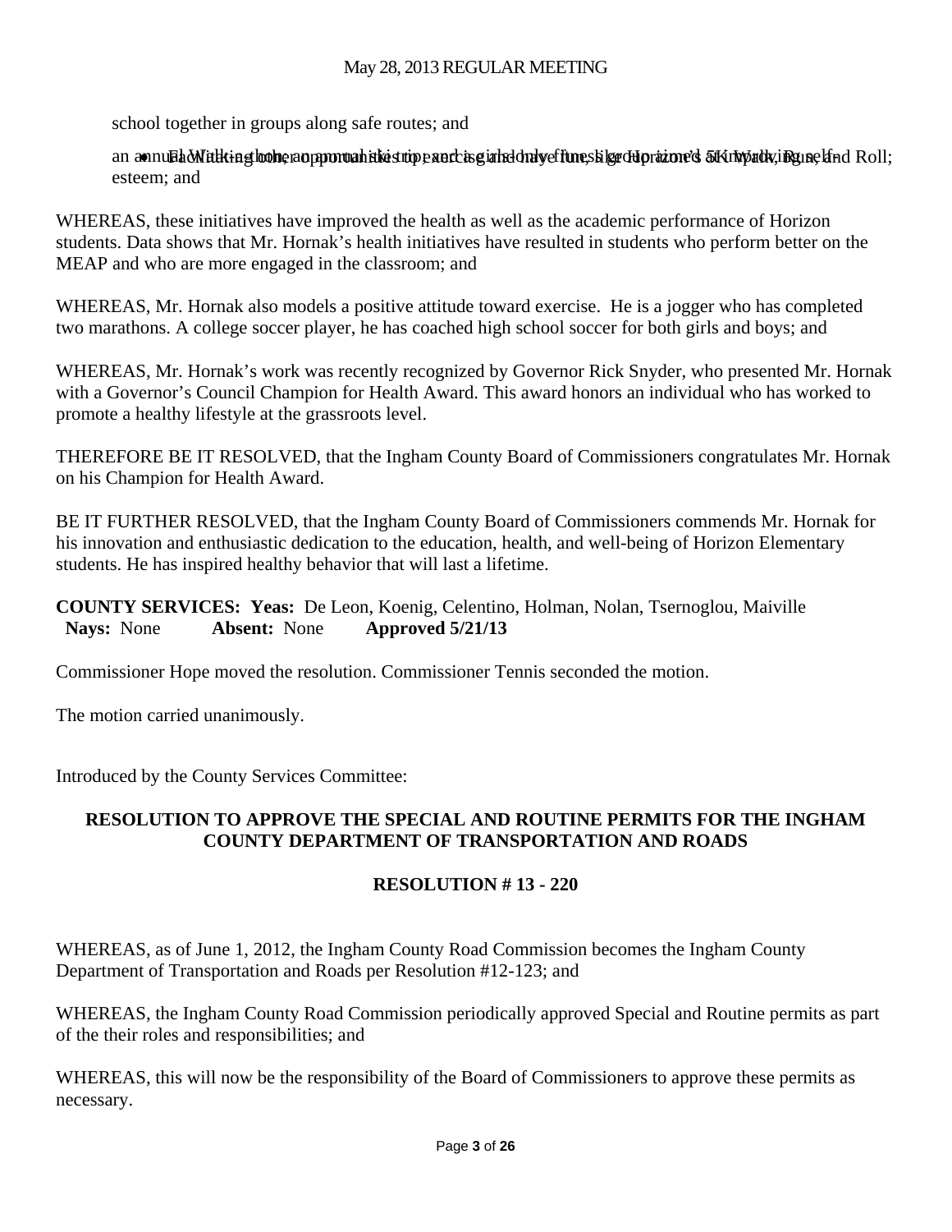school together in groups along safe routes; and

- Facilitating other opportunities to exercise and have fun, like Horizon's 5K Walk, Run, and Roll; an annual walk-a-thon, an annual ski trip, and a girls-only fitness group aimed at improving self-esteem; and

WHEREAS, these initiatives have improved the health as well as the academic performance of Horizon students. Data shows that Mr. Hornak's health initiatives have resulted in students who perform better on the MEAP and who are more engaged in the classroom; and

WHEREAS, Mr. Hornak also models a positive attitude toward exercise. He is a jogger who has completed two marathons. A college soccer player, he has coached high school soccer for both girls and boys; and

WHEREAS, Mr. Hornak's work was recently recognized by Governor Rick Snyder, who presented Mr. Hornak with a Governor's Council Champion for Health Award. This award honors an individual who has worked to promote a healthy lifestyle at the grassroots level.

THEREFORE BE IT RESOLVED, that the Ingham County Board of Commissioners congratulates Mr. Hornak on his Champion for Health Award.

BE IT FURTHER RESOLVED, that the Ingham County Board of Commissioners commends Mr. Hornak for his innovation and enthusiastic dedication to the education, health, and well-being of Horizon Elementary students. He has inspired healthy behavior that will last a lifetime.

**COUNTY SERVICES: Yeas:** De Leon, Koenig, Celentino, Holman, Nolan, Tsernoglou, Maiville
**Nays:** None **Absent:** None **Approved 5/21/13**

Commissioner Hope moved the resolution. Commissioner Tennis seconded the motion.

The motion carried unanimously.

Introduced by the County Services Committee:

**RESOLUTION TO APPROVE THE SPECIAL AND ROUTINE PERMITS FOR THE INGHAM COUNTY DEPARTMENT OF TRANSPORTATION AND ROADS**

**RESOLUTION # 13 - 220**

WHEREAS, as of June 1, 2012, the Ingham County Road Commission becomes the Ingham County Department of Transportation and Roads per Resolution #12-123; and

WHEREAS, the Ingham County Road Commission periodically approved Special and Routine permits as part of the their roles and responsibilities; and

WHEREAS, this will now be the responsibility of the Board of Commissioners to approve these permits as necessary.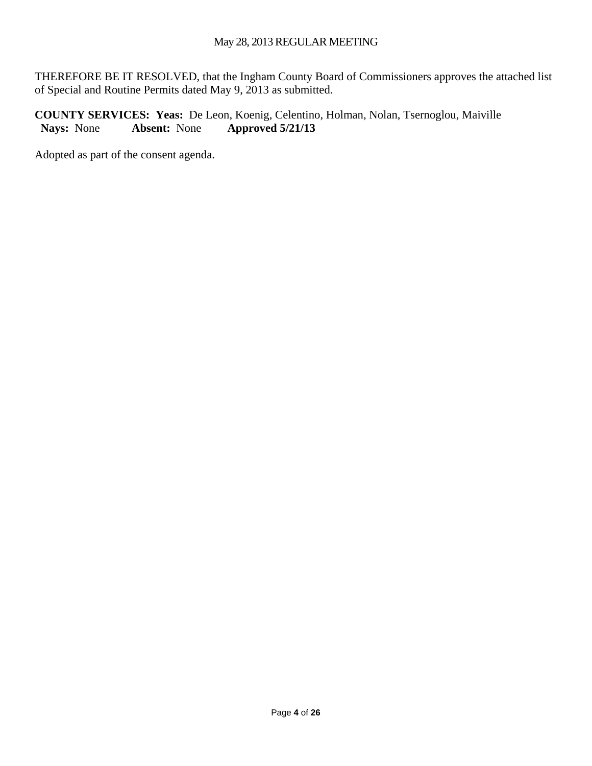THEREFORE BE IT RESOLVED, that the Ingham County Board of Commissioners approves the attached list of Special and Routine Permits dated May 9, 2013 as submitted.

**COUNTY SERVICES: Yeas:** De Leon, Koenig, Celentino, Holman, Nolan, Tsernoglou, Maiville
**Nays:** None **Absent:** None **Approved 5/21/13**

Adopted as part of the consent agenda.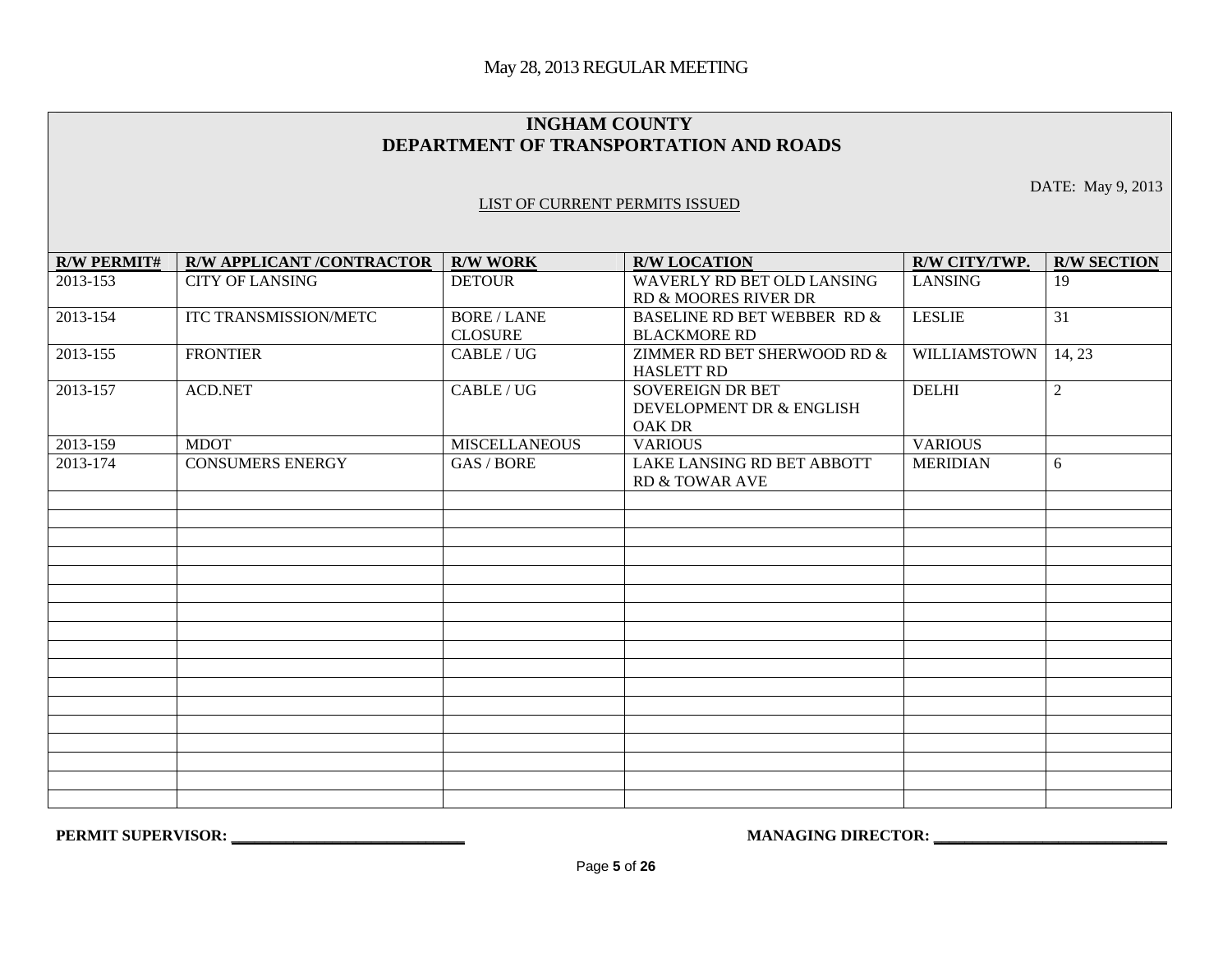May 28, 2013 REGULAR MEETING

# INGHAM COUNTY
# DEPARTMENT OF TRANSPORTATION AND ROADS

DATE: May 9, 2013

LIST OF CURRENT PERMITS ISSUED

| R/W PERMIT# | R/W APPLICANT /CONTRACTOR | R/W WORK | R/W LOCATION | R/W CITY/TWP. | R/W SECTION |
|---|---|---|---|---|---|
| 2013-153 | CITY OF LANSING | DETOUR | WAVERLY RD BET OLD LANSING RD & MOORES RIVER DR | LANSING | 19 |
| 2013-154 | ITC TRANSMISSION/METC | BORE / LANE CLOSURE | BASELINE RD BET WEBBER RD & BLACKMORE RD | LESLIE | 31 |
| 2013-155 | FRONTIER | CABLE / UG | ZIMMER RD BET SHERWOOD RD & HASLETT RD | WILLIAMSTOWN | 14, 23 |
| 2013-157 | ACD.NET | CABLE / UG | SOVEREIGN DR BET DEVELOPMENT DR & ENGLISH OAK DR | DELHI | 2 |
| 2013-159 | MDOT | MISCELLANEOUS | VARIOUS | VARIOUS | |
| 2013-174 | CONSUMERS ENERGY | GAS / BORE | LAKE LANSING RD BET ABBOTT RD & TOWAR AVE | MERIDIAN | 6 |

**PERMIT SUPERVISOR:** ____________________________

**MANAGING DIRECTOR:** ____________________________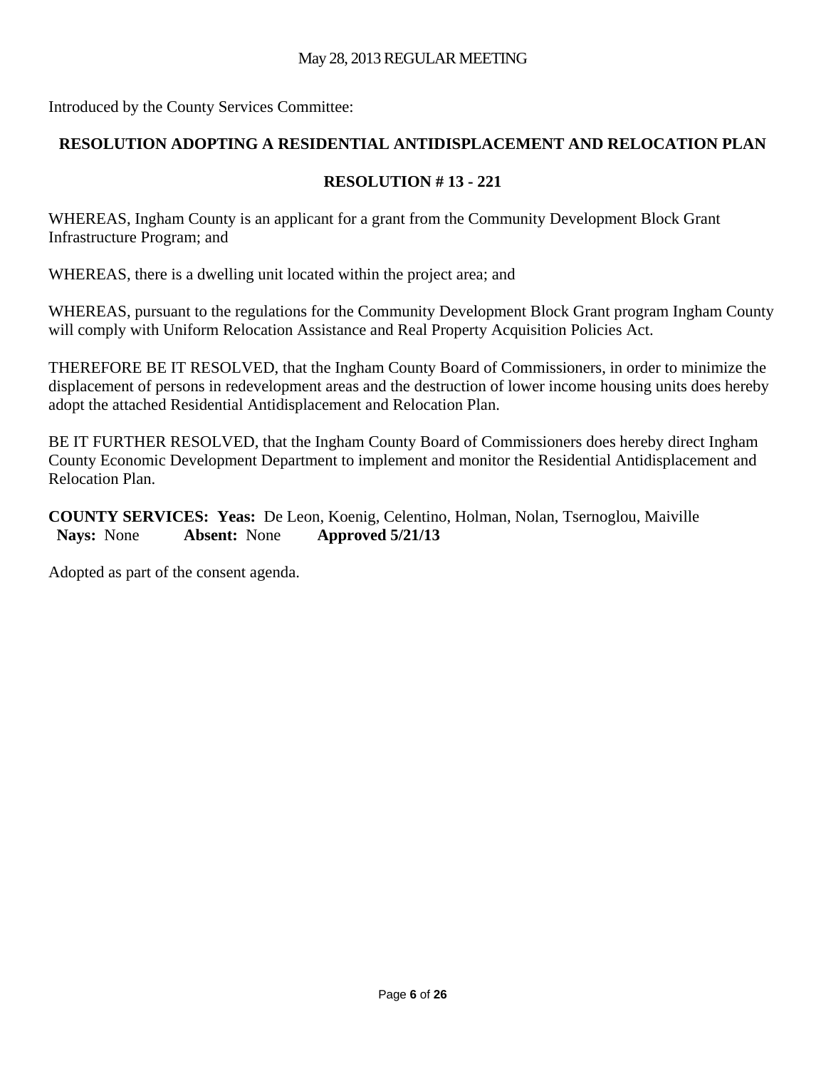Introduced by the County Services Committee:

## RESOLUTION ADOPTING A RESIDENTIAL ANTIDISPLACEMENT AND RELOCATION PLAN

### RESOLUTION # 13 - 221

WHEREAS, Ingham County is an applicant for a grant from the Community Development Block Grant Infrastructure Program; and

WHEREAS, there is a dwelling unit located within the project area; and

WHEREAS, pursuant to the regulations for the Community Development Block Grant program Ingham County will comply with Uniform Relocation Assistance and Real Property Acquisition Policies Act.

THEREFORE BE IT RESOLVED, that the Ingham County Board of Commissioners, in order to minimize the displacement of persons in redevelopment areas and the destruction of lower income housing units does hereby adopt the attached Residential Antidisplacement and Relocation Plan.

BE IT FURTHER RESOLVED, that the Ingham County Board of Commissioners does hereby direct Ingham County Economic Development Department to implement and monitor the Residential Antidisplacement and Relocation Plan.

**COUNTY SERVICES: Yeas:** De Leon, Koenig, Celentino, Holman, Nolan, Tsernoglou, Maiville
**Nays:** None **Absent:** None **Approved 5/21/13**

Adopted as part of the consent agenda.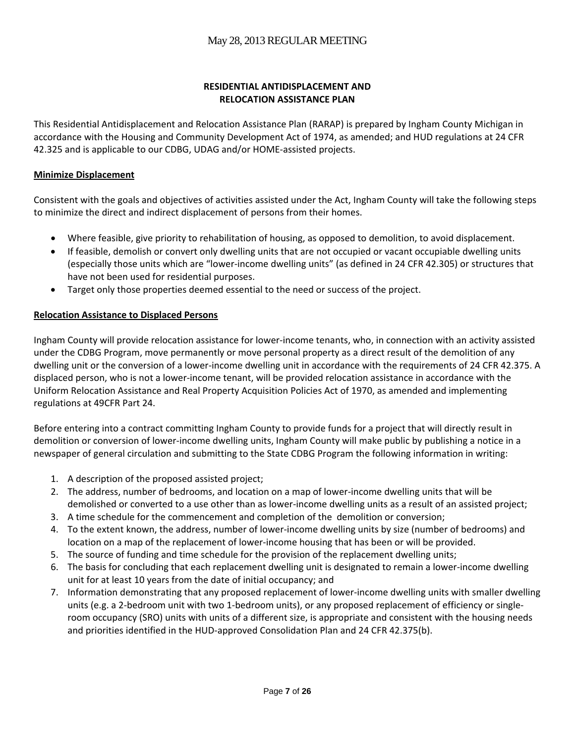## RESIDENTIAL ANTIDISPLACEMENT AND RELOCATION ASSISTANCE PLAN

This Residential Antidisplacement and Relocation Assistance Plan (RARAP) is prepared by Ingham County Michigan in accordance with the Housing and Community Development Act of 1974, as amended; and HUD regulations at 24 CFR 42.325 and is applicable to our CDBG, UDAG and/or HOME-assisted projects.

### Minimize Displacement

Consistent with the goals and objectives of activities assisted under the Act, Ingham County will take the following steps to minimize the direct and indirect displacement of persons from their homes.

- Where feasible, give priority to rehabilitation of housing, as opposed to demolition, to avoid displacement.
- If feasible, demolish or convert only dwelling units that are not occupied or vacant occupiable dwelling units (especially those units which are "lower-income dwelling units" (as defined in 24 CFR 42.305) or structures that have not been used for residential purposes.
- Target only those properties deemed essential to the need or success of the project.

### Relocation Assistance to Displaced Persons

Ingham County will provide relocation assistance for lower-income tenants, who, in connection with an activity assisted under the CDBG Program, move permanently or move personal property as a direct result of the demolition of any dwelling unit or the conversion of a lower-income dwelling unit in accordance with the requirements of 24 CFR 42.375. A displaced person, who is not a lower-income tenant, will be provided relocation assistance in accordance with the Uniform Relocation Assistance and Real Property Acquisition Policies Act of 1970, as amended and implementing regulations at 49CFR Part 24.

Before entering into a contract committing Ingham County to provide funds for a project that will directly result in demolition or conversion of lower-income dwelling units, Ingham County will make public by publishing a notice in a newspaper of general circulation and submitting to the State CDBG Program the following information in writing:

1. A description of the proposed assisted project;
2. The address, number of bedrooms, and location on a map of lower-income dwelling units that will be demolished or converted to a use other than as lower-income dwelling units as a result of an assisted project;
3. A time schedule for the commencement and completion of the demolition or conversion;
4. To the extent known, the address, number of lower-income dwelling units by size (number of bedrooms) and location on a map of the replacement of lower-income housing that has been or will be provided.
5. The source of funding and time schedule for the provision of the replacement dwelling units;
6. The basis for concluding that each replacement dwelling unit is designated to remain a lower-income dwelling unit for at least 10 years from the date of initial occupancy; and
7. Information demonstrating that any proposed replacement of lower-income dwelling units with smaller dwelling units (e.g. a 2-bedroom unit with two 1-bedroom units), or any proposed replacement of efficiency or single-room occupancy (SRO) units with units of a different size, is appropriate and consistent with the housing needs and priorities identified in the HUD-approved Consolidation Plan and 24 CFR 42.375(b).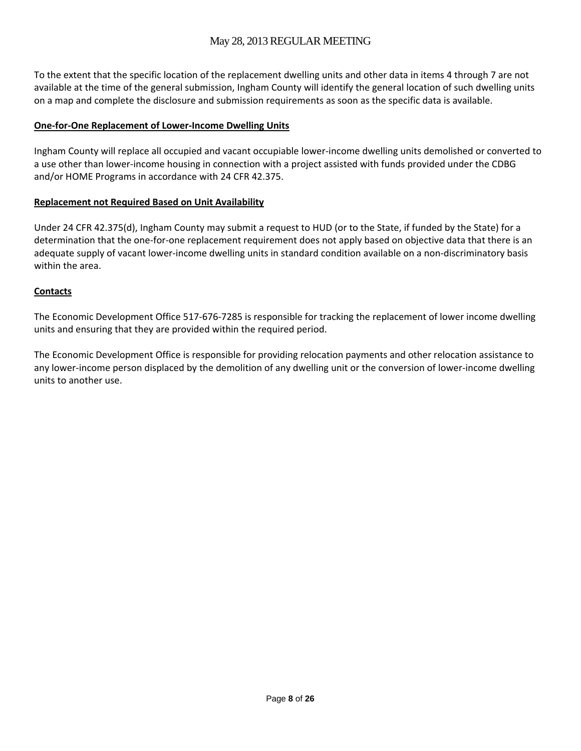To the extent that the specific location of the replacement dwelling units and other data in items 4 through 7 are not available at the time of the general submission, Ingham County will identify the general location of such dwelling units on a map and complete the disclosure and submission requirements as soon as the specific data is available.

**One-for-One Replacement of Lower-Income Dwelling Units**

Ingham County will replace all occupied and vacant occupiable lower-income dwelling units demolished or converted to a use other than lower-income housing in connection with a project assisted with funds provided under the CDBG and/or HOME Programs in accordance with 24 CFR 42.375.

**Replacement not Required Based on Unit Availability**

Under 24 CFR 42.375(d), Ingham County may submit a request to HUD (or to the State, if funded by the State) for a determination that the one-for-one replacement requirement does not apply based on objective data that there is an adequate supply of vacant lower-income dwelling units in standard condition available on a non-discriminatory basis within the area.

**Contacts**

The Economic Development Office 517-676-7285 is responsible for tracking the replacement of lower income dwelling units and ensuring that they are provided within the required period.

The Economic Development Office is responsible for providing relocation payments and other relocation assistance to any lower-income person displaced by the demolition of any dwelling unit or the conversion of lower-income dwelling units to another use.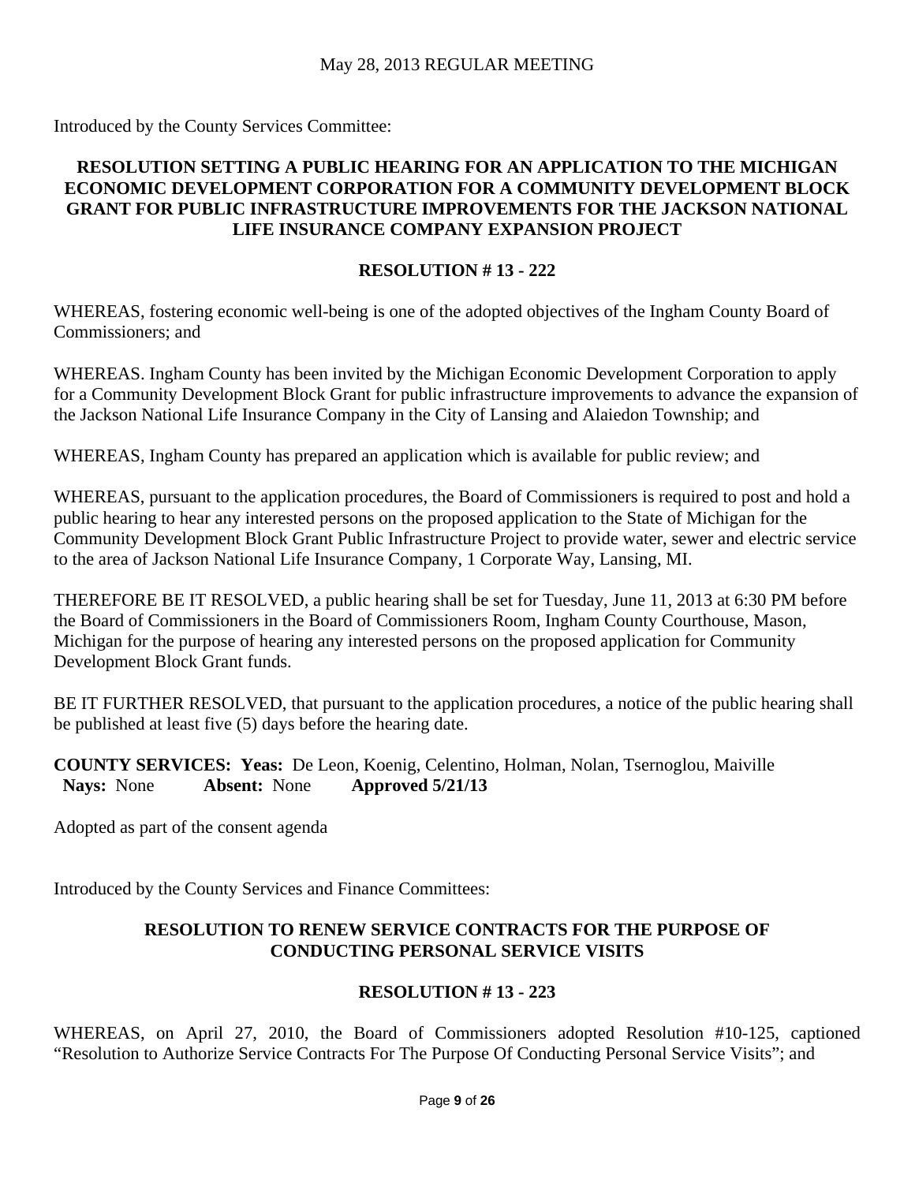Introduced by the County Services Committee:

**RESOLUTION SETTING A PUBLIC HEARING FOR AN APPLICATION TO THE MICHIGAN ECONOMIC DEVELOPMENT CORPORATION FOR A COMMUNITY DEVELOPMENT BLOCK GRANT FOR PUBLIC INFRASTRUCTURE IMPROVEMENTS FOR THE JACKSON NATIONAL LIFE INSURANCE COMPANY EXPANSION PROJECT**

**RESOLUTION # 13 - 222**

WHEREAS, fostering economic well-being is one of the adopted objectives of the Ingham County Board of Commissioners; and

WHEREAS. Ingham County has been invited by the Michigan Economic Development Corporation to apply for a Community Development Block Grant for public infrastructure improvements to advance the expansion of the Jackson National Life Insurance Company in the City of Lansing and Alaiedon Township; and

WHEREAS, Ingham County has prepared an application which is available for public review; and

WHEREAS, pursuant to the application procedures, the Board of Commissioners is required to post and hold a public hearing to hear any interested persons on the proposed application to the State of Michigan for the Community Development Block Grant Public Infrastructure Project to provide water, sewer and electric service to the area of Jackson National Life Insurance Company, 1 Corporate Way, Lansing, MI.

THEREFORE BE IT RESOLVED, a public hearing shall be set for Tuesday, June 11, 2013 at 6:30 PM before the Board of Commissioners in the Board of Commissioners Room, Ingham County Courthouse, Mason, Michigan for the purpose of hearing any interested persons on the proposed application for Community Development Block Grant funds.

BE IT FURTHER RESOLVED, that pursuant to the application procedures, a notice of the public hearing shall be published at least five (5) days before the hearing date.

**COUNTY SERVICES: Yeas:** De Leon, Koenig, Celentino, Holman, Nolan, Tsernoglou, Maiville
**Nays:** None **Absent:** None **Approved 5/21/13**

Adopted as part of the consent agenda

Introduced by the County Services and Finance Committees:

**RESOLUTION TO RENEW SERVICE CONTRACTS FOR THE PURPOSE OF CONDUCTING PERSONAL SERVICE VISITS**

**RESOLUTION # 13 - 223**

WHEREAS, on April 27, 2010, the Board of Commissioners adopted Resolution #10-125, captioned "Resolution to Authorize Service Contracts For The Purpose Of Conducting Personal Service Visits"; and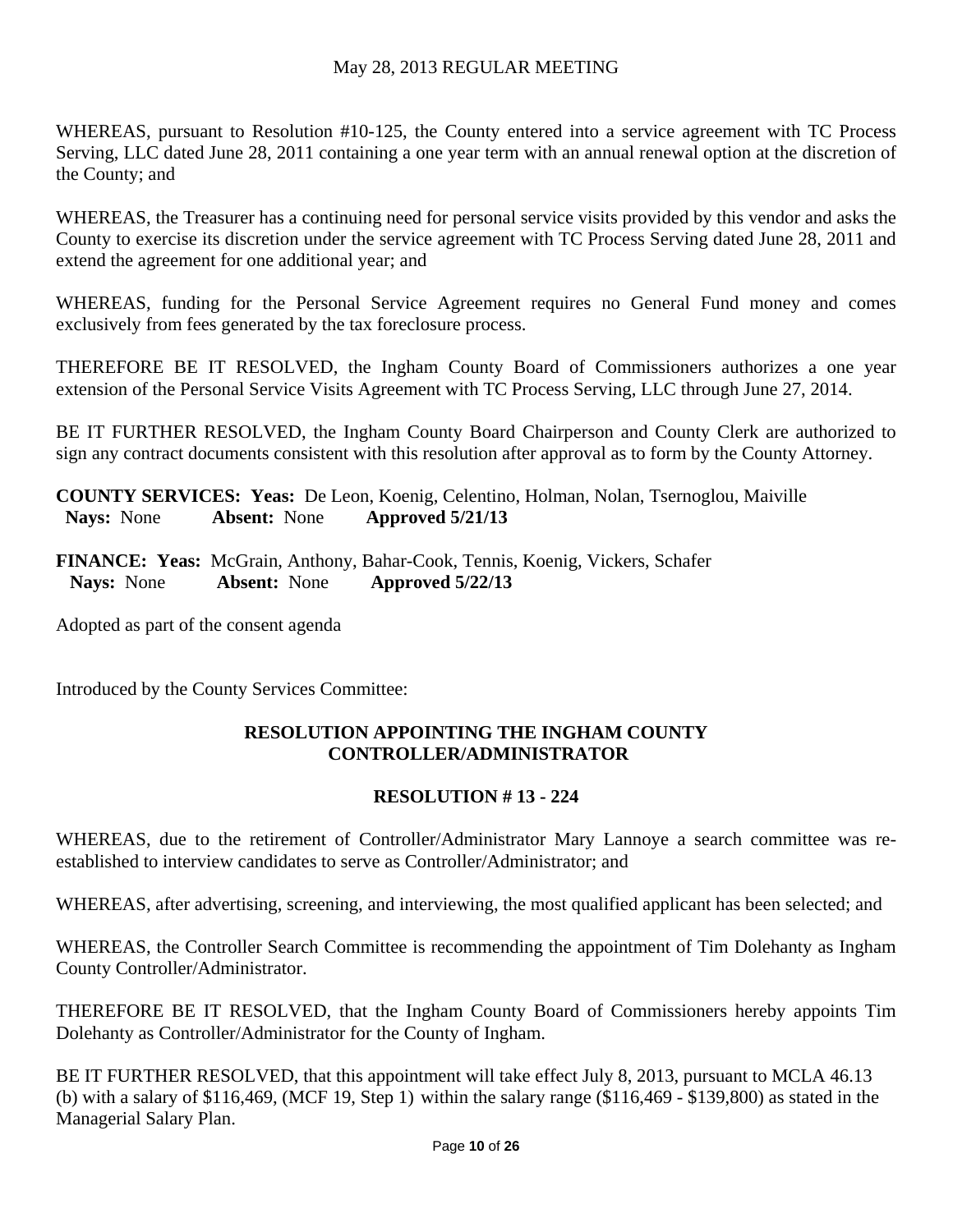WHEREAS, pursuant to Resolution #10-125, the County entered into a service agreement with TC Process Serving, LLC dated June 28, 2011 containing a one year term with an annual renewal option at the discretion of the County; and

WHEREAS, the Treasurer has a continuing need for personal service visits provided by this vendor and asks the County to exercise its discretion under the service agreement with TC Process Serving dated June 28, 2011 and extend the agreement for one additional year; and

WHEREAS, funding for the Personal Service Agreement requires no General Fund money and comes exclusively from fees generated by the tax foreclosure process.

THEREFORE BE IT RESOLVED, the Ingham County Board of Commissioners authorizes a one year extension of the Personal Service Visits Agreement with TC Process Serving, LLC through June 27, 2014.

BE IT FURTHER RESOLVED, the Ingham County Board Chairperson and County Clerk are authorized to sign any contract documents consistent with this resolution after approval as to form by the County Attorney.

**COUNTY SERVICES: Yeas:** De Leon, Koenig, Celentino, Holman, Nolan, Tsernoglou, Maiville
**Nays:** None **Absent:** None **Approved 5/21/13**

**FINANCE: Yeas:** McGrain, Anthony, Bahar-Cook, Tennis, Koenig, Vickers, Schafer
**Nays:** None **Absent:** None **Approved 5/22/13**

Adopted as part of the consent agenda

Introduced by the County Services Committee:

**RESOLUTION APPOINTING THE INGHAM COUNTY CONTROLLER/ADMINISTRATOR**

**RESOLUTION # 13 - 224**

WHEREAS, due to the retirement of Controller/Administrator Mary Lannoye a search committee was re-established to interview candidates to serve as Controller/Administrator; and

WHEREAS, after advertising, screening, and interviewing, the most qualified applicant has been selected; and

WHEREAS, the Controller Search Committee is recommending the appointment of Tim Dolehanty as Ingham County Controller/Administrator.

THEREFORE BE IT RESOLVED, that the Ingham County Board of Commissioners hereby appoints Tim Dolehanty as Controller/Administrator for the County of Ingham.

BE IT FURTHER RESOLVED, that this appointment will take effect July 8, 2013, pursuant to MCLA 46.13 (b) with a salary of $116,469, (MCF 19, Step 1) within the salary range ($116,469 - $139,800) as stated in the Managerial Salary Plan.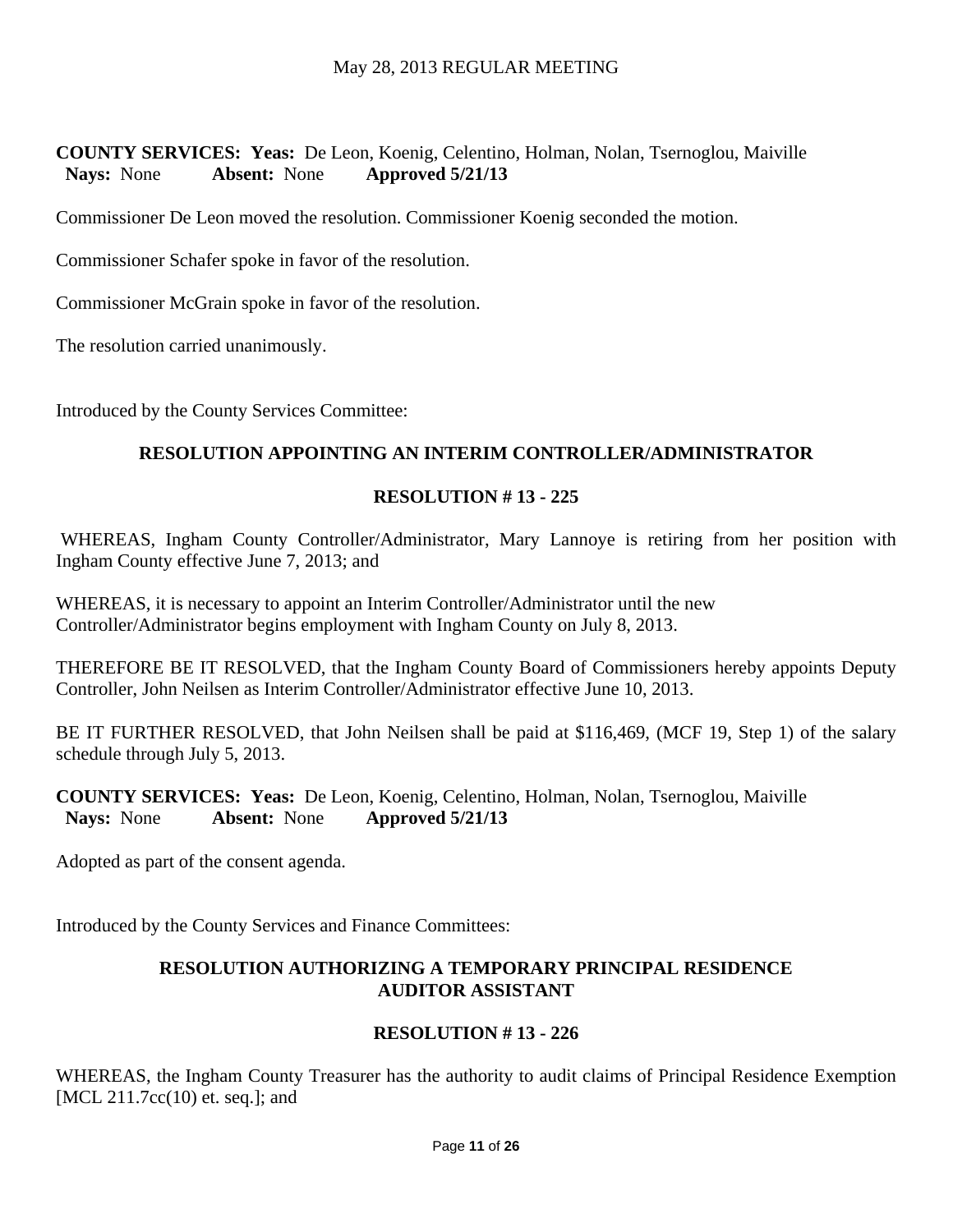**COUNTY SERVICES: Yeas:** De Leon, Koenig, Celentino, Holman, Nolan, Tsernoglou, Maiville
**Nays:** None **Absent:** None **Approved 5/21/13**

Commissioner De Leon moved the resolution. Commissioner Koenig seconded the motion.

Commissioner Schafer spoke in favor of the resolution.

Commissioner McGrain spoke in favor of the resolution.

The resolution carried unanimously.

Introduced by the County Services Committee:

**RESOLUTION APPOINTING AN INTERIM CONTROLLER/ADMINISTRATOR**

**RESOLUTION # 13 - 225**

WHEREAS, Ingham County Controller/Administrator, Mary Lannoye is retiring from her position with Ingham County effective June 7, 2013; and

WHEREAS, it is necessary to appoint an Interim Controller/Administrator until the new Controller/Administrator begins employment with Ingham County on July 8, 2013.

THEREFORE BE IT RESOLVED, that the Ingham County Board of Commissioners hereby appoints Deputy Controller, John Neilsen as Interim Controller/Administrator effective June 10, 2013.

BE IT FURTHER RESOLVED, that John Neilsen shall be paid at $116,469, (MCF 19, Step 1) of the salary schedule through July 5, 2013.

**COUNTY SERVICES: Yeas:** De Leon, Koenig, Celentino, Holman, Nolan, Tsernoglou, Maiville
**Nays:** None **Absent:** None **Approved 5/21/13**

Adopted as part of the consent agenda.

Introduced by the County Services and Finance Committees:

**RESOLUTION AUTHORIZING A TEMPORARY PRINCIPAL RESIDENCE AUDITOR ASSISTANT**

**RESOLUTION # 13 - 226**

WHEREAS, the Ingham County Treasurer has the authority to audit claims of Principal Residence Exemption [MCL 211.7cc(10) et. seq.]; and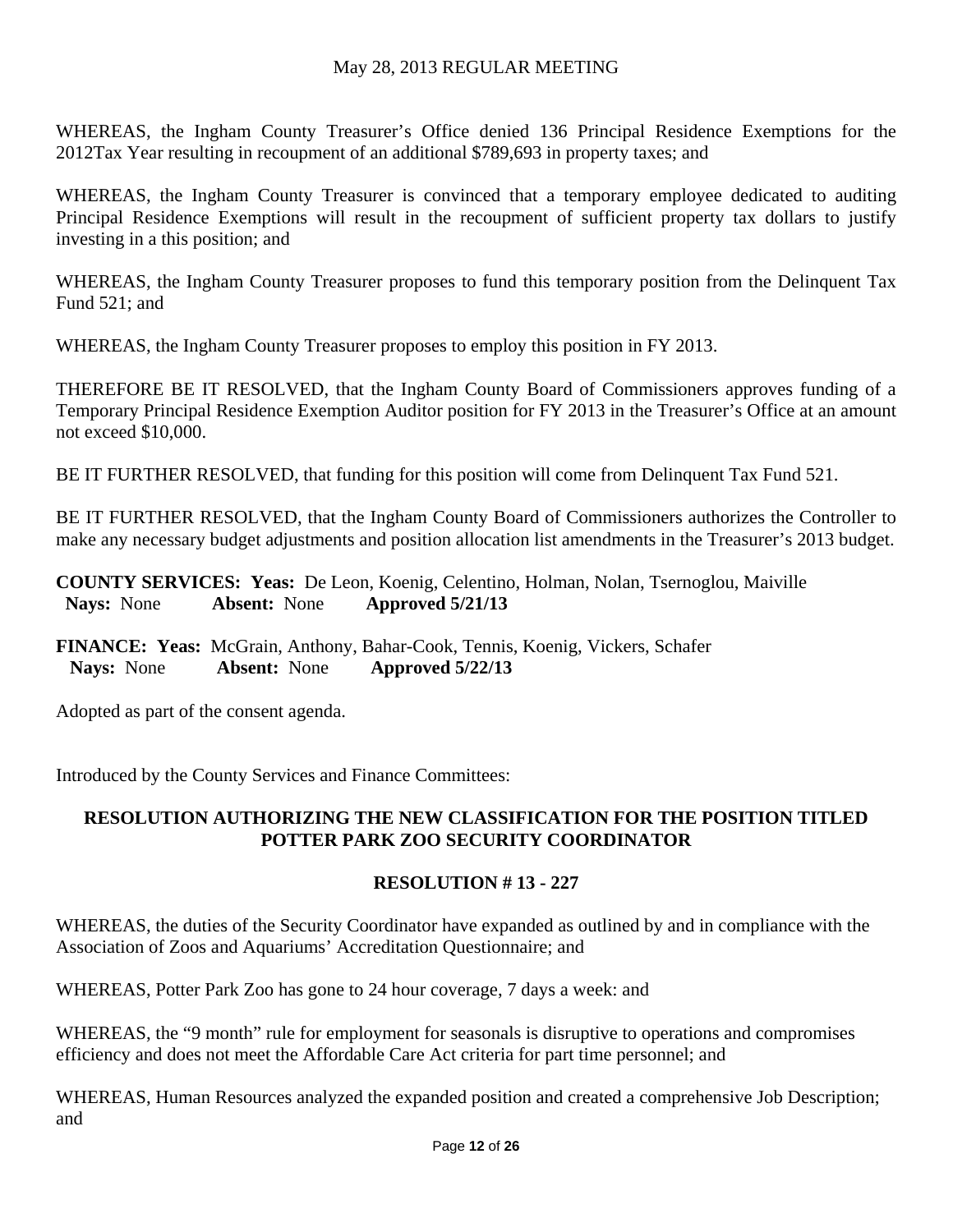WHEREAS, the Ingham County Treasurer's Office denied 136 Principal Residence Exemptions for the 2012Tax Year resulting in recoupment of an additional $789,693 in property taxes; and

WHEREAS, the Ingham County Treasurer is convinced that a temporary employee dedicated to auditing Principal Residence Exemptions will result in the recoupment of sufficient property tax dollars to justify investing in a this position; and

WHEREAS, the Ingham County Treasurer proposes to fund this temporary position from the Delinquent Tax Fund 521; and

WHEREAS, the Ingham County Treasurer proposes to employ this position in FY 2013.

THEREFORE BE IT RESOLVED, that the Ingham County Board of Commissioners approves funding of a Temporary Principal Residence Exemption Auditor position for FY 2013 in the Treasurer's Office at an amount not exceed $10,000.

BE IT FURTHER RESOLVED, that funding for this position will come from Delinquent Tax Fund 521.

BE IT FURTHER RESOLVED, that the Ingham County Board of Commissioners authorizes the Controller to make any necessary budget adjustments and position allocation list amendments in the Treasurer's 2013 budget.

**COUNTY SERVICES: Yeas:** De Leon, Koenig, Celentino, Holman, Nolan, Tsernoglou, Maiville
**Nays:** None **Absent:** None **Approved 5/21/13**

**FINANCE: Yeas:** McGrain, Anthony, Bahar-Cook, Tennis, Koenig, Vickers, Schafer
**Nays:** None **Absent:** None **Approved 5/22/13**

Adopted as part of the consent agenda.

Introduced by the County Services and Finance Committees:

## RESOLUTION AUTHORIZING THE NEW CLASSIFICATION FOR THE POSITION TITLED POTTER PARK ZOO SECURITY COORDINATOR

### RESOLUTION # 13 - 227

WHEREAS, the duties of the Security Coordinator have expanded as outlined by and in compliance with the Association of Zoos and Aquariums' Accreditation Questionnaire; and

WHEREAS, Potter Park Zoo has gone to 24 hour coverage, 7 days a week: and

WHEREAS, the "9 month" rule for employment for seasonals is disruptive to operations and compromises efficiency and does not meet the Affordable Care Act criteria for part time personnel; and

WHEREAS, Human Resources analyzed the expanded position and created a comprehensive Job Description; and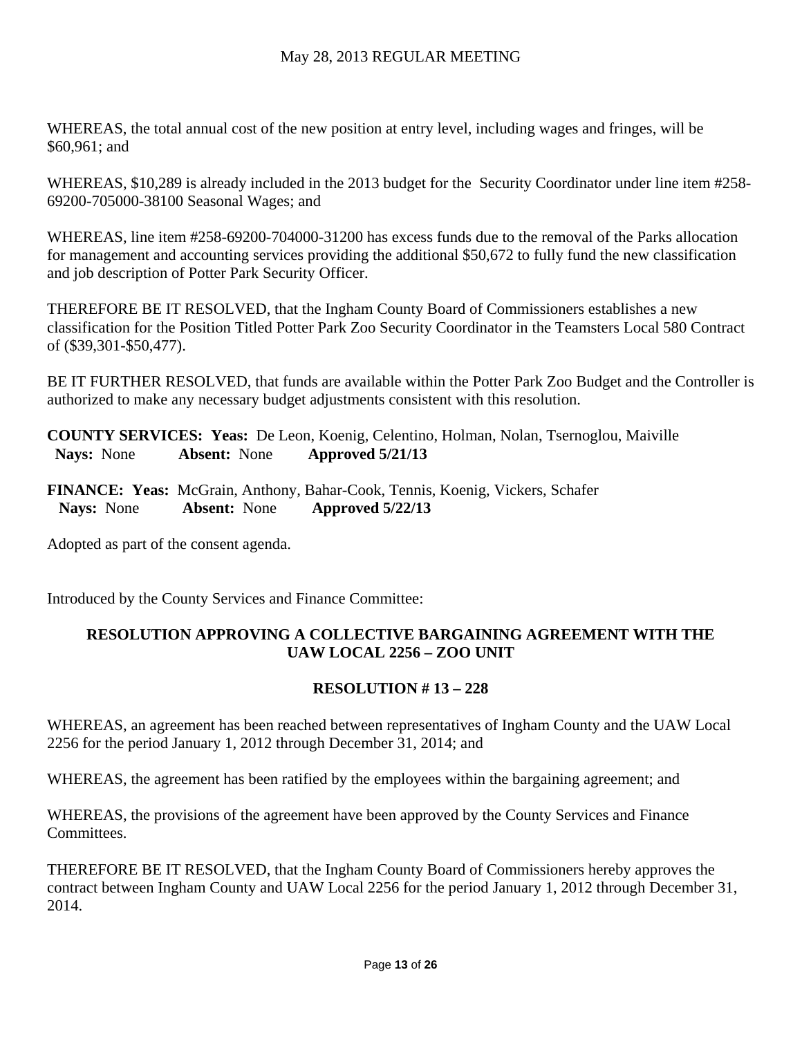WHEREAS, the total annual cost of the new position at entry level, including wages and fringes, will be $60,961; and

WHEREAS, $10,289 is already included in the 2013 budget for the Security Coordinator under line item #258-69200-705000-38100 Seasonal Wages; and

WHEREAS, line item #258-69200-704000-31200 has excess funds due to the removal of the Parks allocation for management and accounting services providing the additional $50,672 to fully fund the new classification and job description of Potter Park Security Officer.

THEREFORE BE IT RESOLVED, that the Ingham County Board of Commissioners establishes a new classification for the Position Titled Potter Park Zoo Security Coordinator in the Teamsters Local 580 Contract of ($39,301-$50,477).

BE IT FURTHER RESOLVED, that funds are available within the Potter Park Zoo Budget and the Controller is authorized to make any necessary budget adjustments consistent with this resolution.

**COUNTY SERVICES: Yeas:** De Leon, Koenig, Celentino, Holman, Nolan, Tsernoglou, Maiville
**Nays:** None **Absent:** None **Approved 5/21/13**

**FINANCE: Yeas:** McGrain, Anthony, Bahar-Cook, Tennis, Koenig, Vickers, Schafer
**Nays:** None **Absent:** None **Approved 5/22/13**

Adopted as part of the consent agenda.

Introduced by the County Services and Finance Committee:

## RESOLUTION APPROVING A COLLECTIVE BARGAINING AGREEMENT WITH THE UAW LOCAL 2256 – ZOO UNIT

## RESOLUTION # 13 – 228

WHEREAS, an agreement has been reached between representatives of Ingham County and the UAW Local 2256 for the period January 1, 2012 through December 31, 2014; and

WHEREAS, the agreement has been ratified by the employees within the bargaining agreement; and

WHEREAS, the provisions of the agreement have been approved by the County Services and Finance Committees.

THEREFORE BE IT RESOLVED, that the Ingham County Board of Commissioners hereby approves the contract between Ingham County and UAW Local 2256 for the period January 1, 2012 through December 31, 2014.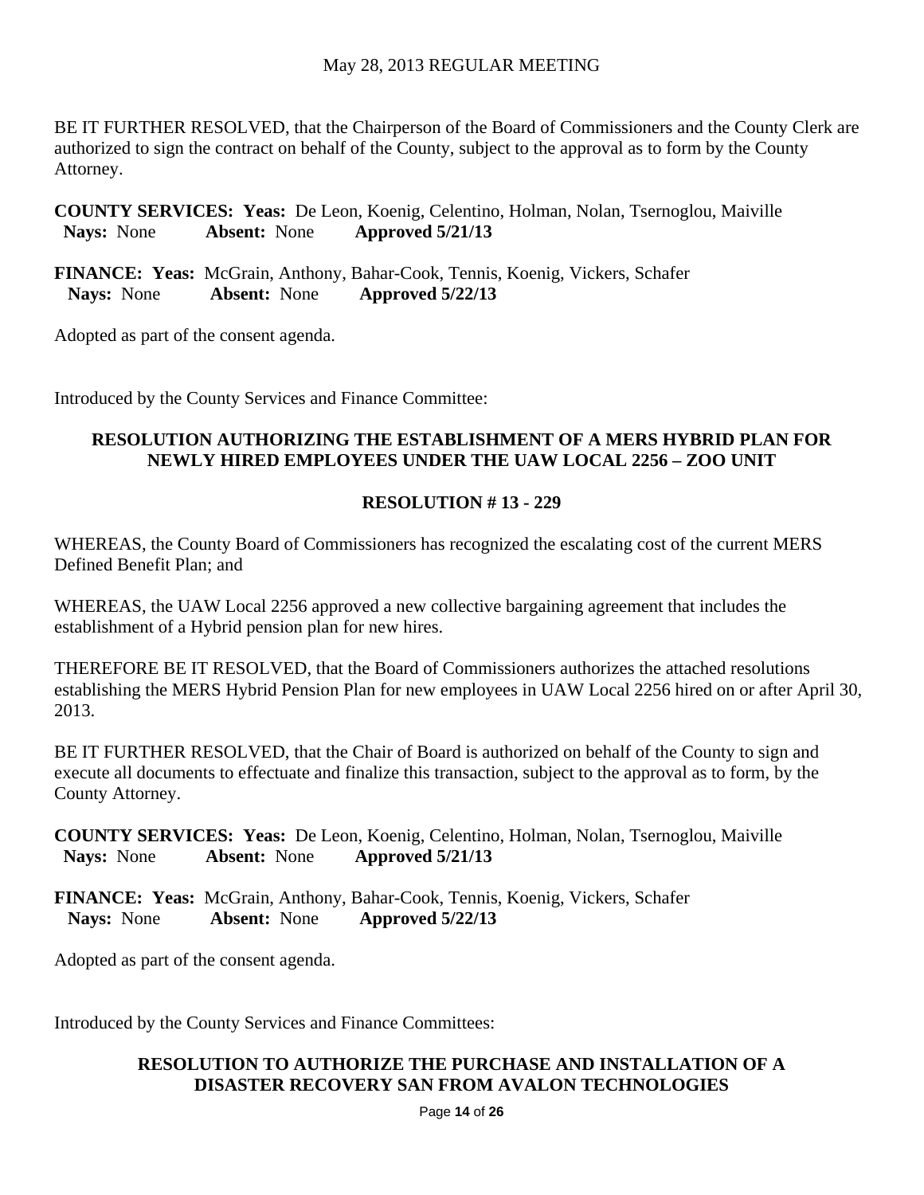BE IT FURTHER RESOLVED, that the Chairperson of the Board of Commissioners and the County Clerk are authorized to sign the contract on behalf of the County, subject to the approval as to form by the County Attorney.

**COUNTY SERVICES: Yeas:** De Leon, Koenig, Celentino, Holman, Nolan, Tsernoglou, Maiville
**Nays:** None **Absent:** None **Approved 5/21/13**

**FINANCE: Yeas:** McGrain, Anthony, Bahar-Cook, Tennis, Koenig, Vickers, Schafer
**Nays:** None **Absent:** None **Approved 5/22/13**

Adopted as part of the consent agenda.

Introduced by the County Services and Finance Committee:

**RESOLUTION AUTHORIZING THE ESTABLISHMENT OF A MERS HYBRID PLAN FOR NEWLY HIRED EMPLOYEES UNDER THE UAW LOCAL 2256 – ZOO UNIT**

**RESOLUTION # 13 - 229**

WHEREAS, the County Board of Commissioners has recognized the escalating cost of the current MERS Defined Benefit Plan; and

WHEREAS, the UAW Local 2256 approved a new collective bargaining agreement that includes the establishment of a Hybrid pension plan for new hires.

THEREFORE BE IT RESOLVED, that the Board of Commissioners authorizes the attached resolutions establishing the MERS Hybrid Pension Plan for new employees in UAW Local 2256 hired on or after April 30, 2013.

BE IT FURTHER RESOLVED, that the Chair of Board is authorized on behalf of the County to sign and execute all documents to effectuate and finalize this transaction, subject to the approval as to form, by the County Attorney.

**COUNTY SERVICES: Yeas:** De Leon, Koenig, Celentino, Holman, Nolan, Tsernoglou, Maiville
**Nays:** None **Absent:** None **Approved 5/21/13**

**FINANCE: Yeas:** McGrain, Anthony, Bahar-Cook, Tennis, Koenig, Vickers, Schafer
**Nays:** None **Absent:** None **Approved 5/22/13**

Adopted as part of the consent agenda.

Introduced by the County Services and Finance Committees:

**RESOLUTION TO AUTHORIZE THE PURCHASE AND INSTALLATION OF A DISASTER RECOVERY SAN FROM AVALON TECHNOLOGIES**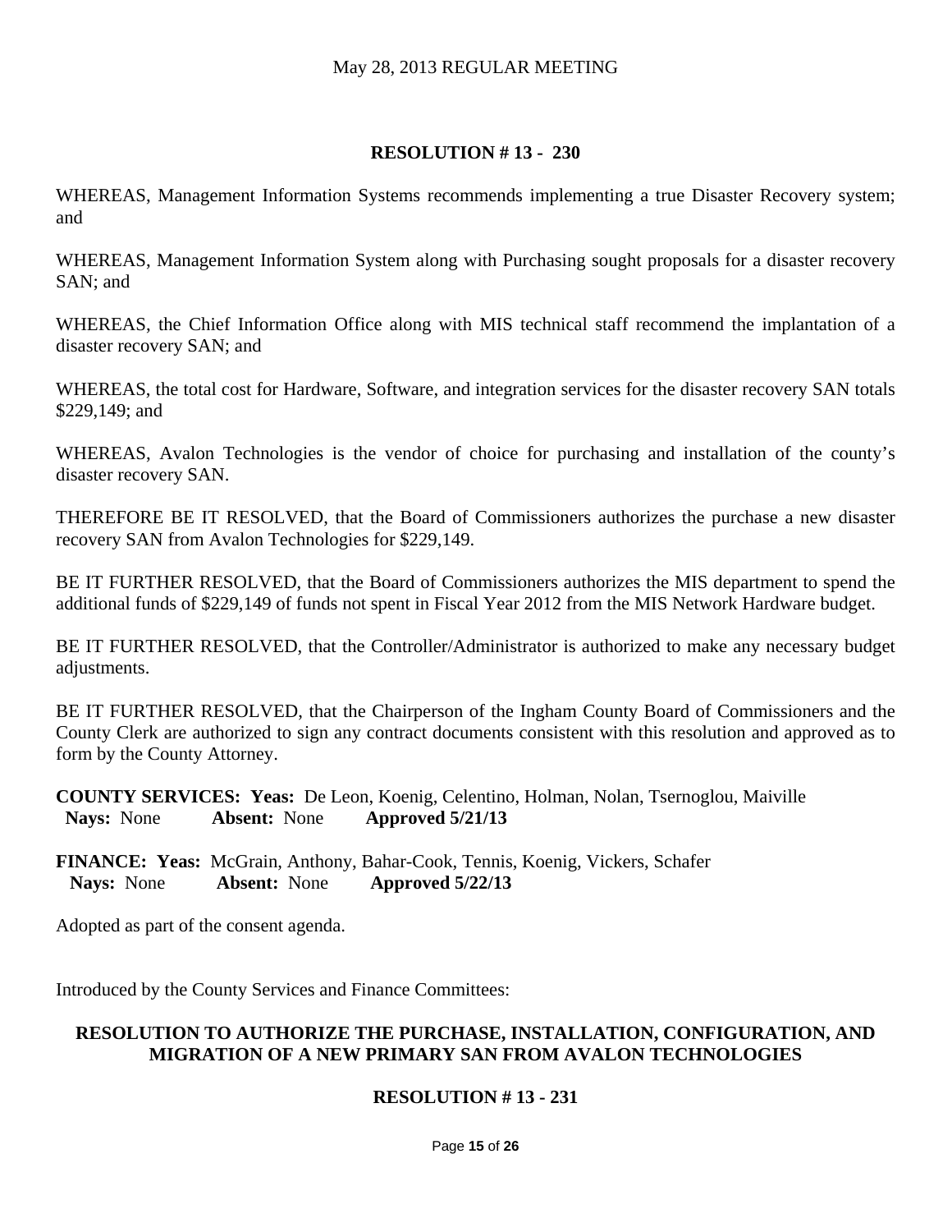## RESOLUTION # 13 - 230

WHEREAS, Management Information Systems recommends implementing a true Disaster Recovery system; and

WHEREAS, Management Information System along with Purchasing sought proposals for a disaster recovery SAN; and

WHEREAS, the Chief Information Office along with MIS technical staff recommend the implantation of a disaster recovery SAN; and

WHEREAS, the total cost for Hardware, Software, and integration services for the disaster recovery SAN totals $229,149; and

WHEREAS, Avalon Technologies is the vendor of choice for purchasing and installation of the county's disaster recovery SAN.

THEREFORE BE IT RESOLVED, that the Board of Commissioners authorizes the purchase a new disaster recovery SAN from Avalon Technologies for $229,149.

BE IT FURTHER RESOLVED, that the Board of Commissioners authorizes the MIS department to spend the additional funds of $229,149 of funds not spent in Fiscal Year 2012 from the MIS Network Hardware budget.

BE IT FURTHER RESOLVED, that the Controller/Administrator is authorized to make any necessary budget adjustments.

BE IT FURTHER RESOLVED, that the Chairperson of the Ingham County Board of Commissioners and the County Clerk are authorized to sign any contract documents consistent with this resolution and approved as to form by the County Attorney.

**COUNTY SERVICES: Yeas:** De Leon, Koenig, Celentino, Holman, Nolan, Tsernoglou, Maiville
**Nays:** None **Absent:** None **Approved 5/21/13**

**FINANCE: Yeas:** McGrain, Anthony, Bahar-Cook, Tennis, Koenig, Vickers, Schafer
**Nays:** None **Absent:** None **Approved 5/22/13**

Adopted as part of the consent agenda.

Introduced by the County Services and Finance Committees:

## RESOLUTION TO AUTHORIZE THE PURCHASE, INSTALLATION, CONFIGURATION, AND MIGRATION OF A NEW PRIMARY SAN FROM AVALON TECHNOLOGIES

## RESOLUTION # 13 - 231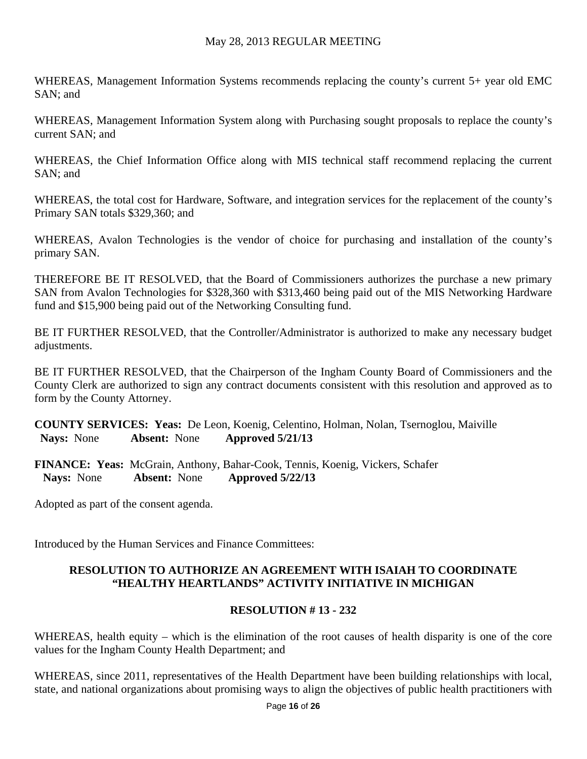WHEREAS, Management Information Systems recommends replacing the county's current 5+ year old EMC SAN; and

WHEREAS, Management Information System along with Purchasing sought proposals to replace the county's current SAN; and

WHEREAS, the Chief Information Office along with MIS technical staff recommend replacing the current SAN; and

WHEREAS, the total cost for Hardware, Software, and integration services for the replacement of the county's Primary SAN totals $329,360; and

WHEREAS, Avalon Technologies is the vendor of choice for purchasing and installation of the county's primary SAN.

THEREFORE BE IT RESOLVED, that the Board of Commissioners authorizes the purchase a new primary SAN from Avalon Technologies for $328,360 with $313,460 being paid out of the MIS Networking Hardware fund and $15,900 being paid out of the Networking Consulting fund.

BE IT FURTHER RESOLVED, that the Controller/Administrator is authorized to make any necessary budget adjustments.

BE IT FURTHER RESOLVED, that the Chairperson of the Ingham County Board of Commissioners and the County Clerk are authorized to sign any contract documents consistent with this resolution and approved as to form by the County Attorney.

**COUNTY SERVICES: Yeas:** De Leon, Koenig, Celentino, Holman, Nolan, Tsernoglou, Maiville
**Nays:** None **Absent:** None **Approved 5/21/13**

**FINANCE: Yeas:** McGrain, Anthony, Bahar-Cook, Tennis, Koenig, Vickers, Schafer
**Nays:** None **Absent:** None **Approved 5/22/13**

Adopted as part of the consent agenda.

Introduced by the Human Services and Finance Committees:

### RESOLUTION TO AUTHORIZE AN AGREEMENT WITH ISAIAH TO COORDINATE "HEALTHY HEARTLANDS" ACTIVITY INITIATIVE IN MICHIGAN

### RESOLUTION # 13 - 232

WHEREAS, health equity – which is the elimination of the root causes of health disparity is one of the core values for the Ingham County Health Department; and

WHEREAS, since 2011, representatives of the Health Department have been building relationships with local, state, and national organizations about promising ways to align the objectives of public health practitioners with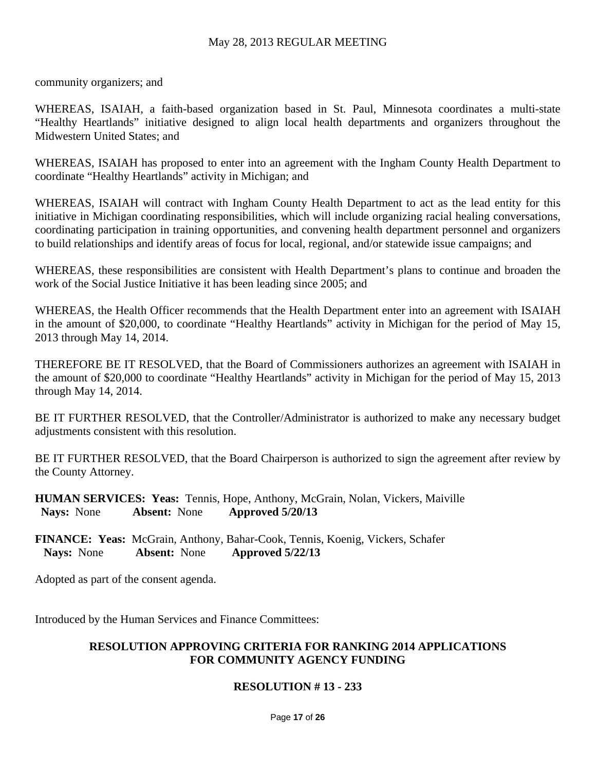community organizers; and

WHEREAS, ISAIAH, a faith-based organization based in St. Paul, Minnesota coordinates a multi-state "Healthy Heartlands" initiative designed to align local health departments and organizers throughout the Midwestern United States; and

WHEREAS, ISAIAH has proposed to enter into an agreement with the Ingham County Health Department to coordinate "Healthy Heartlands" activity in Michigan; and

WHEREAS, ISAIAH will contract with Ingham County Health Department to act as the lead entity for this initiative in Michigan coordinating responsibilities, which will include organizing racial healing conversations, coordinating participation in training opportunities, and convening health department personnel and organizers to build relationships and identify areas of focus for local, regional, and/or statewide issue campaigns; and

WHEREAS, these responsibilities are consistent with Health Department's plans to continue and broaden the work of the Social Justice Initiative it has been leading since 2005; and

WHEREAS, the Health Officer recommends that the Health Department enter into an agreement with ISAIAH in the amount of $20,000, to coordinate "Healthy Heartlands" activity in Michigan for the period of May 15, 2013 through May 14, 2014.

THEREFORE BE IT RESOLVED, that the Board of Commissioners authorizes an agreement with ISAIAH in the amount of $20,000 to coordinate "Healthy Heartlands" activity in Michigan for the period of May 15, 2013 through May 14, 2014.

BE IT FURTHER RESOLVED, that the Controller/Administrator is authorized to make any necessary budget adjustments consistent with this resolution.

BE IT FURTHER RESOLVED, that the Board Chairperson is authorized to sign the agreement after review by the County Attorney.

**HUMAN SERVICES: Yeas:** Tennis, Hope, Anthony, McGrain, Nolan, Vickers, Maiville
**Nays:** None **Absent:** None **Approved 5/20/13**

**FINANCE: Yeas:** McGrain, Anthony, Bahar-Cook, Tennis, Koenig, Vickers, Schafer
**Nays:** None **Absent:** None **Approved 5/22/13**

Adopted as part of the consent agenda.

Introduced by the Human Services and Finance Committees:

**RESOLUTION APPROVING CRITERIA FOR RANKING 2014 APPLICATIONS FOR COMMUNITY AGENCY FUNDING**

**RESOLUTION # 13 - 233**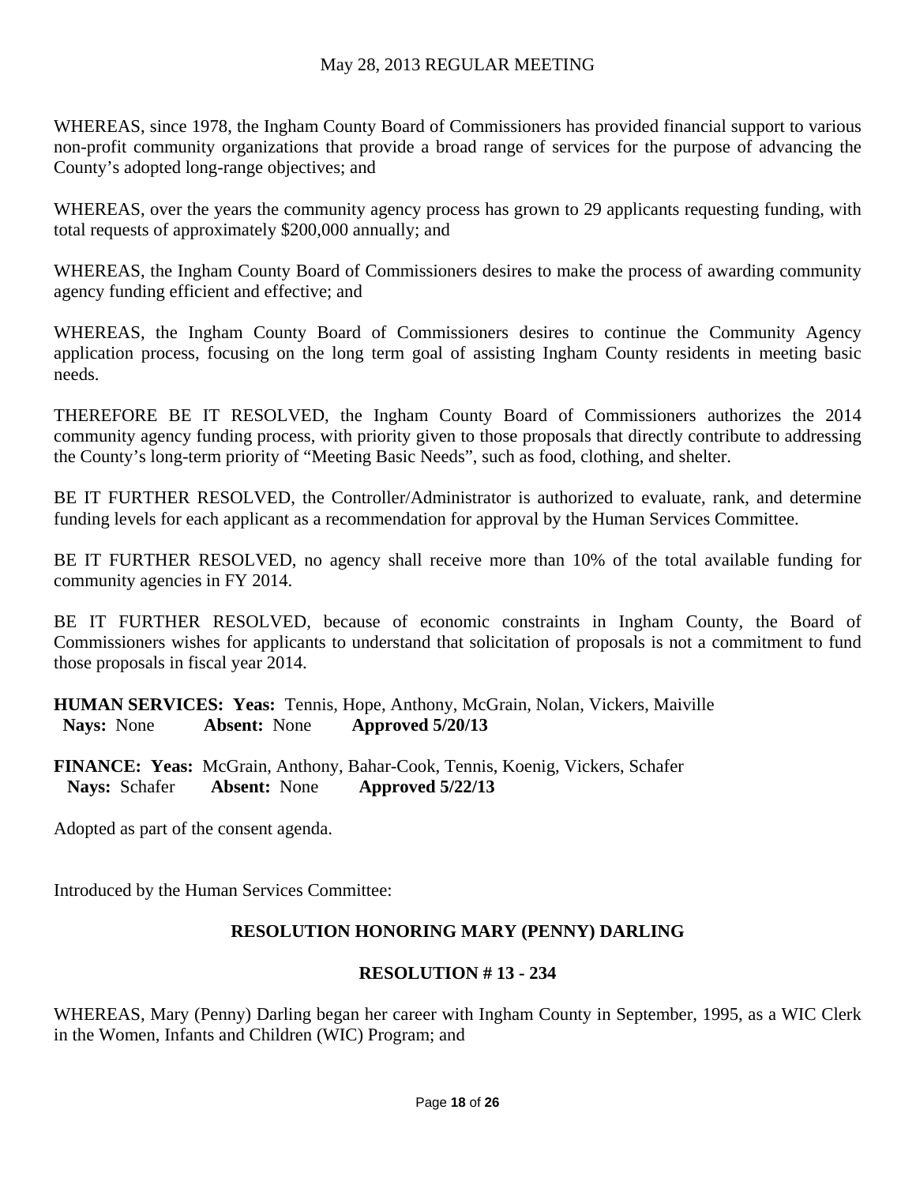WHEREAS, since 1978, the Ingham County Board of Commissioners has provided financial support to various non-profit community organizations that provide a broad range of services for the purpose of advancing the County's adopted long-range objectives; and

WHEREAS, over the years the community agency process has grown to 29 applicants requesting funding, with total requests of approximately $200,000 annually; and

WHEREAS, the Ingham County Board of Commissioners desires to make the process of awarding community agency funding efficient and effective; and

WHEREAS, the Ingham County Board of Commissioners desires to continue the Community Agency application process, focusing on the long term goal of assisting Ingham County residents in meeting basic needs.

THEREFORE BE IT RESOLVED, the Ingham County Board of Commissioners authorizes the 2014 community agency funding process, with priority given to those proposals that directly contribute to addressing the County's long-term priority of "Meeting Basic Needs", such as food, clothing, and shelter.

BE IT FURTHER RESOLVED, the Controller/Administrator is authorized to evaluate, rank, and determine funding levels for each applicant as a recommendation for approval by the Human Services Committee.

BE IT FURTHER RESOLVED, no agency shall receive more than 10% of the total available funding for community agencies in FY 2014.

BE IT FURTHER RESOLVED, because of economic constraints in Ingham County, the Board of Commissioners wishes for applicants to understand that solicitation of proposals is not a commitment to fund those proposals in fiscal year 2014.

**HUMAN SERVICES: Yeas:** Tennis, Hope, Anthony, McGrain, Nolan, Vickers, Maiville
**Nays:** None **Absent:** None **Approved 5/20/13**

**FINANCE: Yeas:** McGrain, Anthony, Bahar-Cook, Tennis, Koenig, Vickers, Schafer
**Nays:** Schafer **Absent:** None **Approved 5/22/13**

Adopted as part of the consent agenda.

Introduced by the Human Services Committee:

## RESOLUTION HONORING MARY (PENNY) DARLING

## RESOLUTION # 13 - 234

WHEREAS, Mary (Penny) Darling began her career with Ingham County in September, 1995, as a WIC Clerk in the Women, Infants and Children (WIC) Program; and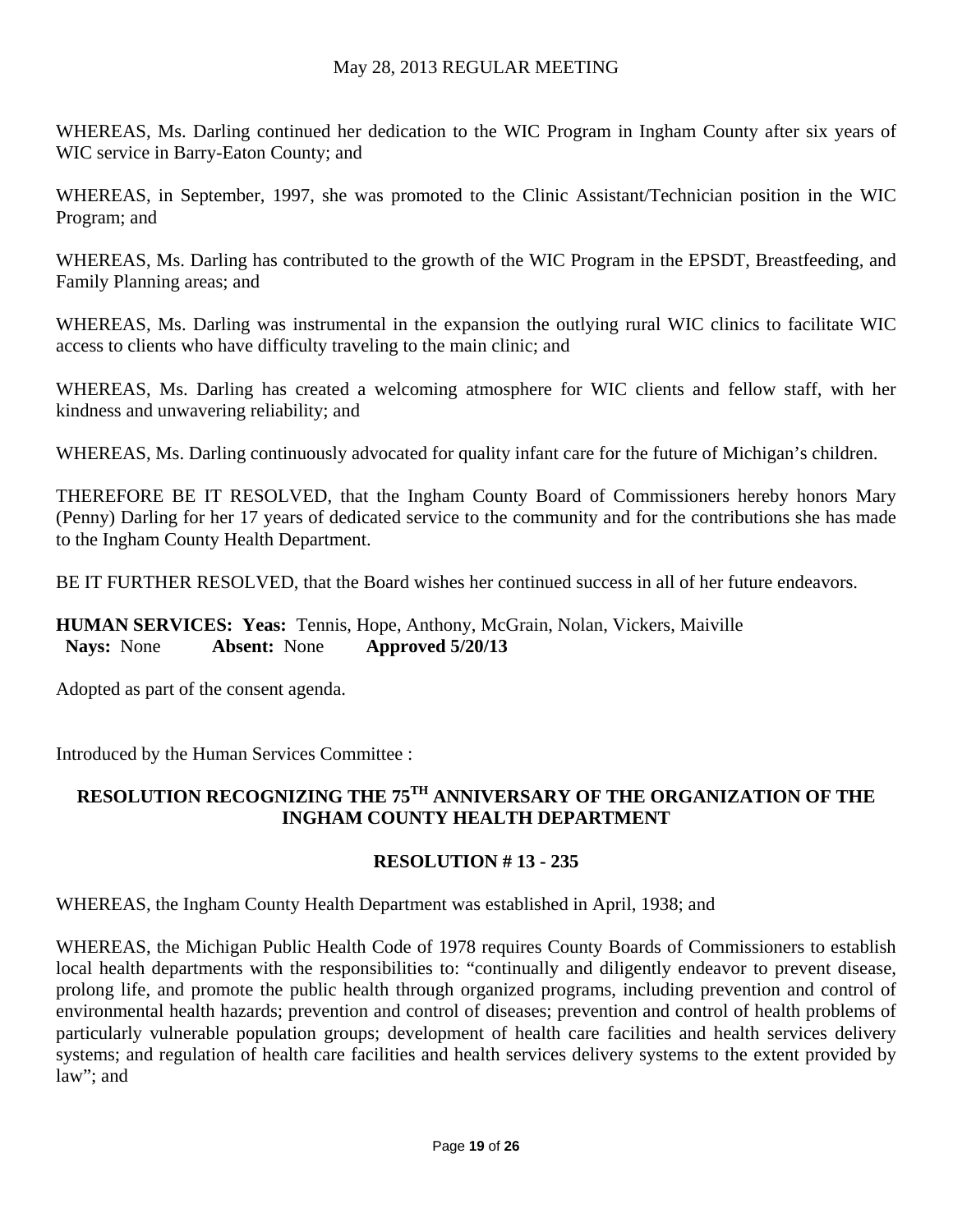WHEREAS, Ms. Darling continued her dedication to the WIC Program in Ingham County after six years of WIC service in Barry-Eaton County; and

WHEREAS, in September, 1997, she was promoted to the Clinic Assistant/Technician position in the WIC Program; and

WHEREAS, Ms. Darling has contributed to the growth of the WIC Program in the EPSDT, Breastfeeding, and Family Planning areas; and

WHEREAS, Ms. Darling was instrumental in the expansion the outlying rural WIC clinics to facilitate WIC access to clients who have difficulty traveling to the main clinic; and

WHEREAS, Ms. Darling has created a welcoming atmosphere for WIC clients and fellow staff, with her kindness and unwavering reliability; and

WHEREAS, Ms. Darling continuously advocated for quality infant care for the future of Michigan's children.

THEREFORE BE IT RESOLVED, that the Ingham County Board of Commissioners hereby honors Mary (Penny) Darling for her 17 years of dedicated service to the community and for the contributions she has made to the Ingham County Health Department.

BE IT FURTHER RESOLVED, that the Board wishes her continued success in all of her future endeavors.

**HUMAN SERVICES: Yeas:** Tennis, Hope, Anthony, McGrain, Nolan, Vickers, Maiville
**Nays:** None **Absent:** None **Approved 5/20/13**

Adopted as part of the consent agenda.

Introduced by the Human Services Committee :

## RESOLUTION RECOGNIZING THE 75TH ANNIVERSARY OF THE ORGANIZATION OF THE INGHAM COUNTY HEALTH DEPARTMENT

### RESOLUTION # 13 - 235

WHEREAS, the Ingham County Health Department was established in April, 1938; and

WHEREAS, the Michigan Public Health Code of 1978 requires County Boards of Commissioners to establish local health departments with the responsibilities to: "continually and diligently endeavor to prevent disease, prolong life, and promote the public health through organized programs, including prevention and control of environmental health hazards; prevention and control of diseases; prevention and control of health problems of particularly vulnerable population groups; development of health care facilities and health services delivery systems; and regulation of health care facilities and health services delivery systems to the extent provided by law"; and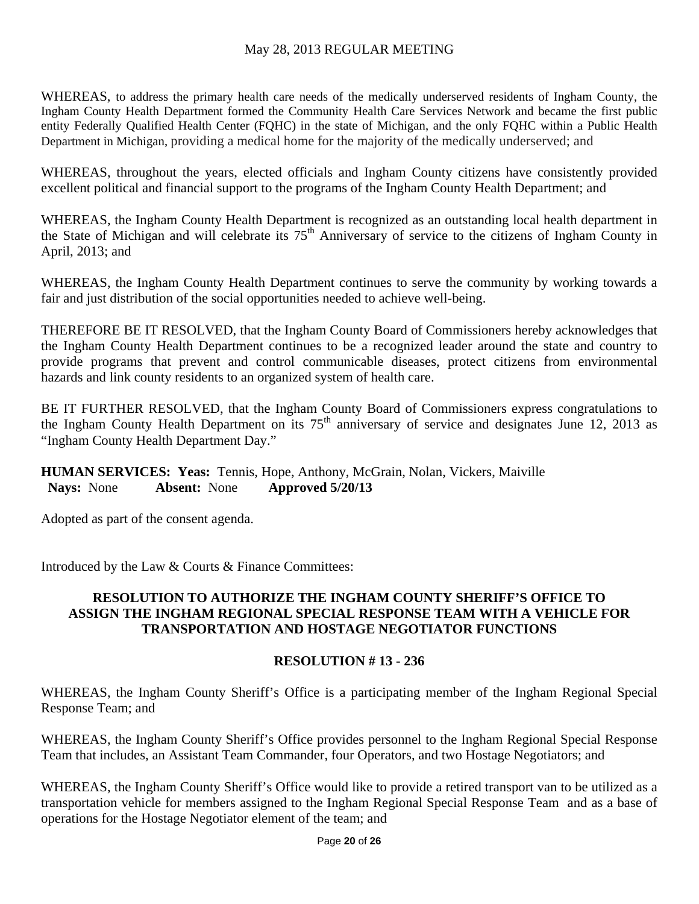WHEREAS, to address the primary health care needs of the medically underserved residents of Ingham County, the Ingham County Health Department formed the Community Health Care Services Network and became the first public entity Federally Qualified Health Center (FQHC) in the state of Michigan, and the only FQHC within a Public Health Department in Michigan, providing a medical home for the majority of the medically underserved; and

WHEREAS, throughout the years, elected officials and Ingham County citizens have consistently provided excellent political and financial support to the programs of the Ingham County Health Department; and

WHEREAS, the Ingham County Health Department is recognized as an outstanding local health department in the State of Michigan and will celebrate its 75th Anniversary of service to the citizens of Ingham County in April, 2013; and

WHEREAS, the Ingham County Health Department continues to serve the community by working towards a fair and just distribution of the social opportunities needed to achieve well-being.

THEREFORE BE IT RESOLVED, that the Ingham County Board of Commissioners hereby acknowledges that the Ingham County Health Department continues to be a recognized leader around the state and country to provide programs that prevent and control communicable diseases, protect citizens from environmental hazards and link county residents to an organized system of health care.

BE IT FURTHER RESOLVED, that the Ingham County Board of Commissioners express congratulations to the Ingham County Health Department on its 75th anniversary of service and designates June 12, 2013 as "Ingham County Health Department Day."

**HUMAN SERVICES: Yeas:** Tennis, Hope, Anthony, McGrain, Nolan, Vickers, Maiville
**Nays:** None **Absent:** None **Approved 5/20/13**

Adopted as part of the consent agenda.

Introduced by the Law & Courts & Finance Committees:

**RESOLUTION TO AUTHORIZE THE INGHAM COUNTY SHERIFF'S OFFICE TO ASSIGN THE INGHAM REGIONAL SPECIAL RESPONSE TEAM WITH A VEHICLE FOR TRANSPORTATION AND HOSTAGE NEGOTIATOR FUNCTIONS**

**RESOLUTION # 13 - 236**

WHEREAS, the Ingham County Sheriff's Office is a participating member of the Ingham Regional Special Response Team; and

WHEREAS, the Ingham County Sheriff's Office provides personnel to the Ingham Regional Special Response Team that includes, an Assistant Team Commander, four Operators, and two Hostage Negotiators; and

WHEREAS, the Ingham County Sheriff's Office would like to provide a retired transport van to be utilized as a transportation vehicle for members assigned to the Ingham Regional Special Response Team and as a base of operations for the Hostage Negotiator element of the team; and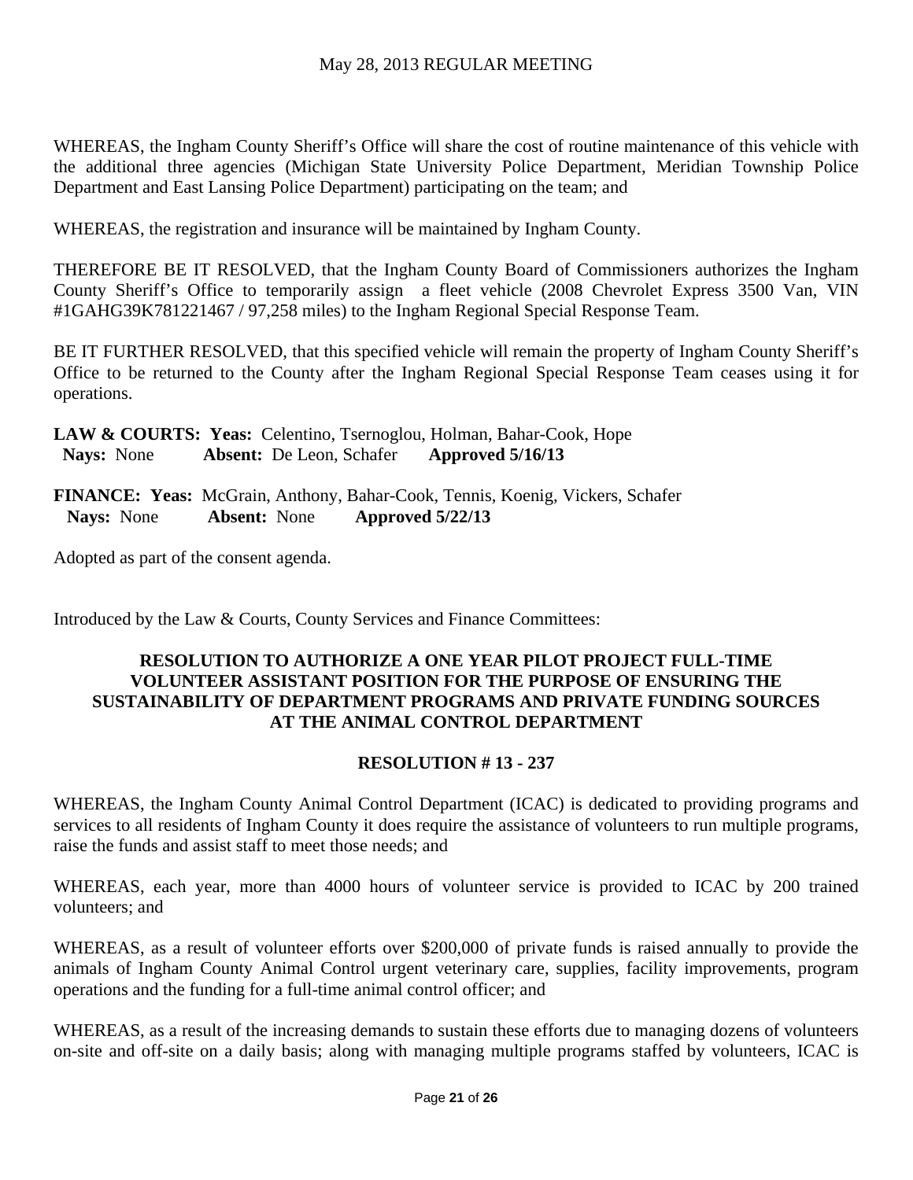WHEREAS, the Ingham County Sheriff's Office will share the cost of routine maintenance of this vehicle with the additional three agencies (Michigan State University Police Department, Meridian Township Police Department and East Lansing Police Department) participating on the team; and

WHEREAS, the registration and insurance will be maintained by Ingham County.

THEREFORE BE IT RESOLVED, that the Ingham County Board of Commissioners authorizes the Ingham County Sheriff's Office to temporarily assign a fleet vehicle (2008 Chevrolet Express 3500 Van, VIN #1GAHG39K781221467 / 97,258 miles) to the Ingham Regional Special Response Team.

BE IT FURTHER RESOLVED, that this specified vehicle will remain the property of Ingham County Sheriff's Office to be returned to the County after the Ingham Regional Special Response Team ceases using it for operations.

**LAW & COURTS: Yeas:** Celentino, Tsernoglou, Holman, Bahar-Cook, Hope
**Nays:** None **Absent:** De Leon, Schafer **Approved 5/16/13**

**FINANCE: Yeas:** McGrain, Anthony, Bahar-Cook, Tennis, Koenig, Vickers, Schafer
**Nays:** None **Absent:** None **Approved 5/22/13**

Adopted as part of the consent agenda.

Introduced by the Law & Courts, County Services and Finance Committees:

## RESOLUTION TO AUTHORIZE A ONE YEAR PILOT PROJECT FULL-TIME VOLUNTEER ASSISTANT POSITION FOR THE PURPOSE OF ENSURING THE SUSTAINABILITY OF DEPARTMENT PROGRAMS AND PRIVATE FUNDING SOURCES AT THE ANIMAL CONTROL DEPARTMENT

### RESOLUTION # 13 - 237

WHEREAS, the Ingham County Animal Control Department (ICAC) is dedicated to providing programs and services to all residents of Ingham County it does require the assistance of volunteers to run multiple programs, raise the funds and assist staff to meet those needs; and

WHEREAS, each year, more than 4000 hours of volunteer service is provided to ICAC by 200 trained volunteers; and

WHEREAS, as a result of volunteer efforts over $200,000 of private funds is raised annually to provide the animals of Ingham County Animal Control urgent veterinary care, supplies, facility improvements, program operations and the funding for a full-time animal control officer; and

WHEREAS, as a result of the increasing demands to sustain these efforts due to managing dozens of volunteers on-site and off-site on a daily basis; along with managing multiple programs staffed by volunteers, ICAC is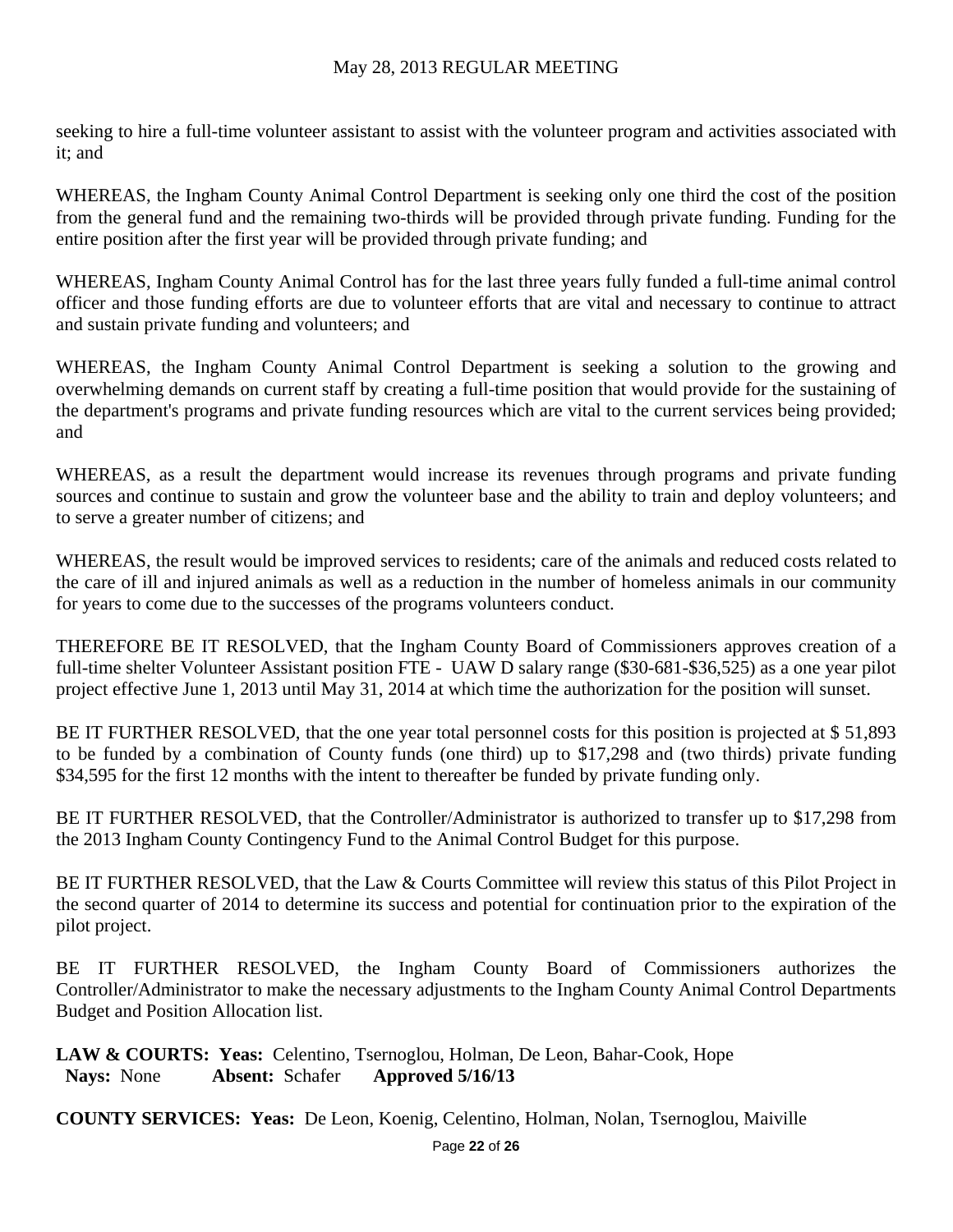seeking to hire a full-time volunteer assistant to assist with the volunteer program and activities associated with it; and

WHEREAS, the Ingham County Animal Control Department is seeking only one third the cost of the position from the general fund and the remaining two-thirds will be provided through private funding. Funding for the entire position after the first year will be provided through private funding; and

WHEREAS, Ingham County Animal Control has for the last three years fully funded a full-time animal control officer and those funding efforts are due to volunteer efforts that are vital and necessary to continue to attract and sustain private funding and volunteers; and

WHEREAS, the Ingham County Animal Control Department is seeking a solution to the growing and overwhelming demands on current staff by creating a full-time position that would provide for the sustaining of the department's programs and private funding resources which are vital to the current services being provided; and

WHEREAS, as a result the department would increase its revenues through programs and private funding sources and continue to sustain and grow the volunteer base and the ability to train and deploy volunteers; and to serve a greater number of citizens; and

WHEREAS, the result would be improved services to residents; care of the animals and reduced costs related to the care of ill and injured animals as well as a reduction in the number of homeless animals in our community for years to come due to the successes of the programs volunteers conduct.

THEREFORE BE IT RESOLVED, that the Ingham County Board of Commissioners approves creation of a full-time shelter Volunteer Assistant position FTE - UAW D salary range ($30-681-$36,525) as a one year pilot project effective June 1, 2013 until May 31, 2014 at which time the authorization for the position will sunset.

BE IT FURTHER RESOLVED, that the one year total personnel costs for this position is projected at $ 51,893 to be funded by a combination of County funds (one third) up to $17,298 and (two thirds) private funding $34,595 for the first 12 months with the intent to thereafter be funded by private funding only.

BE IT FURTHER RESOLVED, that the Controller/Administrator is authorized to transfer up to $17,298 from the 2013 Ingham County Contingency Fund to the Animal Control Budget for this purpose.

BE IT FURTHER RESOLVED, that the Law & Courts Committee will review this status of this Pilot Project in the second quarter of 2014 to determine its success and potential for continuation prior to the expiration of the pilot project.

BE IT FURTHER RESOLVED, the Ingham County Board of Commissioners authorizes the Controller/Administrator to make the necessary adjustments to the Ingham County Animal Control Departments Budget and Position Allocation list.

**LAW & COURTS: Yeas:** Celentino, Tsernoglou, Holman, De Leon, Bahar-Cook, Hope
**Nays:** None **Absent:** Schafer **Approved 5/16/13**

**COUNTY SERVICES: Yeas:** De Leon, Koenig, Celentino, Holman, Nolan, Tsernoglou, Maiville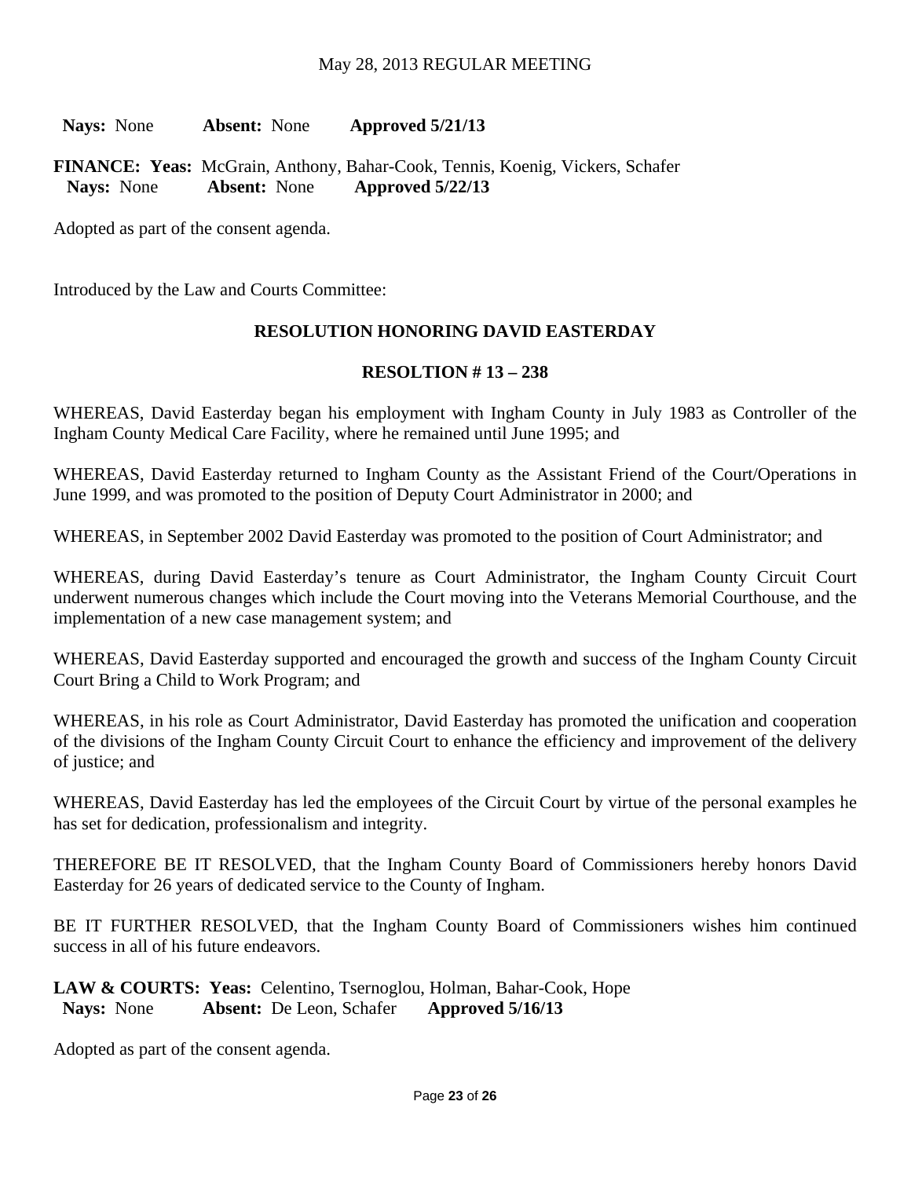**Nays:** None **Absent:** None **Approved 5/21/13**

**FINANCE: Yeas:** McGrain, Anthony, Bahar-Cook, Tennis, Koenig, Vickers, Schafer
**Nays:** None **Absent:** None **Approved 5/22/13**

Adopted as part of the consent agenda.

Introduced by the Law and Courts Committee:

**RESOLUTION HONORING DAVID EASTERDAY**

**RESOLTION # 13 – 238**

WHEREAS, David Easterday began his employment with Ingham County in July 1983 as Controller of the Ingham County Medical Care Facility, where he remained until June 1995; and

WHEREAS, David Easterday returned to Ingham County as the Assistant Friend of the Court/Operations in June 1999, and was promoted to the position of Deputy Court Administrator in 2000; and

WHEREAS, in September 2002 David Easterday was promoted to the position of Court Administrator; and

WHEREAS, during David Easterday's tenure as Court Administrator, the Ingham County Circuit Court underwent numerous changes which include the Court moving into the Veterans Memorial Courthouse, and the implementation of a new case management system; and

WHEREAS, David Easterday supported and encouraged the growth and success of the Ingham County Circuit Court Bring a Child to Work Program; and

WHEREAS, in his role as Court Administrator, David Easterday has promoted the unification and cooperation of the divisions of the Ingham County Circuit Court to enhance the efficiency and improvement of the delivery of justice; and

WHEREAS, David Easterday has led the employees of the Circuit Court by virtue of the personal examples he has set for dedication, professionalism and integrity.

THEREFORE BE IT RESOLVED, that the Ingham County Board of Commissioners hereby honors David Easterday for 26 years of dedicated service to the County of Ingham.

BE IT FURTHER RESOLVED, that the Ingham County Board of Commissioners wishes him continued success in all of his future endeavors.

**LAW & COURTS: Yeas:** Celentino, Tsernoglou, Holman, Bahar-Cook, Hope
**Nays:** None **Absent:** De Leon, Schafer **Approved 5/16/13**

Adopted as part of the consent agenda.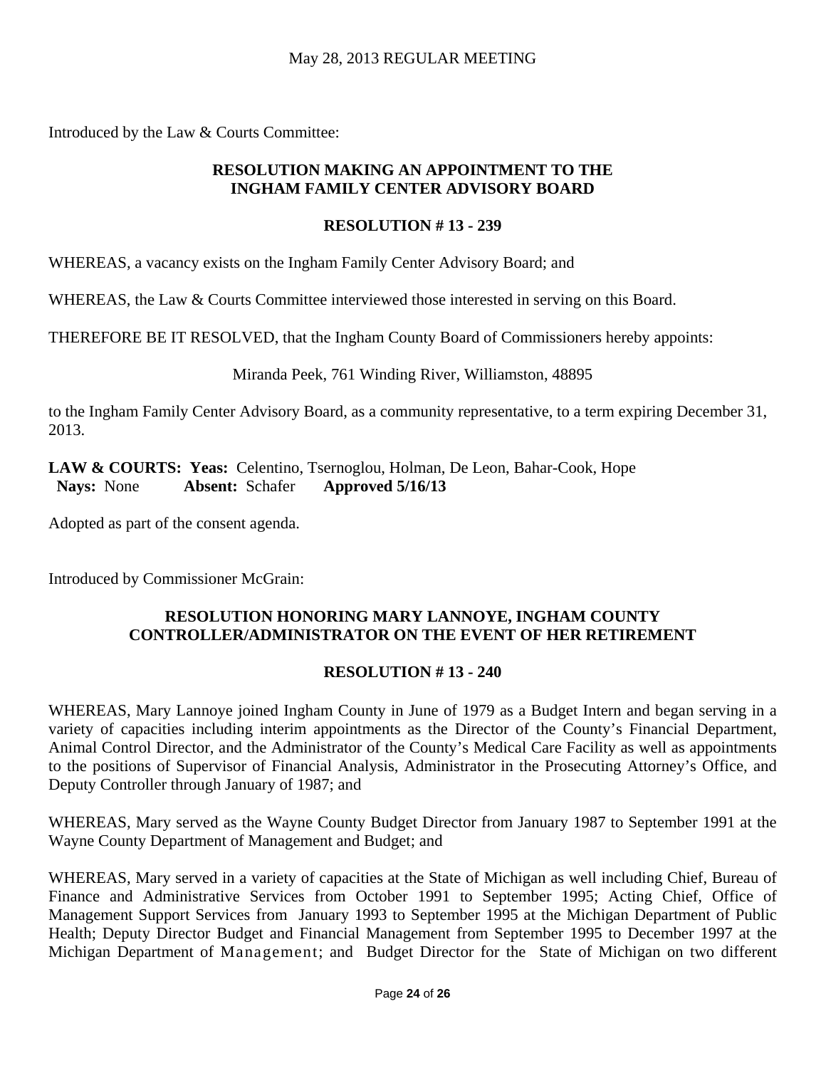Introduced by the Law & Courts Committee:

## RESOLUTION MAKING AN APPOINTMENT TO THE INGHAM FAMILY CENTER ADVISORY BOARD

### RESOLUTION # 13 - 239

WHEREAS, a vacancy exists on the Ingham Family Center Advisory Board; and

WHEREAS, the Law & Courts Committee interviewed those interested in serving on this Board.

THEREFORE BE IT RESOLVED, that the Ingham County Board of Commissioners hereby appoints:

Miranda Peek, 761 Winding River, Williamston, 48895

to the Ingham Family Center Advisory Board, as a community representative, to a term expiring December 31, 2013.

**LAW & COURTS: Yeas:** Celentino, Tsernoglou, Holman, De Leon, Bahar-Cook, Hope
**Nays:** None **Absent:** Schafer **Approved 5/16/13**

Adopted as part of the consent agenda.

Introduced by Commissioner McGrain:

## RESOLUTION HONORING MARY LANNOYE, INGHAM COUNTY CONTROLLER/ADMINISTRATOR ON THE EVENT OF HER RETIREMENT

### RESOLUTION # 13 - 240

WHEREAS, Mary Lannoye joined Ingham County in June of 1979 as a Budget Intern and began serving in a variety of capacities including interim appointments as the Director of the County's Financial Department, Animal Control Director, and the Administrator of the County's Medical Care Facility as well as appointments to the positions of Supervisor of Financial Analysis, Administrator in the Prosecuting Attorney's Office, and Deputy Controller through January of 1987; and

WHEREAS, Mary served as the Wayne County Budget Director from January 1987 to September 1991 at the Wayne County Department of Management and Budget; and

WHEREAS, Mary served in a variety of capacities at the State of Michigan as well including Chief, Bureau of Finance and Administrative Services from October 1991 to September 1995; Acting Chief, Office of Management Support Services from January 1993 to September 1995 at the Michigan Department of Public Health; Deputy Director Budget and Financial Management from September 1995 to December 1997 at the Michigan Department of Management; and Budget Director for the State of Michigan on two different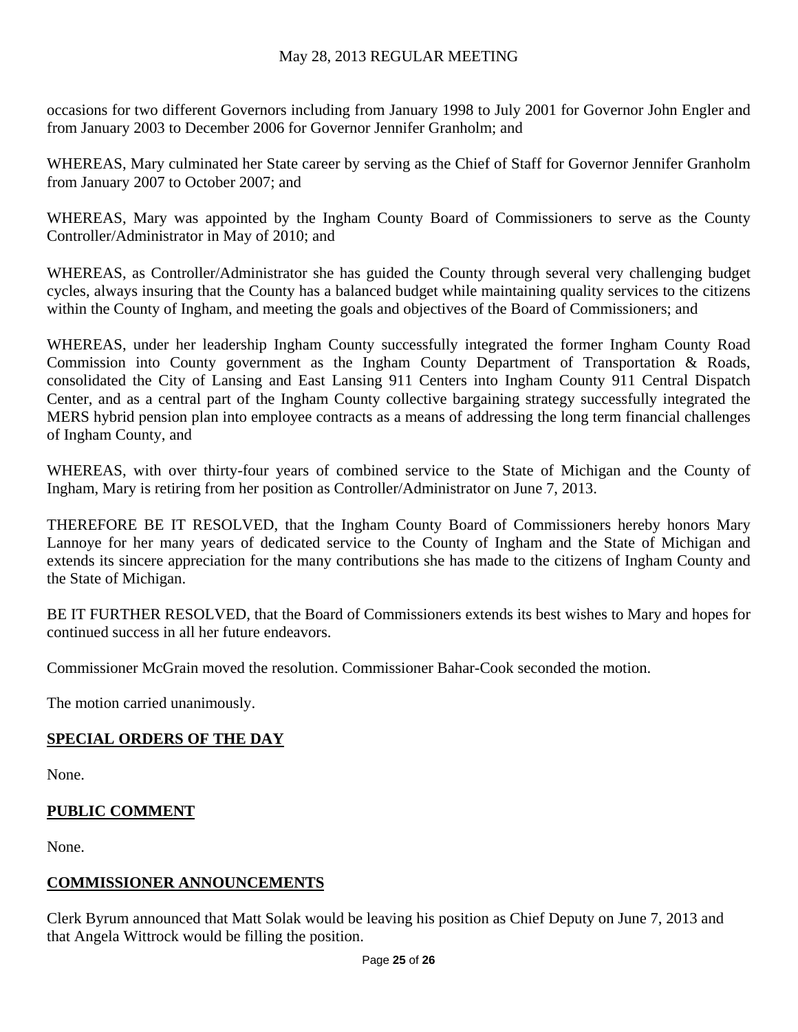occasions for two different Governors including from January 1998 to July 2001 for Governor John Engler and from January 2003 to December 2006 for Governor Jennifer Granholm; and

WHEREAS, Mary culminated her State career by serving as the Chief of Staff for Governor Jennifer Granholm from January 2007 to October 2007; and

WHEREAS, Mary was appointed by the Ingham County Board of Commissioners to serve as the County Controller/Administrator in May of 2010; and

WHEREAS, as Controller/Administrator she has guided the County through several very challenging budget cycles, always insuring that the County has a balanced budget while maintaining quality services to the citizens within the County of Ingham, and meeting the goals and objectives of the Board of Commissioners; and

WHEREAS, under her leadership Ingham County successfully integrated the former Ingham County Road Commission into County government as the Ingham County Department of Transportation & Roads, consolidated the City of Lansing and East Lansing 911 Centers into Ingham County 911 Central Dispatch Center, and as a central part of the Ingham County collective bargaining strategy successfully integrated the MERS hybrid pension plan into employee contracts as a means of addressing the long term financial challenges of Ingham County, and

WHEREAS, with over thirty-four years of combined service to the State of Michigan and the County of Ingham, Mary is retiring from her position as Controller/Administrator on June 7, 2013.

THEREFORE BE IT RESOLVED, that the Ingham County Board of Commissioners hereby honors Mary Lannoye for her many years of dedicated service to the County of Ingham and the State of Michigan and extends its sincere appreciation for the many contributions she has made to the citizens of Ingham County and the State of Michigan.

BE IT FURTHER RESOLVED, that the Board of Commissioners extends its best wishes to Mary and hopes for continued success in all her future endeavors.

Commissioner McGrain moved the resolution. Commissioner Bahar-Cook seconded the motion.

The motion carried unanimously.

## SPECIAL ORDERS OF THE DAY

None.

## PUBLIC COMMENT

None.

## COMMISSIONER ANNOUNCEMENTS

Clerk Byrum announced that Matt Solak would be leaving his position as Chief Deputy on June 7, 2013 and that Angela Wittrock would be filling the position.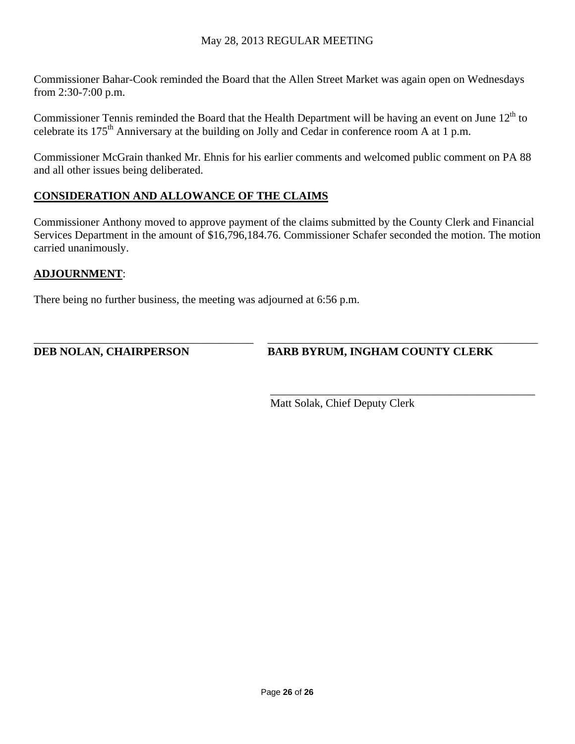Commissioner Bahar-Cook reminded the Board that the Allen Street Market was again open on Wednesdays from 2:30-7:00 p.m.

Commissioner Tennis reminded the Board that the Health Department will be having an event on June 12th to celebrate its 175th Anniversary at the building on Jolly and Cedar in conference room A at 1 p.m.

Commissioner McGrain thanked Mr. Ehnis for his earlier comments and welcomed public comment on PA 88 and all other issues being deliberated.

**CONSIDERATION AND ALLOWANCE OF THE CLAIMS**

Commissioner Anthony moved to approve payment of the claims submitted by the County Clerk and Financial Services Department in the amount of $16,796,184.76. Commissioner Schafer seconded the motion. The motion carried unanimously.

**ADJOURNMENT**:

There being no further business, the meeting was adjourned at 6:56 p.m.

\_\_\_\_\_\_\_\_\_\_\_\_\_\_\_\_\_\_\_\_\_\_\_\_\_\_\_\_\_\_\_\_\_\_\_\_\_\_\_\_
**DEB NOLAN, CHAIRPERSON**

\_\_\_\_\_\_\_\_\_\_\_\_\_\_\_\_\_\_\_\_\_\_\_\_\_\_\_\_\_\_\_\_\_\_\_\_\_\_\_\_
**BARB BYRUM, INGHAM COUNTY CLERK**

\_\_\_\_\_\_\_\_\_\_\_\_\_\_\_\_\_\_\_\_\_\_\_\_\_\_\_\_\_\_\_\_\_\_\_\_\_\_\_\_
Matt Solak, Chief Deputy Clerk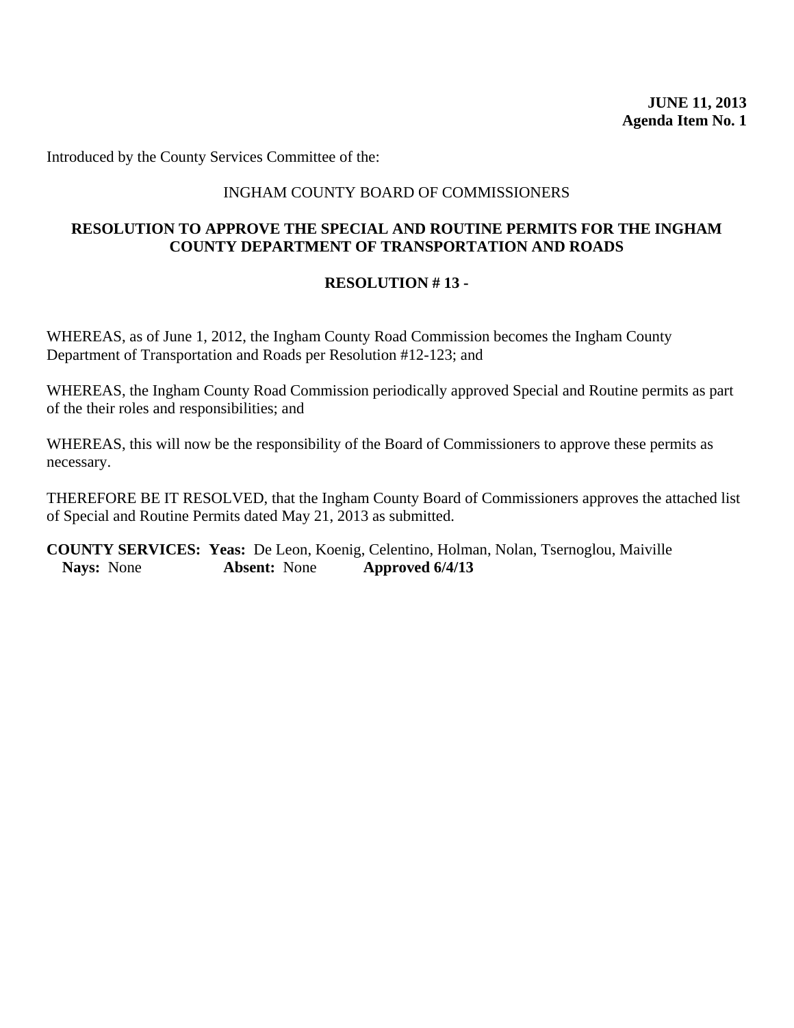**JUNE 11, 2013**
**Agenda Item No. 1**

Introduced by the County Services Committee of the:

INGHAM COUNTY BOARD OF COMMISSIONERS

**RESOLUTION TO APPROVE THE SPECIAL AND ROUTINE PERMITS FOR THE INGHAM COUNTY DEPARTMENT OF TRANSPORTATION AND ROADS**

**RESOLUTION # 13 -**

WHEREAS, as of June 1, 2012, the Ingham County Road Commission becomes the Ingham County Department of Transportation and Roads per Resolution #12-123; and

WHEREAS, the Ingham County Road Commission periodically approved Special and Routine permits as part of the their roles and responsibilities; and

WHEREAS, this will now be the responsibility of the Board of Commissioners to approve these permits as necessary.

THEREFORE BE IT RESOLVED, that the Ingham County Board of Commissioners approves the attached list of Special and Routine Permits dated May 21, 2013 as submitted.

**COUNTY SERVICES: Yeas:** De Leon, Koenig, Celentino, Holman, Nolan, Tsernoglou, Maiville
**Nays:** None **Absent:** None **Approved 6/4/13**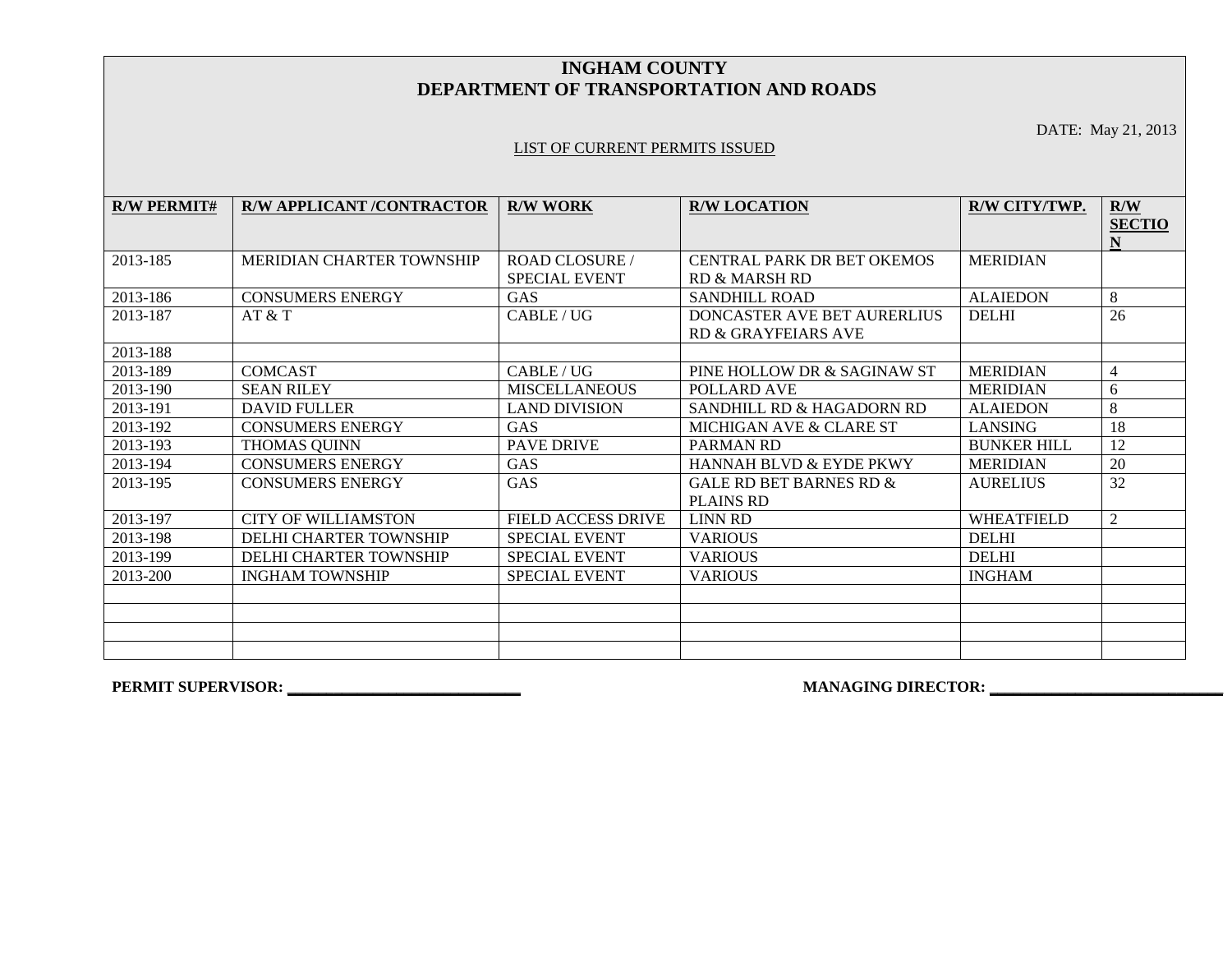# INGHAM COUNTY
## DEPARTMENT OF TRANSPORTATION AND ROADS

DATE: May 21, 2013

LIST OF CURRENT PERMITS ISSUED

| R/W PERMIT# | R/W APPLICANT /CONTRACTOR | R/W WORK | R/W LOCATION | R/W CITY/TWP. | R/W SECTION |
|---|---|---|---|---|---|
| 2013-185 | MERIDIAN CHARTER TOWNSHIP | ROAD CLOSURE / SPECIAL EVENT | CENTRAL PARK DR BET OKEMOS RD & MARSH RD | MERIDIAN | |
| 2013-186 | CONSUMERS ENERGY | GAS | SANDHILL ROAD | ALAIEDON | 8 |
| 2013-187 | AT & T | CABLE / UG | DONCASTER AVE BET AURERLIUS RD & GRAYFEIARS AVE | DELHI | 26 |
| 2013-188 | | | | | |
| 2013-189 | COMCAST | CABLE / UG | PINE HOLLOW DR & SAGINAW ST | MERIDIAN | 4 |
| 2013-190 | SEAN RILEY | MISCELLANEOUS | POLLARD AVE | MERIDIAN | 6 |
| 2013-191 | DAVID FULLER | LAND DIVISION | SANDHILL RD & HAGADORN RD | ALAIEDON | 8 |
| 2013-192 | CONSUMERS ENERGY | GAS | MICHIGAN AVE & CLARE ST | LANSING | 18 |
| 2013-193 | THOMAS QUINN | PAVE DRIVE | PARMAN RD | BUNKER HILL | 12 |
| 2013-194 | CONSUMERS ENERGY | GAS | HANNAH BLVD & EYDE PKWY | MERIDIAN | 20 |
| 2013-195 | CONSUMERS ENERGY | GAS | GALE RD BET BARNES RD & PLAINS RD | AURELIUS | 32 |
| 2013-197 | CITY OF WILLIAMSTON | FIELD ACCESS DRIVE | LINN RD | WHEATFIELD | 2 |
| 2013-198 | DELHI CHARTER TOWNSHIP | SPECIAL EVENT | VARIOUS | DELHI | |
| 2013-199 | DELHI CHARTER TOWNSHIP | SPECIAL EVENT | VARIOUS | DELHI | |
| 2013-200 | INGHAM TOWNSHIP | SPECIAL EVENT | VARIOUS | INGHAM | |
| | | | | | |
| | | | | | |
| | | | | | |
| | | | | | |

**PERMIT SUPERVISOR:** ______________________________

**MANAGING DIRECTOR:** ______________________________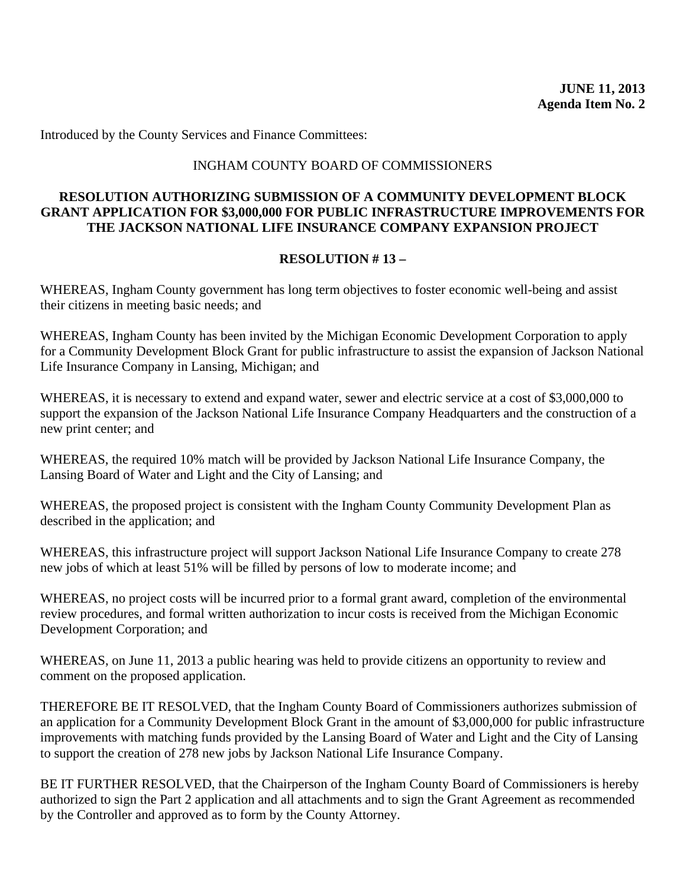**JUNE 11, 2013**
**Agenda Item No. 2**

Introduced by the County Services and Finance Committees:

INGHAM COUNTY BOARD OF COMMISSIONERS

**RESOLUTION AUTHORIZING SUBMISSION OF A COMMUNITY DEVELOPMENT BLOCK GRANT APPLICATION FOR $3,000,000 FOR PUBLIC INFRASTRUCTURE IMPROVEMENTS FOR THE JACKSON NATIONAL LIFE INSURANCE COMPANY EXPANSION PROJECT**

**RESOLUTION # 13 –**

WHEREAS, Ingham County government has long term objectives to foster economic well-being and assist their citizens in meeting basic needs; and

WHEREAS, Ingham County has been invited by the Michigan Economic Development Corporation to apply for a Community Development Block Grant for public infrastructure to assist the expansion of Jackson National Life Insurance Company in Lansing, Michigan; and

WHEREAS, it is necessary to extend and expand water, sewer and electric service at a cost of $3,000,000 to support the expansion of the Jackson National Life Insurance Company Headquarters and the construction of a new print center; and

WHEREAS, the required 10% match will be provided by Jackson National Life Insurance Company, the Lansing Board of Water and Light and the City of Lansing; and

WHEREAS, the proposed project is consistent with the Ingham County Community Development Plan as described in the application; and

WHEREAS, this infrastructure project will support Jackson National Life Insurance Company to create 278 new jobs of which at least 51% will be filled by persons of low to moderate income; and

WHEREAS, no project costs will be incurred prior to a formal grant award, completion of the environmental review procedures, and formal written authorization to incur costs is received from the Michigan Economic Development Corporation; and

WHEREAS, on June 11, 2013 a public hearing was held to provide citizens an opportunity to review and comment on the proposed application.

THEREFORE BE IT RESOLVED, that the Ingham County Board of Commissioners authorizes submission of an application for a Community Development Block Grant in the amount of $3,000,000 for public infrastructure improvements with matching funds provided by the Lansing Board of Water and Light and the City of Lansing to support the creation of 278 new jobs by Jackson National Life Insurance Company.

BE IT FURTHER RESOLVED, that the Chairperson of the Ingham County Board of Commissioners is hereby authorized to sign the Part 2 application and all attachments and to sign the Grant Agreement as recommended by the Controller and approved as to form by the County Attorney.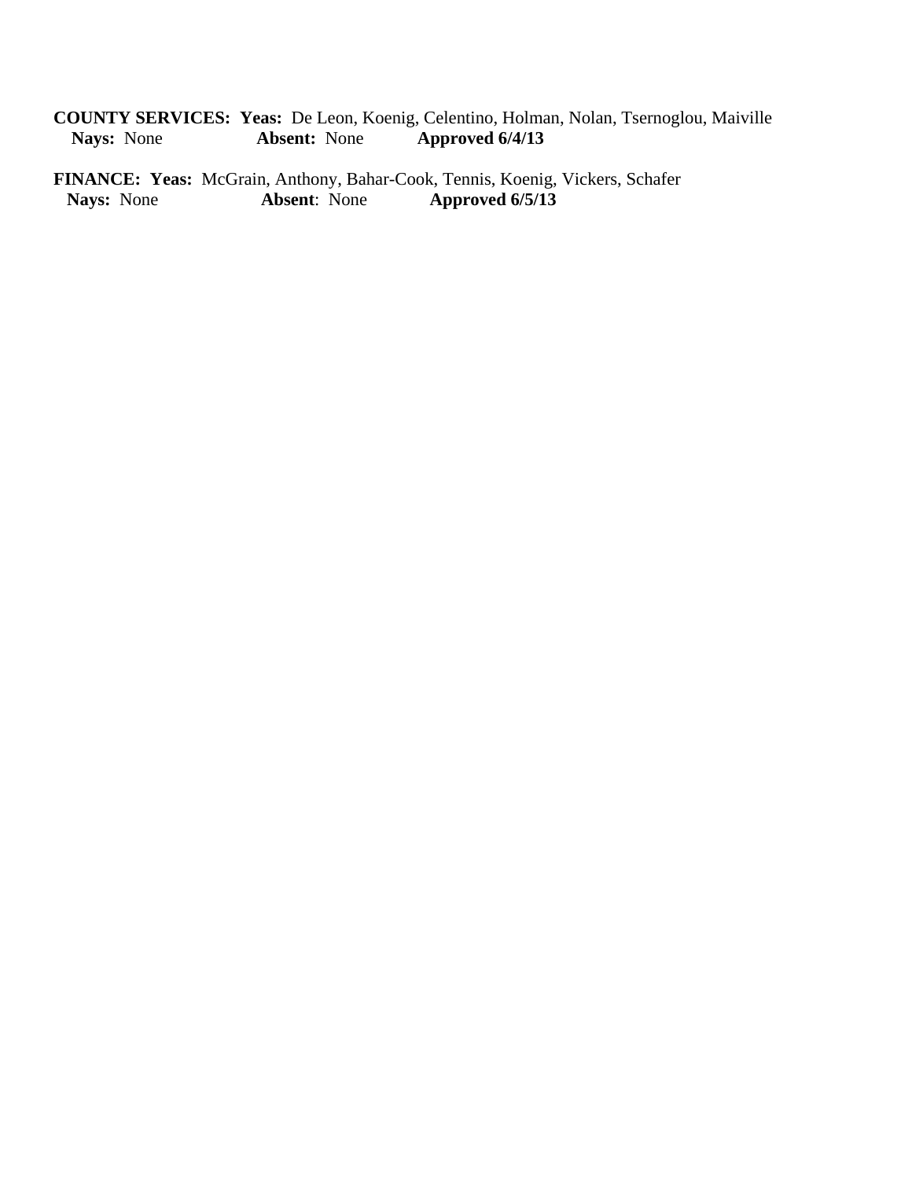**COUNTY SERVICES:** **Yeas:** De Leon, Koenig, Celentino, Holman, Nolan, Tsernoglou, Maiville
**Nays:** None **Absent:** None **Approved 6/4/13**

**FINANCE:** **Yeas:** McGrain, Anthony, Bahar-Cook, Tennis, Koenig, Vickers, Schafer
**Nays:** None **Absent**: None **Approved 6/5/13**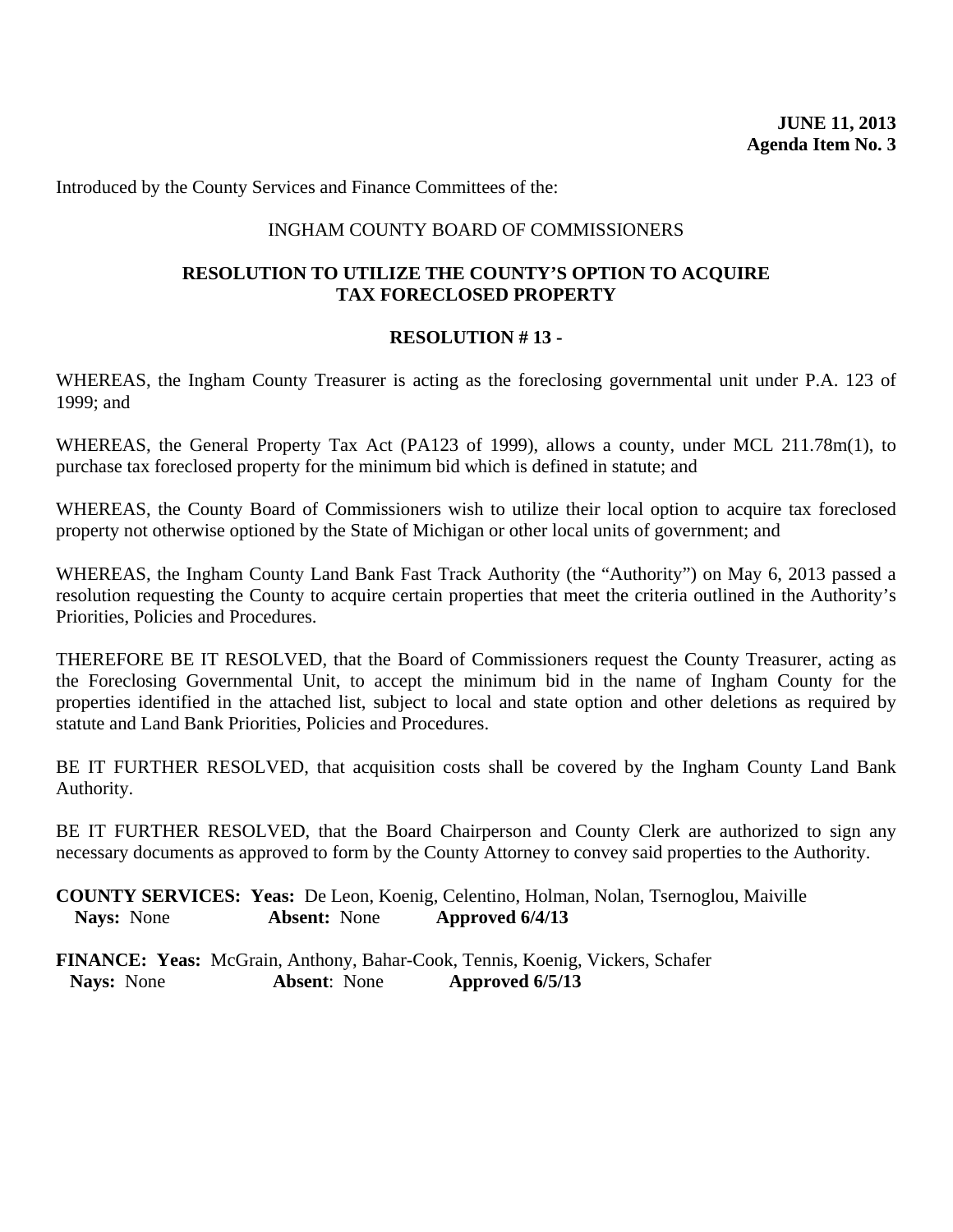**JUNE 11, 2013**
**Agenda Item No. 3**

Introduced by the County Services and Finance Committees of the:

INGHAM COUNTY BOARD OF COMMISSIONERS

**RESOLUTION TO UTILIZE THE COUNTY'S OPTION TO ACQUIRE TAX FORECLOSED PROPERTY**

**RESOLUTION # 13 -**

WHEREAS, the Ingham County Treasurer is acting as the foreclosing governmental unit under P.A. 123 of 1999; and

WHEREAS, the General Property Tax Act (PA123 of 1999), allows a county, under MCL 211.78m(1), to purchase tax foreclosed property for the minimum bid which is defined in statute; and

WHEREAS, the County Board of Commissioners wish to utilize their local option to acquire tax foreclosed property not otherwise optioned by the State of Michigan or other local units of government; and

WHEREAS, the Ingham County Land Bank Fast Track Authority (the "Authority") on May 6, 2013 passed a resolution requesting the County to acquire certain properties that meet the criteria outlined in the Authority's Priorities, Policies and Procedures.

THEREFORE BE IT RESOLVED, that the Board of Commissioners request the County Treasurer, acting as the Foreclosing Governmental Unit, to accept the minimum bid in the name of Ingham County for the properties identified in the attached list, subject to local and state option and other deletions as required by statute and Land Bank Priorities, Policies and Procedures.

BE IT FURTHER RESOLVED, that acquisition costs shall be covered by the Ingham County Land Bank Authority.

BE IT FURTHER RESOLVED, that the Board Chairperson and County Clerk are authorized to sign any necessary documents as approved to form by the County Attorney to convey said properties to the Authority.

**COUNTY SERVICES: Yeas:** De Leon, Koenig, Celentino, Holman, Nolan, Tsernoglou, Maiville
**Nays:** None **Absent:** None **Approved 6/4/13**

**FINANCE: Yeas:** McGrain, Anthony, Bahar-Cook, Tennis, Koenig, Vickers, Schafer
**Nays:** None **Absent**: None **Approved 6/5/13**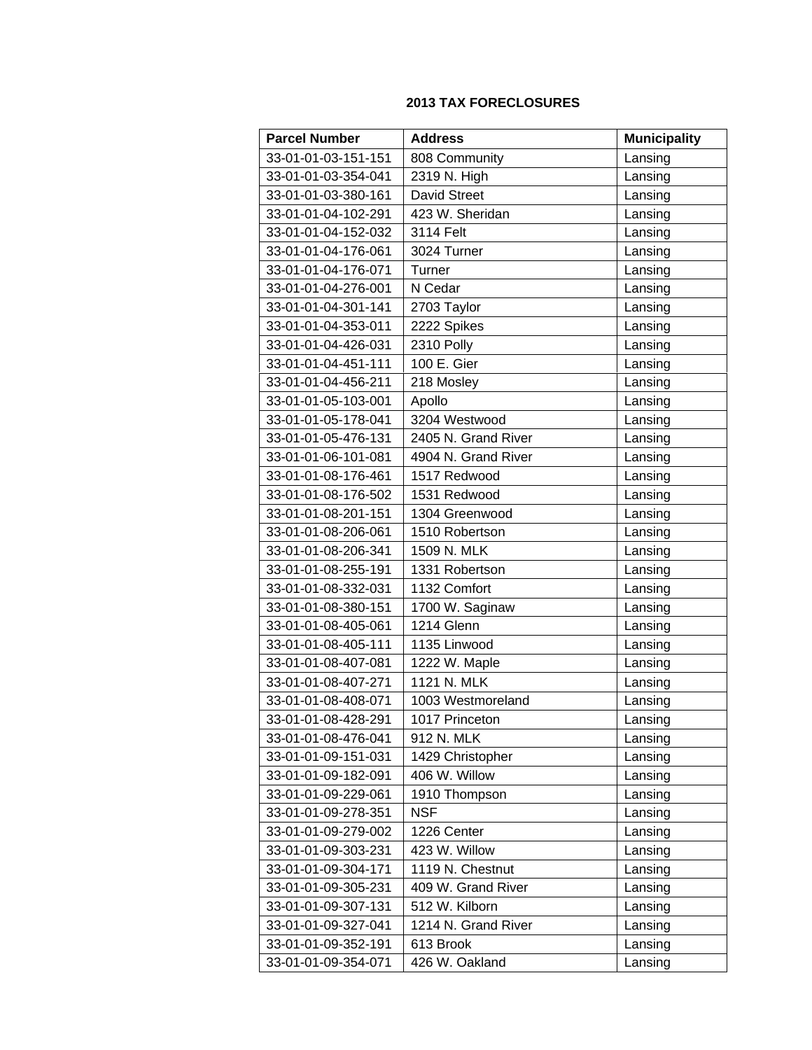**2013 TAX FORECLOSURES**

| Parcel Number | Address | Municipality |
|---|---|---|
| 33-01-01-03-151-151 | 808 Community | Lansing |
| 33-01-01-03-354-041 | 2319 N. High | Lansing |
| 33-01-01-03-380-161 | David Street | Lansing |
| 33-01-01-04-102-291 | 423 W. Sheridan | Lansing |
| 33-01-01-04-152-032 | 3114 Felt | Lansing |
| 33-01-01-04-176-061 | 3024 Turner | Lansing |
| 33-01-01-04-176-071 | Turner | Lansing |
| 33-01-01-04-276-001 | N Cedar | Lansing |
| 33-01-01-04-301-141 | 2703 Taylor | Lansing |
| 33-01-01-04-353-011 | 2222 Spikes | Lansing |
| 33-01-01-04-426-031 | 2310 Polly | Lansing |
| 33-01-01-04-451-111 | 100 E. Gier | Lansing |
| 33-01-01-04-456-211 | 218 Mosley | Lansing |
| 33-01-01-05-103-001 | Apollo | Lansing |
| 33-01-01-05-178-041 | 3204 Westwood | Lansing |
| 33-01-01-05-476-131 | 2405 N. Grand River | Lansing |
| 33-01-01-06-101-081 | 4904 N. Grand River | Lansing |
| 33-01-01-08-176-461 | 1517 Redwood | Lansing |
| 33-01-01-08-176-502 | 1531 Redwood | Lansing |
| 33-01-01-08-201-151 | 1304 Greenwood | Lansing |
| 33-01-01-08-206-061 | 1510 Robertson | Lansing |
| 33-01-01-08-206-341 | 1509 N. MLK | Lansing |
| 33-01-01-08-255-191 | 1331 Robertson | Lansing |
| 33-01-01-08-332-031 | 1132 Comfort | Lansing |
| 33-01-01-08-380-151 | 1700 W. Saginaw | Lansing |
| 33-01-01-08-405-061 | 1214 Glenn | Lansing |
| 33-01-01-08-405-111 | 1135 Linwood | Lansing |
| 33-01-01-08-407-081 | 1222 W. Maple | Lansing |
| 33-01-01-08-407-271 | 1121 N. MLK | Lansing |
| 33-01-01-08-408-071 | 1003 Westmoreland | Lansing |
| 33-01-01-08-428-291 | 1017 Princeton | Lansing |
| 33-01-01-08-476-041 | 912 N. MLK | Lansing |
| 33-01-01-09-151-031 | 1429 Christopher | Lansing |
| 33-01-01-09-182-091 | 406 W. Willow | Lansing |
| 33-01-01-09-229-061 | 1910 Thompson | Lansing |
| 33-01-01-09-278-351 | NSF | Lansing |
| 33-01-01-09-279-002 | 1226 Center | Lansing |
| 33-01-01-09-303-231 | 423 W. Willow | Lansing |
| 33-01-01-09-304-171 | 1119 N. Chestnut | Lansing |
| 33-01-01-09-305-231 | 409 W. Grand River | Lansing |
| 33-01-01-09-307-131 | 512 W. Kilborn | Lansing |
| 33-01-01-09-327-041 | 1214 N. Grand River | Lansing |
| 33-01-01-09-352-191 | 613 Brook | Lansing |
| 33-01-01-09-354-071 | 426 W. Oakland | Lansing |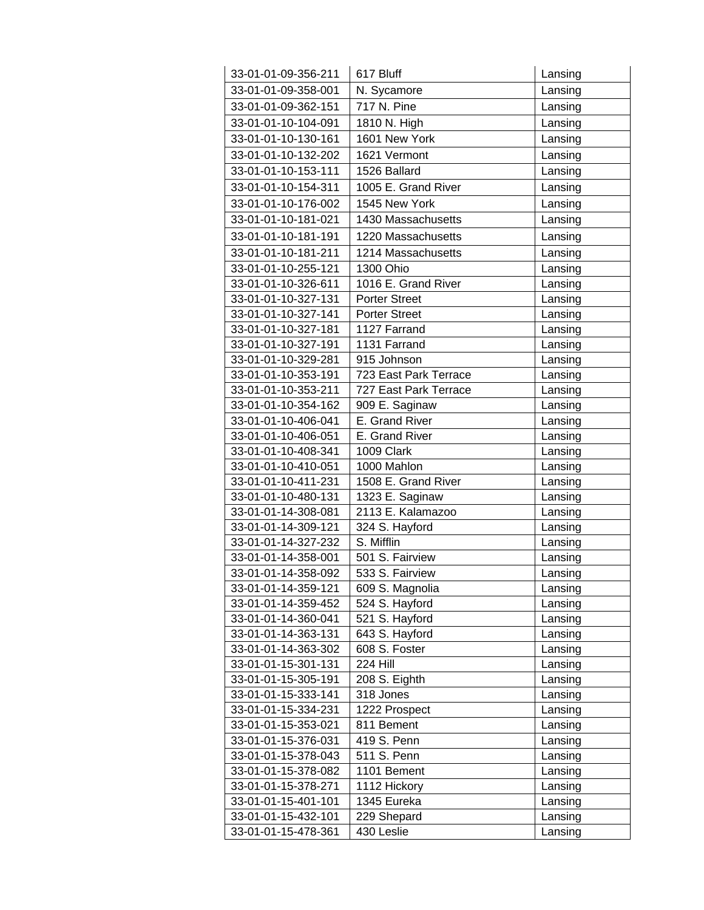| | | |
|---|---|---|
| 33-01-01-09-356-211 | 617 Bluff | Lansing |
| 33-01-01-09-358-001 | N. Sycamore | Lansing |
| 33-01-01-09-362-151 | 717 N. Pine | Lansing |
| 33-01-01-10-104-091 | 1810 N. High | Lansing |
| 33-01-01-10-130-161 | 1601 New York | Lansing |
| 33-01-01-10-132-202 | 1621 Vermont | Lansing |
| 33-01-01-10-153-111 | 1526 Ballard | Lansing |
| 33-01-01-10-154-311 | 1005 E. Grand River | Lansing |
| 33-01-01-10-176-002 | 1545 New York | Lansing |
| 33-01-01-10-181-021 | 1430 Massachusetts | Lansing |
| 33-01-01-10-181-191 | 1220 Massachusetts | Lansing |
| 33-01-01-10-181-211 | 1214 Massachusetts | Lansing |
| 33-01-01-10-255-121 | 1300 Ohio | Lansing |
| 33-01-01-10-326-611 | 1016 E. Grand River | Lansing |
| 33-01-01-10-327-131 | Porter Street | Lansing |
| 33-01-01-10-327-141 | Porter Street | Lansing |
| 33-01-01-10-327-181 | 1127 Farrand | Lansing |
| 33-01-01-10-327-191 | 1131 Farrand | Lansing |
| 33-01-01-10-329-281 | 915 Johnson | Lansing |
| 33-01-01-10-353-191 | 723 East Park Terrace | Lansing |
| 33-01-01-10-353-211 | 727 East Park Terrace | Lansing |
| 33-01-01-10-354-162 | 909 E. Saginaw | Lansing |
| 33-01-01-10-406-041 | E. Grand River | Lansing |
| 33-01-01-10-406-051 | E. Grand River | Lansing |
| 33-01-01-10-408-341 | 1009 Clark | Lansing |
| 33-01-01-10-410-051 | 1000 Mahlon | Lansing |
| 33-01-01-10-411-231 | 1508 E. Grand River | Lansing |
| 33-01-01-10-480-131 | 1323 E. Saginaw | Lansing |
| 33-01-01-14-308-081 | 2113 E. Kalamazoo | Lansing |
| 33-01-01-14-309-121 | 324 S. Hayford | Lansing |
| 33-01-01-14-327-232 | S. Mifflin | Lansing |
| 33-01-01-14-358-001 | 501 S. Fairview | Lansing |
| 33-01-01-14-358-092 | 533 S. Fairview | Lansing |
| 33-01-01-14-359-121 | 609 S. Magnolia | Lansing |
| 33-01-01-14-359-452 | 524 S. Hayford | Lansing |
| 33-01-01-14-360-041 | 521 S. Hayford | Lansing |
| 33-01-01-14-363-131 | 643 S. Hayford | Lansing |
| 33-01-01-14-363-302 | 608 S. Foster | Lansing |
| 33-01-01-15-301-131 | 224 Hill | Lansing |
| 33-01-01-15-305-191 | 208 S. Eighth | Lansing |
| 33-01-01-15-333-141 | 318 Jones | Lansing |
| 33-01-01-15-334-231 | 1222 Prospect | Lansing |
| 33-01-01-15-353-021 | 811 Bement | Lansing |
| 33-01-01-15-376-031 | 419 S. Penn | Lansing |
| 33-01-01-15-378-043 | 511 S. Penn | Lansing |
| 33-01-01-15-378-082 | 1101 Bement | Lansing |
| 33-01-01-15-378-271 | 1112 Hickory | Lansing |
| 33-01-01-15-401-101 | 1345 Eureka | Lansing |
| 33-01-01-15-432-101 | 229 Shepard | Lansing |
| 33-01-01-15-478-361 | 430 Leslie | Lansing |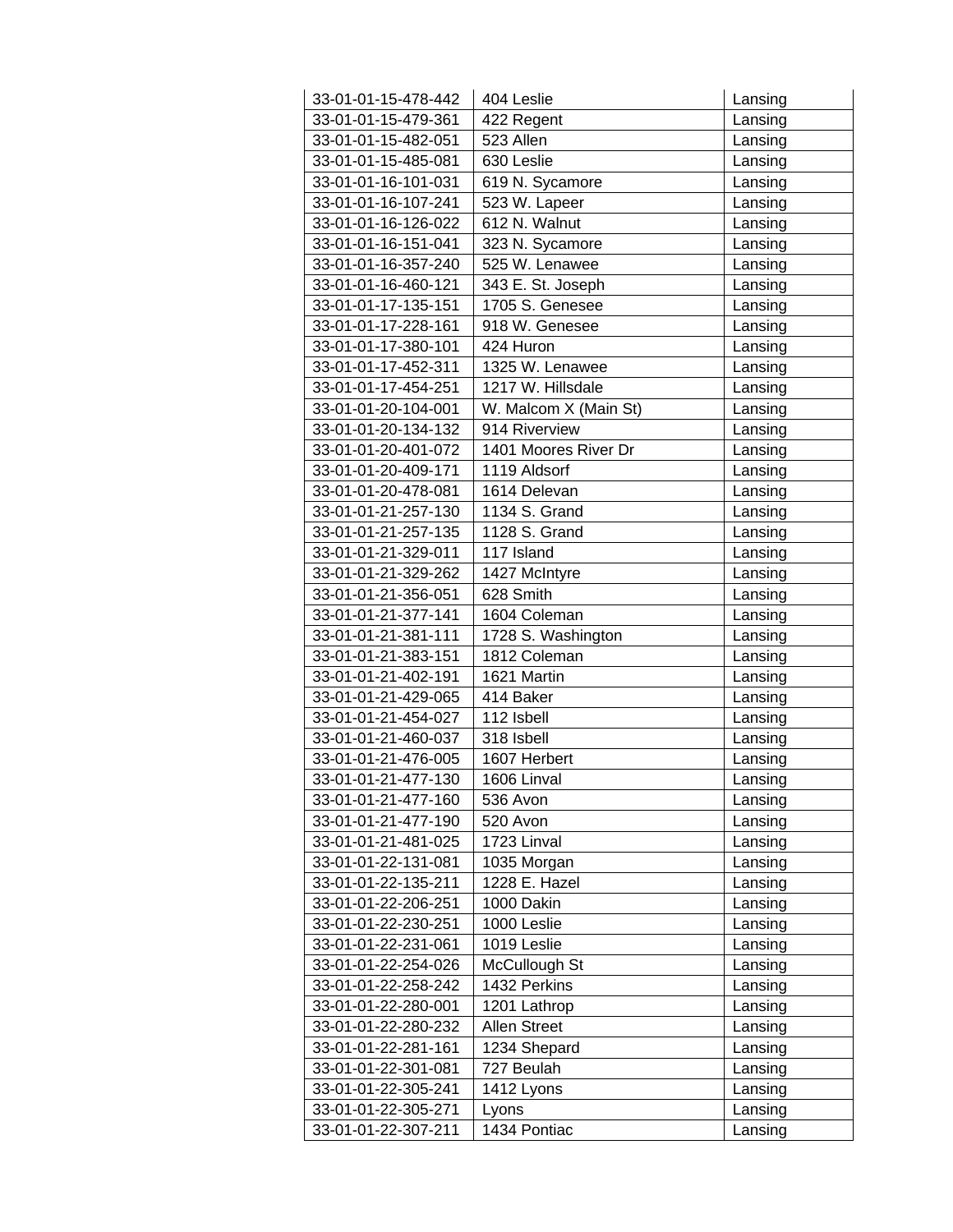| | | |
|---|---|---|
| 33-01-01-15-478-442 | 404 Leslie | Lansing |
| 33-01-01-15-479-361 | 422 Regent | Lansing |
| 33-01-01-15-482-051 | 523 Allen | Lansing |
| 33-01-01-15-485-081 | 630 Leslie | Lansing |
| 33-01-01-16-101-031 | 619 N. Sycamore | Lansing |
| 33-01-01-16-107-241 | 523 W. Lapeer | Lansing |
| 33-01-01-16-126-022 | 612 N. Walnut | Lansing |
| 33-01-01-16-151-041 | 323 N. Sycamore | Lansing |
| 33-01-01-16-357-240 | 525 W. Lenawee | Lansing |
| 33-01-01-16-460-121 | 343 E. St. Joseph | Lansing |
| 33-01-01-17-135-151 | 1705 S. Genesee | Lansing |
| 33-01-01-17-228-161 | 918 W. Genesee | Lansing |
| 33-01-01-17-380-101 | 424 Huron | Lansing |
| 33-01-01-17-452-311 | 1325 W. Lenawee | Lansing |
| 33-01-01-17-454-251 | 1217 W. Hillsdale | Lansing |
| 33-01-01-20-104-001 | W. Malcom X (Main St) | Lansing |
| 33-01-01-20-134-132 | 914 Riverview | Lansing |
| 33-01-01-20-401-072 | 1401 Moores River Dr | Lansing |
| 33-01-01-20-409-171 | 1119 Aldsorf | Lansing |
| 33-01-01-20-478-081 | 1614 Delevan | Lansing |
| 33-01-01-21-257-130 | 1134 S. Grand | Lansing |
| 33-01-01-21-257-135 | 1128 S. Grand | Lansing |
| 33-01-01-21-329-011 | 117 Island | Lansing |
| 33-01-01-21-329-262 | 1427 McIntyre | Lansing |
| 33-01-01-21-356-051 | 628 Smith | Lansing |
| 33-01-01-21-377-141 | 1604 Coleman | Lansing |
| 33-01-01-21-381-111 | 1728 S. Washington | Lansing |
| 33-01-01-21-383-151 | 1812 Coleman | Lansing |
| 33-01-01-21-402-191 | 1621 Martin | Lansing |
| 33-01-01-21-429-065 | 414 Baker | Lansing |
| 33-01-01-21-454-027 | 112 Isbell | Lansing |
| 33-01-01-21-460-037 | 318 Isbell | Lansing |
| 33-01-01-21-476-005 | 1607 Herbert | Lansing |
| 33-01-01-21-477-130 | 1606 Linval | Lansing |
| 33-01-01-21-477-160 | 536 Avon | Lansing |
| 33-01-01-21-477-190 | 520 Avon | Lansing |
| 33-01-01-21-481-025 | 1723 Linval | Lansing |
| 33-01-01-22-131-081 | 1035 Morgan | Lansing |
| 33-01-01-22-135-211 | 1228 E. Hazel | Lansing |
| 33-01-01-22-206-251 | 1000 Dakin | Lansing |
| 33-01-01-22-230-251 | 1000 Leslie | Lansing |
| 33-01-01-22-231-061 | 1019 Leslie | Lansing |
| 33-01-01-22-254-026 | McCullough St | Lansing |
| 33-01-01-22-258-242 | 1432 Perkins | Lansing |
| 33-01-01-22-280-001 | 1201 Lathrop | Lansing |
| 33-01-01-22-280-232 | Allen Street | Lansing |
| 33-01-01-22-281-161 | 1234 Shepard | Lansing |
| 33-01-01-22-301-081 | 727 Beulah | Lansing |
| 33-01-01-22-305-241 | 1412 Lyons | Lansing |
| 33-01-01-22-305-271 | Lyons | Lansing |
| 33-01-01-22-307-211 | 1434 Pontiac | Lansing |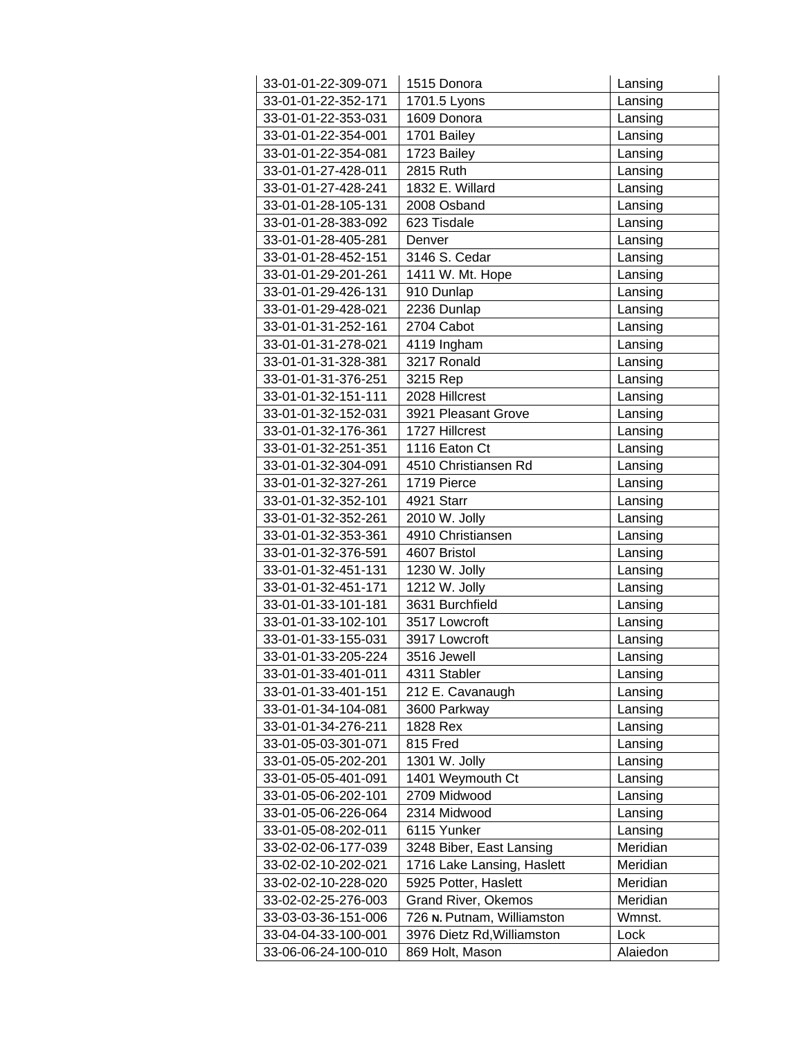| | | |
|---|---|---|
| 33-01-01-22-309-071 | 1515 Donora | Lansing |
| 33-01-01-22-352-171 | 1701.5 Lyons | Lansing |
| 33-01-01-22-353-031 | 1609 Donora | Lansing |
| 33-01-01-22-354-001 | 1701 Bailey | Lansing |
| 33-01-01-22-354-081 | 1723 Bailey | Lansing |
| 33-01-01-27-428-011 | 2815 Ruth | Lansing |
| 33-01-01-27-428-241 | 1832 E. Willard | Lansing |
| 33-01-01-28-105-131 | 2008 Osband | Lansing |
| 33-01-01-28-383-092 | 623 Tisdale | Lansing |
| 33-01-01-28-405-281 | Denver | Lansing |
| 33-01-01-28-452-151 | 3146 S. Cedar | Lansing |
| 33-01-01-29-201-261 | 1411 W. Mt. Hope | Lansing |
| 33-01-01-29-426-131 | 910 Dunlap | Lansing |
| 33-01-01-29-428-021 | 2236 Dunlap | Lansing |
| 33-01-01-31-252-161 | 2704 Cabot | Lansing |
| 33-01-01-31-278-021 | 4119 Ingham | Lansing |
| 33-01-01-31-328-381 | 3217 Ronald | Lansing |
| 33-01-01-31-376-251 | 3215 Rep | Lansing |
| 33-01-01-32-151-111 | 2028 Hillcrest | Lansing |
| 33-01-01-32-152-031 | 3921 Pleasant Grove | Lansing |
| 33-01-01-32-176-361 | 1727 Hillcrest | Lansing |
| 33-01-01-32-251-351 | 1116 Eaton Ct | Lansing |
| 33-01-01-32-304-091 | 4510 Christiansen Rd | Lansing |
| 33-01-01-32-327-261 | 1719 Pierce | Lansing |
| 33-01-01-32-352-101 | 4921 Starr | Lansing |
| 33-01-01-32-352-261 | 2010 W. Jolly | Lansing |
| 33-01-01-32-353-361 | 4910 Christiansen | Lansing |
| 33-01-01-32-376-591 | 4607 Bristol | Lansing |
| 33-01-01-32-451-131 | 1230 W. Jolly | Lansing |
| 33-01-01-32-451-171 | 1212 W. Jolly | Lansing |
| 33-01-01-33-101-181 | 3631 Burchfield | Lansing |
| 33-01-01-33-102-101 | 3517 Lowcroft | Lansing |
| 33-01-01-33-155-031 | 3917 Lowcroft | Lansing |
| 33-01-01-33-205-224 | 3516 Jewell | Lansing |
| 33-01-01-33-401-011 | 4311 Stabler | Lansing |
| 33-01-01-33-401-151 | 212 E. Cavanaugh | Lansing |
| 33-01-01-34-104-081 | 3600 Parkway | Lansing |
| 33-01-01-34-276-211 | 1828 Rex | Lansing |
| 33-01-05-03-301-071 | 815 Fred | Lansing |
| 33-01-05-05-202-201 | 1301 W. Jolly | Lansing |
| 33-01-05-05-401-091 | 1401 Weymouth Ct | Lansing |
| 33-01-05-06-202-101 | 2709 Midwood | Lansing |
| 33-01-05-06-226-064 | 2314 Midwood | Lansing |
| 33-01-05-08-202-011 | 6115 Yunker | Lansing |
| 33-02-02-06-177-039 | 3248 Biber, East Lansing | Meridian |
| 33-02-02-10-202-021 | 1716 Lake Lansing, Haslett | Meridian |
| 33-02-02-10-228-020 | 5925 Potter, Haslett | Meridian |
| 33-02-02-25-276-003 | Grand River, Okemos | Meridian |
| 33-03-03-36-151-006 | 726 N. Putnam, Williamston | Wmnst. |
| 33-04-04-33-100-001 | 3976 Dietz Rd,Williamston | Lock |
| 33-06-06-24-100-010 | 869 Holt, Mason | Alaiedon |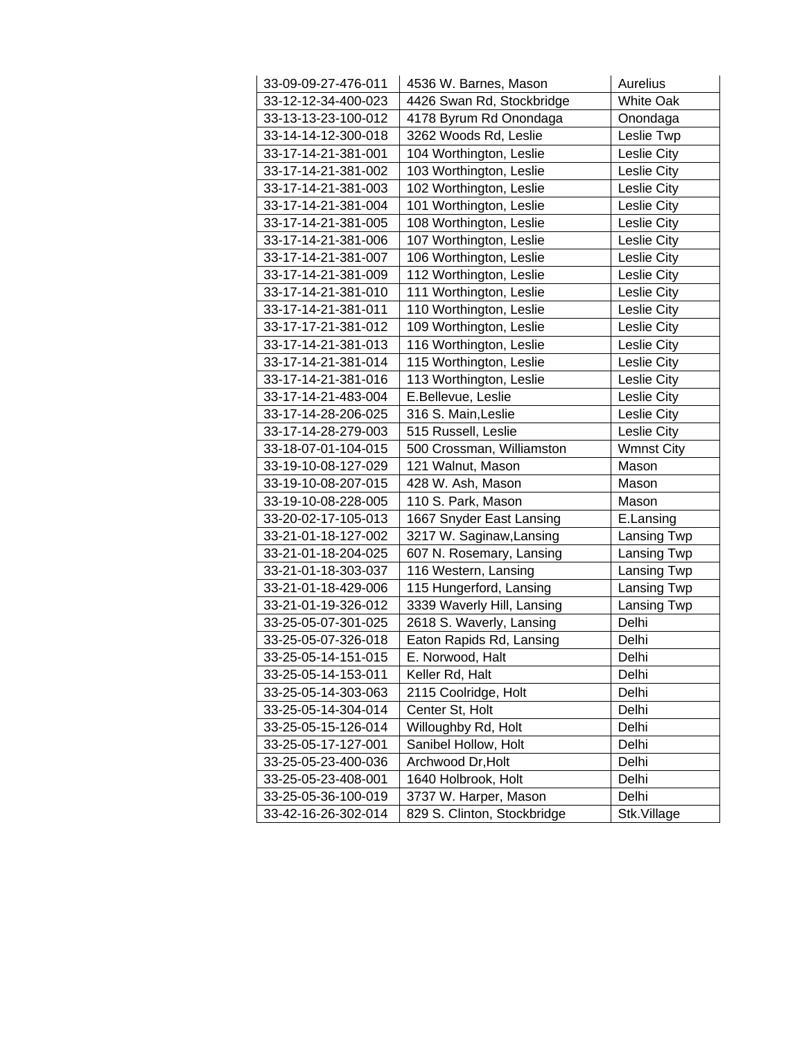| | | |
|---|---|---|
| 33-09-09-27-476-011 | 4536 W. Barnes, Mason | Aurelius |
| 33-12-12-34-400-023 | 4426 Swan Rd, Stockbridge | White Oak |
| 33-13-13-23-100-012 | 4178 Byrum Rd Onondaga | Onondaga |
| 33-14-14-12-300-018 | 3262 Woods Rd, Leslie | Leslie Twp |
| 33-17-14-21-381-001 | 104 Worthington, Leslie | Leslie City |
| 33-17-14-21-381-002 | 103 Worthington, Leslie | Leslie City |
| 33-17-14-21-381-003 | 102 Worthington, Leslie | Leslie City |
| 33-17-14-21-381-004 | 101 Worthington, Leslie | Leslie City |
| 33-17-14-21-381-005 | 108 Worthington, Leslie | Leslie City |
| 33-17-14-21-381-006 | 107 Worthington, Leslie | Leslie City |
| 33-17-14-21-381-007 | 106 Worthington, Leslie | Leslie City |
| 33-17-14-21-381-009 | 112 Worthington, Leslie | Leslie City |
| 33-17-14-21-381-010 | 111 Worthington, Leslie | Leslie City |
| 33-17-14-21-381-011 | 110 Worthington, Leslie | Leslie City |
| 33-17-17-21-381-012 | 109 Worthington, Leslie | Leslie City |
| 33-17-14-21-381-013 | 116 Worthington, Leslie | Leslie City |
| 33-17-14-21-381-014 | 115 Worthington, Leslie | Leslie City |
| 33-17-14-21-381-016 | 113 Worthington, Leslie | Leslie City |
| 33-17-14-21-483-004 | E.Bellevue, Leslie | Leslie City |
| 33-17-14-28-206-025 | 316 S. Main,Leslie | Leslie City |
| 33-17-14-28-279-003 | 515 Russell, Leslie | Leslie City |
| 33-18-07-01-104-015 | 500 Crossman, Williamston | Wmnst City |
| 33-19-10-08-127-029 | 121 Walnut, Mason | Mason |
| 33-19-10-08-207-015 | 428 W. Ash, Mason | Mason |
| 33-19-10-08-228-005 | 110 S. Park, Mason | Mason |
| 33-20-02-17-105-013 | 1667 Snyder East Lansing | E.Lansing |
| 33-21-01-18-127-002 | 3217 W. Saginaw,Lansing | Lansing Twp |
| 33-21-01-18-204-025 | 607 N. Rosemary, Lansing | Lansing Twp |
| 33-21-01-18-303-037 | 116 Western, Lansing | Lansing Twp |
| 33-21-01-18-429-006 | 115 Hungerford, Lansing | Lansing Twp |
| 33-21-01-19-326-012 | 3339 Waverly Hill, Lansing | Lansing Twp |
| 33-25-05-07-301-025 | 2618 S. Waverly, Lansing | Delhi |
| 33-25-05-07-326-018 | Eaton Rapids Rd, Lansing | Delhi |
| 33-25-05-14-151-015 | E. Norwood, Halt | Delhi |
| 33-25-05-14-153-011 | Keller Rd, Halt | Delhi |
| 33-25-05-14-303-063 | 2115 Coolridge, Holt | Delhi |
| 33-25-05-14-304-014 | Center St, Holt | Delhi |
| 33-25-05-15-126-014 | Willoughby Rd, Holt | Delhi |
| 33-25-05-17-127-001 | Sanibel Hollow, Holt | Delhi |
| 33-25-05-23-400-036 | Archwood Dr,Holt | Delhi |
| 33-25-05-23-408-001 | 1640 Holbrook, Holt | Delhi |
| 33-25-05-36-100-019 | 3737 W. Harper, Mason | Delhi |
| 33-42-16-26-302-014 | 829 S. Clinton, Stockbridge | Stk.Village |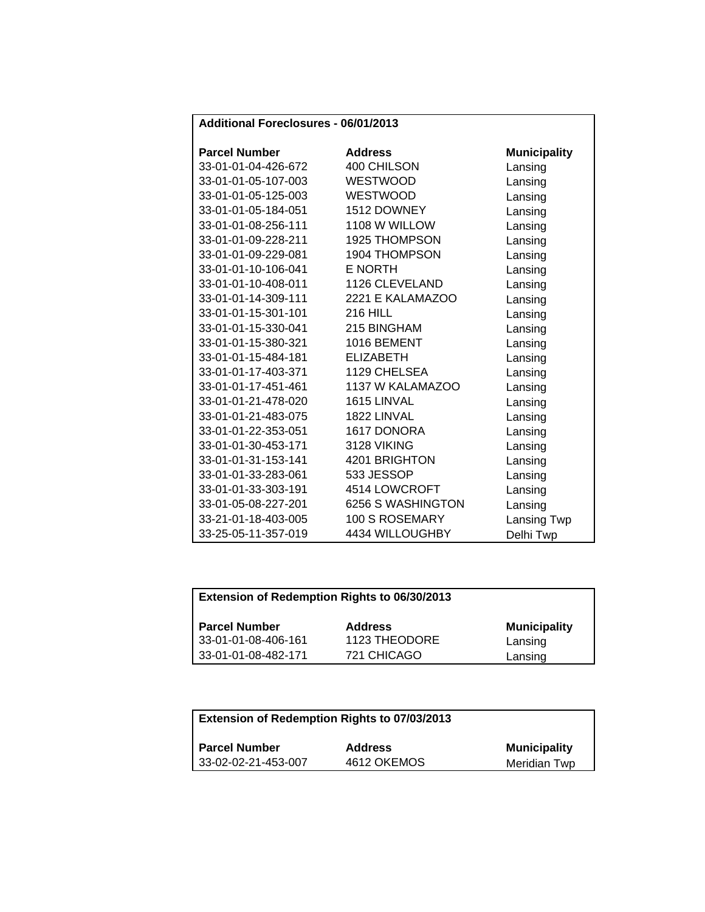## Additional Foreclosures - 06/01/2013

| Parcel Number | Address | Municipality |
|---|---|---|
| 33-01-01-04-426-672 | 400 CHILSON | Lansing |
| 33-01-01-05-107-003 | WESTWOOD | Lansing |
| 33-01-01-05-125-003 | WESTWOOD | Lansing |
| 33-01-01-05-184-051 | 1512 DOWNEY | Lansing |
| 33-01-01-08-256-111 | 1108 W WILLOW | Lansing |
| 33-01-01-09-228-211 | 1925 THOMPSON | Lansing |
| 33-01-01-09-229-081 | 1904 THOMPSON | Lansing |
| 33-01-01-10-106-041 | E NORTH | Lansing |
| 33-01-01-10-408-011 | 1126 CLEVELAND | Lansing |
| 33-01-01-14-309-111 | 2221 E KALAMAZOO | Lansing |
| 33-01-01-15-301-101 | 216 HILL | Lansing |
| 33-01-01-15-330-041 | 215 BINGHAM | Lansing |
| 33-01-01-15-380-321 | 1016 BEMENT | Lansing |
| 33-01-01-15-484-181 | ELIZABETH | Lansing |
| 33-01-01-17-403-371 | 1129 CHELSEA | Lansing |
| 33-01-01-17-451-461 | 1137 W KALAMAZOO | Lansing |
| 33-01-01-21-478-020 | 1615 LINVAL | Lansing |
| 33-01-01-21-483-075 | 1822 LINVAL | Lansing |
| 33-01-01-22-353-051 | 1617 DONORA | Lansing |
| 33-01-01-30-453-171 | 3128 VIKING | Lansing |
| 33-01-01-31-153-141 | 4201 BRIGHTON | Lansing |
| 33-01-01-33-283-061 | 533 JESSOP | Lansing |
| 33-01-01-33-303-191 | 4514 LOWCROFT | Lansing |
| 33-01-05-08-227-201 | 6256 S WASHINGTON | Lansing |
| 33-21-01-18-403-005 | 100 S ROSEMARY | Lansing Twp |
| 33-25-05-11-357-019 | 4434 WILLOUGHBY | Delhi Twp |

## Extension of Redemption Rights to 06/30/2013

| Parcel Number | Address | Municipality |
|---|---|---|
| 33-01-01-08-406-161 | 1123 THEODORE | Lansing |
| 33-01-01-08-482-171 | 721 CHICAGO | Lansing |

## Extension of Redemption Rights to 07/03/2013

| Parcel Number | Address | Municipality |
|---|---|---|
| 33-02-02-21-453-007 | 4612 OKEMOS | Meridian Twp |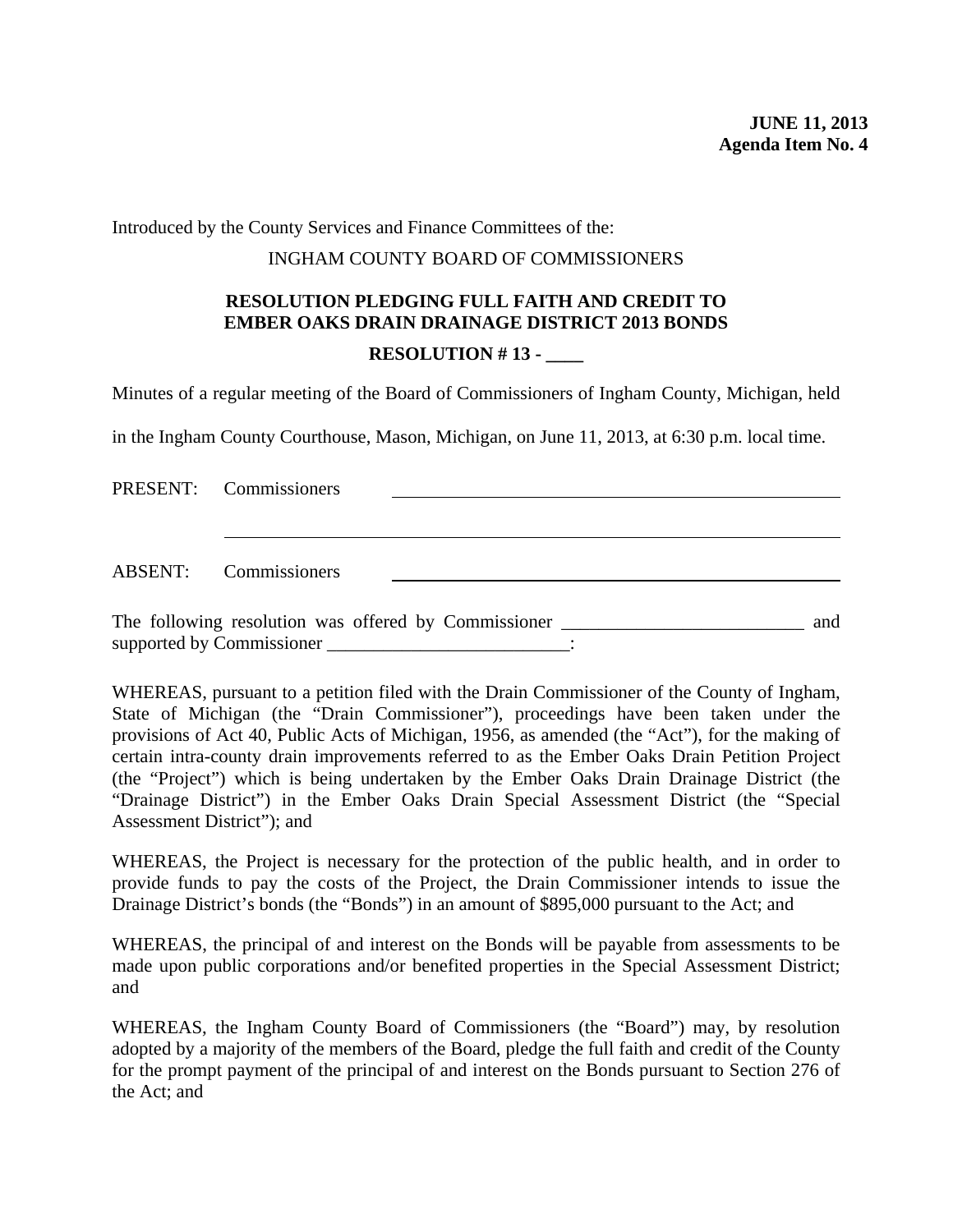**JUNE 11, 2013**
**Agenda Item No. 4**

Introduced by the County Services and Finance Committees of the:

INGHAM COUNTY BOARD OF COMMISSIONERS

## RESOLUTION PLEDGING FULL FAITH AND CREDIT TO EMBER OAKS DRAIN DRAINAGE DISTRICT 2013 BONDS

**RESOLUTION # 13 - ____**

Minutes of a regular meeting of the Board of Commissioners of Ingham County, Michigan, held in the Ingham County Courthouse, Mason, Michigan, on June 11, 2013, at 6:30 p.m. local time.

PRESENT: Commissioners ____________________________________________

____________________________________________________________

ABSENT: Commissioners ____________________________________________

The following resolution was offered by Commissioner __________________________ and supported by Commissioner __________________________:

WHEREAS, pursuant to a petition filed with the Drain Commissioner of the County of Ingham, State of Michigan (the "Drain Commissioner"), proceedings have been taken under the provisions of Act 40, Public Acts of Michigan, 1956, as amended (the "Act"), for the making of certain intra-county drain improvements referred to as the Ember Oaks Drain Petition Project (the "Project") which is being undertaken by the Ember Oaks Drain Drainage District (the "Drainage District") in the Ember Oaks Drain Special Assessment District (the "Special Assessment District"); and

WHEREAS, the Project is necessary for the protection of the public health, and in order to provide funds to pay the costs of the Project, the Drain Commissioner intends to issue the Drainage District's bonds (the "Bonds") in an amount of $895,000 pursuant to the Act; and

WHEREAS, the principal of and interest on the Bonds will be payable from assessments to be made upon public corporations and/or benefited properties in the Special Assessment District; and

WHEREAS, the Ingham County Board of Commissioners (the "Board") may, by resolution adopted by a majority of the members of the Board, pledge the full faith and credit of the County for the prompt payment of the principal of and interest on the Bonds pursuant to Section 276 of the Act; and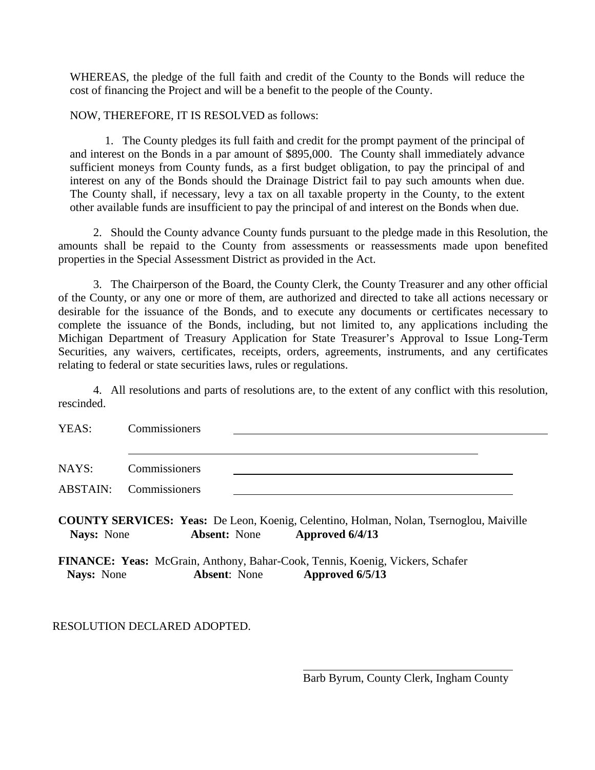WHEREAS, the pledge of the full faith and credit of the County to the Bonds will reduce the cost of financing the Project and will be a benefit to the people of the County.

NOW, THEREFORE, IT IS RESOLVED as follows:

1. The County pledges its full faith and credit for the prompt payment of the principal of and interest on the Bonds in a par amount of $895,000. The County shall immediately advance sufficient moneys from County funds, as a first budget obligation, to pay the principal of and interest on any of the Bonds should the Drainage District fail to pay such amounts when due. The County shall, if necessary, levy a tax on all taxable property in the County, to the extent other available funds are insufficient to pay the principal of and interest on the Bonds when due.

2. Should the County advance County funds pursuant to the pledge made in this Resolution, the amounts shall be repaid to the County from assessments or reassessments made upon benefited properties in the Special Assessment District as provided in the Act.

3. The Chairperson of the Board, the County Clerk, the County Treasurer and any other official of the County, or any one or more of them, are authorized and directed to take all actions necessary or desirable for the issuance of the Bonds, and to execute any documents or certificates necessary to complete the issuance of the Bonds, including, but not limited to, any applications including the Michigan Department of Treasury Application for State Treasurer's Approval to Issue Long-Term Securities, any waivers, certificates, receipts, orders, agreements, instruments, and any certificates relating to federal or state securities laws, rules or regulations.

4. All resolutions and parts of resolutions are, to the extent of any conflict with this resolution, rescinded.

YEAS: Commissioners ________________________________________

________________________________________

NAYS: Commissioners ________________________________________

ABSTAIN: Commissioners ________________________________________

**COUNTY SERVICES: Yeas:** De Leon, Koenig, Celentino, Holman, Nolan, Tsernoglou, Maiville
**Nays:** None **Absent:** None **Approved 6/4/13**

**FINANCE: Yeas:** McGrain, Anthony, Bahar-Cook, Tennis, Koenig, Vickers, Schafer
**Nays:** None **Absent**: None **Approved 6/5/13**

RESOLUTION DECLARED ADOPTED.

________________________________________
Barb Byrum, County Clerk, Ingham County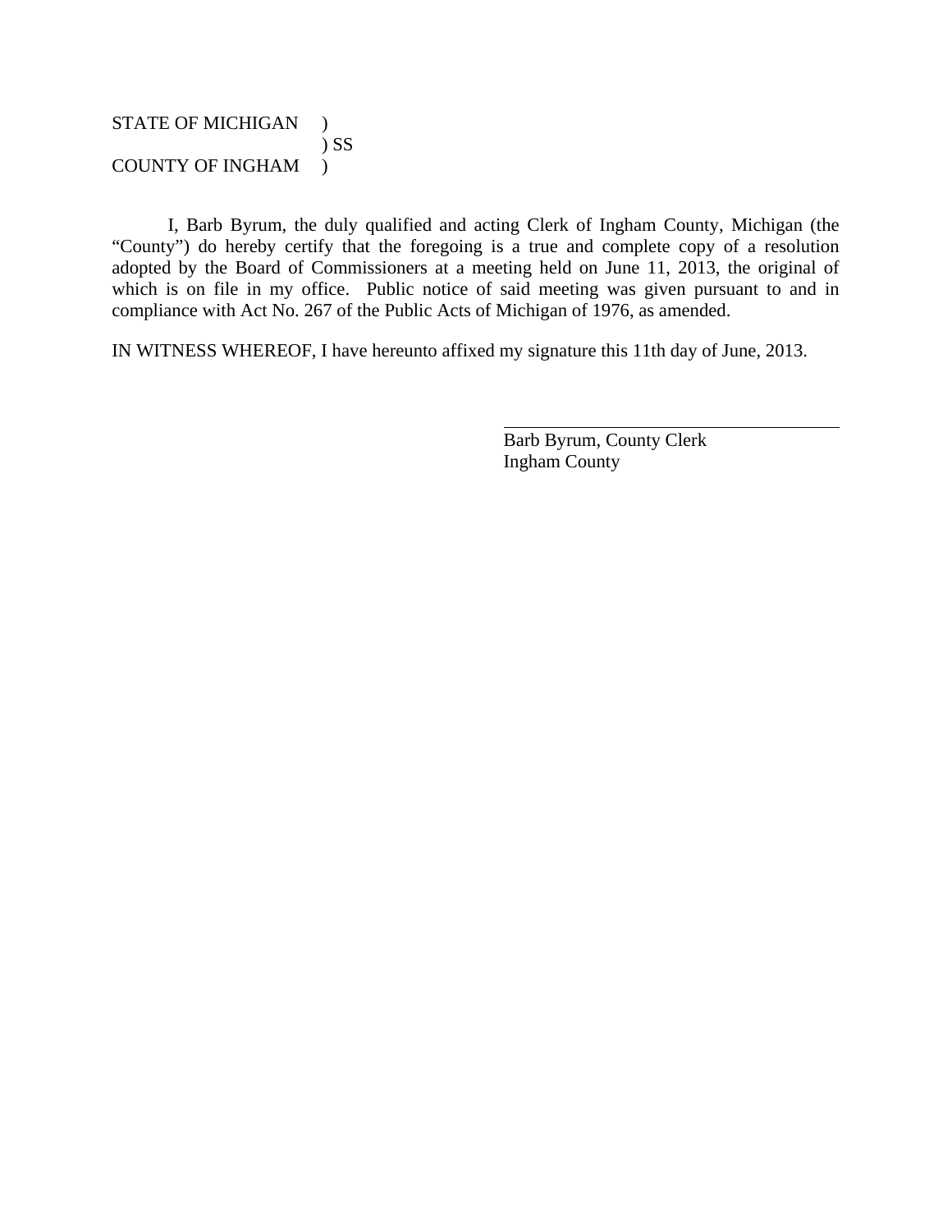STATE OF MICHIGAN )
) SS
COUNTY OF INGHAM )

I, Barb Byrum, the duly qualified and acting Clerk of Ingham County, Michigan (the "County") do hereby certify that the foregoing is a true and complete copy of a resolution adopted by the Board of Commissioners at a meeting held on June 11, 2013, the original of which is on file in my office. Public notice of said meeting was given pursuant to and in compliance with Act No. 267 of the Public Acts of Michigan of 1976, as amended.

IN WITNESS WHEREOF, I have hereunto affixed my signature this 11th day of June, 2013.

\_\_\_\_\_\_\_\_\_\_\_\_\_\_\_\_\_\_\_\_\_\_\_\_\_\_\_\_\_\_\_\_\_\_\_\_

Barb Byrum, County Clerk
Ingham County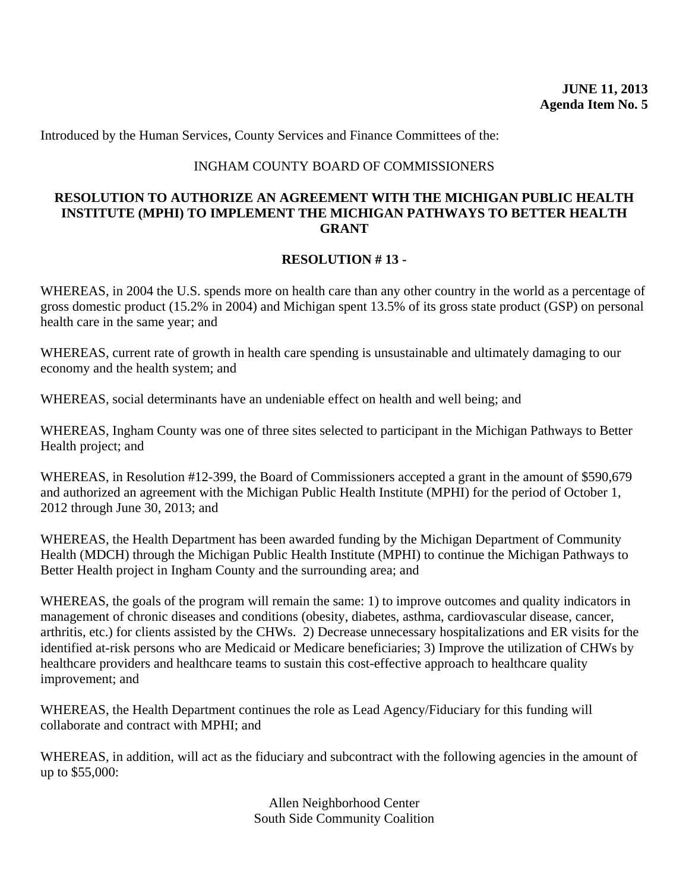**JUNE 11, 2013**
**Agenda Item No. 5**

Introduced by the Human Services, County Services and Finance Committees of the:

INGHAM COUNTY BOARD OF COMMISSIONERS

**RESOLUTION TO AUTHORIZE AN AGREEMENT WITH THE MICHIGAN PUBLIC HEALTH INSTITUTE (MPHI) TO IMPLEMENT THE MICHIGAN PATHWAYS TO BETTER HEALTH GRANT**

**RESOLUTION # 13 -**

WHEREAS, in 2004 the U.S. spends more on health care than any other country in the world as a percentage of gross domestic product (15.2% in 2004) and Michigan spent 13.5% of its gross state product (GSP) on personal health care in the same year; and

WHEREAS, current rate of growth in health care spending is unsustainable and ultimately damaging to our economy and the health system; and

WHEREAS, social determinants have an undeniable effect on health and well being; and

WHEREAS, Ingham County was one of three sites selected to participant in the Michigan Pathways to Better Health project; and

WHEREAS, in Resolution #12-399, the Board of Commissioners accepted a grant in the amount of $590,679 and authorized an agreement with the Michigan Public Health Institute (MPHI) for the period of October 1, 2012 through June 30, 2013; and

WHEREAS, the Health Department has been awarded funding by the Michigan Department of Community Health (MDCH) through the Michigan Public Health Institute (MPHI) to continue the Michigan Pathways to Better Health project in Ingham County and the surrounding area; and

WHEREAS, the goals of the program will remain the same: 1) to improve outcomes and quality indicators in management of chronic diseases and conditions (obesity, diabetes, asthma, cardiovascular disease, cancer, arthritis, etc.) for clients assisted by the CHWs. 2) Decrease unnecessary hospitalizations and ER visits for the identified at-risk persons who are Medicaid or Medicare beneficiaries; 3) Improve the utilization of CHWs by healthcare providers and healthcare teams to sustain this cost-effective approach to healthcare quality improvement; and

WHEREAS, the Health Department continues the role as Lead Agency/Fiduciary for this funding will collaborate and contract with MPHI; and

WHEREAS, in addition, will act as the fiduciary and subcontract with the following agencies in the amount of up to $55,000:

Allen Neighborhood Center
South Side Community Coalition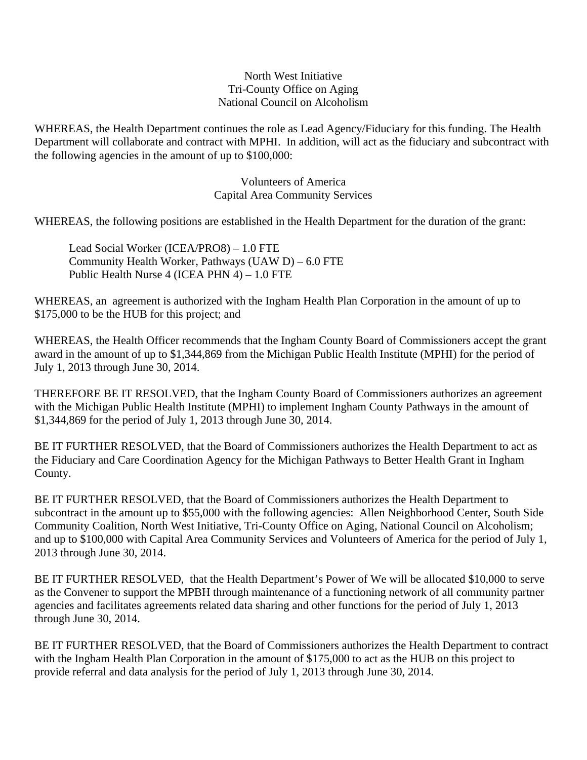North West Initiative
Tri-County Office on Aging
National Council on Alcoholism

WHEREAS, the Health Department continues the role as Lead Agency/Fiduciary for this funding. The Health Department will collaborate and contract with MPHI. In addition, will act as the fiduciary and subcontract with the following agencies in the amount of up to $100,000:

Volunteers of America
Capital Area Community Services

WHEREAS, the following positions are established in the Health Department for the duration of the grant:

Lead Social Worker (ICEA/PRO8) – 1.0 FTE
Community Health Worker, Pathways (UAW D) – 6.0 FTE
Public Health Nurse 4 (ICEA PHN 4) – 1.0 FTE

WHEREAS, an agreement is authorized with the Ingham Health Plan Corporation in the amount of up to $175,000 to be the HUB for this project; and

WHEREAS, the Health Officer recommends that the Ingham County Board of Commissioners accept the grant award in the amount of up to $1,344,869 from the Michigan Public Health Institute (MPHI) for the period of July 1, 2013 through June 30, 2014.

THEREFORE BE IT RESOLVED, that the Ingham County Board of Commissioners authorizes an agreement with the Michigan Public Health Institute (MPHI) to implement Ingham County Pathways in the amount of $1,344,869 for the period of July 1, 2013 through June 30, 2014.

BE IT FURTHER RESOLVED, that the Board of Commissioners authorizes the Health Department to act as the Fiduciary and Care Coordination Agency for the Michigan Pathways to Better Health Grant in Ingham County.

BE IT FURTHER RESOLVED, that the Board of Commissioners authorizes the Health Department to subcontract in the amount up to $55,000 with the following agencies: Allen Neighborhood Center, South Side Community Coalition, North West Initiative, Tri-County Office on Aging, National Council on Alcoholism; and up to $100,000 with Capital Area Community Services and Volunteers of America for the period of July 1, 2013 through June 30, 2014.

BE IT FURTHER RESOLVED, that the Health Department's Power of We will be allocated $10,000 to serve as the Convener to support the MPBH through maintenance of a functioning network of all community partner agencies and facilitates agreements related data sharing and other functions for the period of July 1, 2013 through June 30, 2014.

BE IT FURTHER RESOLVED, that the Board of Commissioners authorizes the Health Department to contract with the Ingham Health Plan Corporation in the amount of $175,000 to act as the HUB on this project to provide referral and data analysis for the period of July 1, 2013 through June 30, 2014.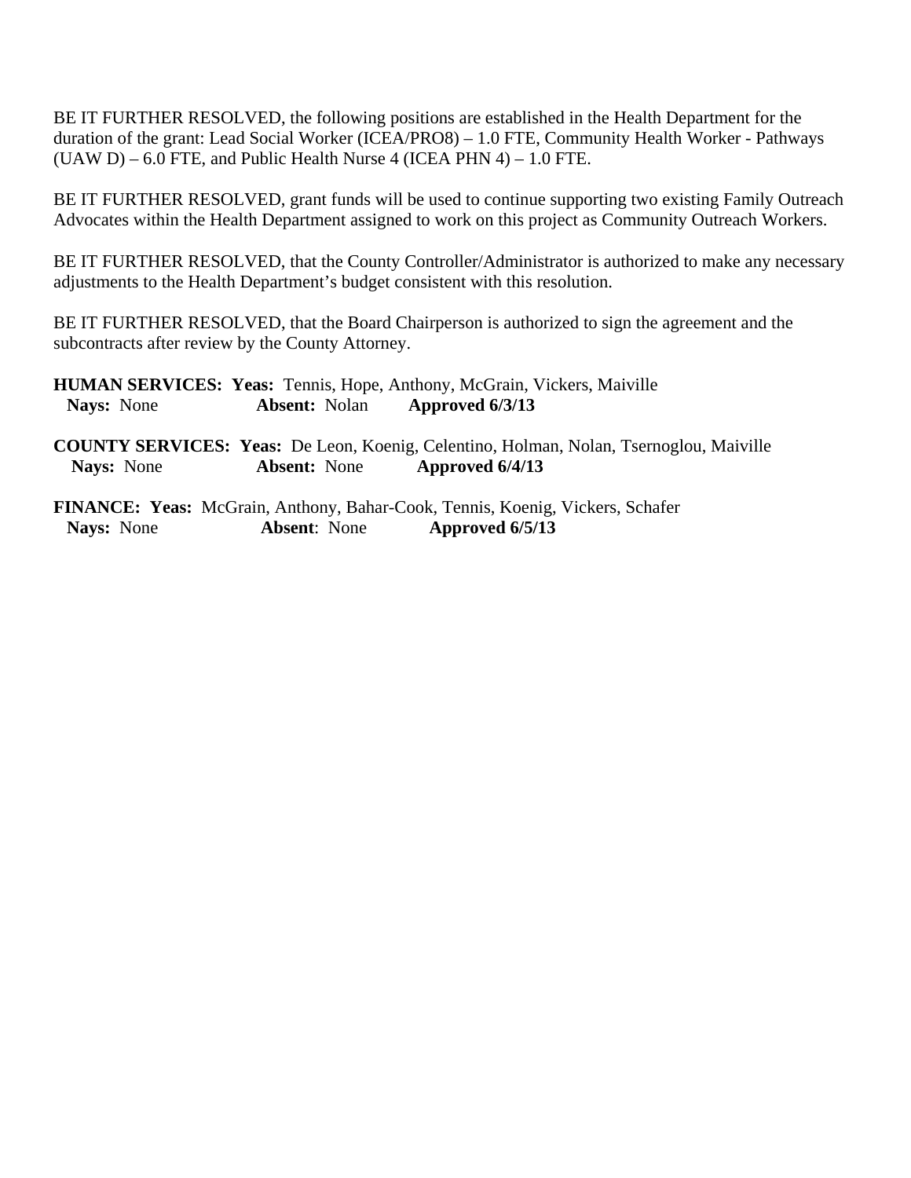BE IT FURTHER RESOLVED, the following positions are established in the Health Department for the duration of the grant: Lead Social Worker (ICEA/PRO8) – 1.0 FTE, Community Health Worker - Pathways (UAW D) – 6.0 FTE, and Public Health Nurse 4 (ICEA PHN 4) – 1.0 FTE.

BE IT FURTHER RESOLVED, grant funds will be used to continue supporting two existing Family Outreach Advocates within the Health Department assigned to work on this project as Community Outreach Workers.

BE IT FURTHER RESOLVED, that the County Controller/Administrator is authorized to make any necessary adjustments to the Health Department's budget consistent with this resolution.

BE IT FURTHER RESOLVED, that the Board Chairperson is authorized to sign the agreement and the subcontracts after review by the County Attorney.

**HUMAN SERVICES: Yeas:** Tennis, Hope, Anthony, McGrain, Vickers, Maiville
**Nays:** None **Absent:** Nolan **Approved 6/3/13**

**COUNTY SERVICES: Yeas:** De Leon, Koenig, Celentino, Holman, Nolan, Tsernoglou, Maiville
**Nays:** None **Absent:** None **Approved 6/4/13**

**FINANCE: Yeas:** McGrain, Anthony, Bahar-Cook, Tennis, Koenig, Vickers, Schafer
**Nays:** None **Absent**: None **Approved 6/5/13**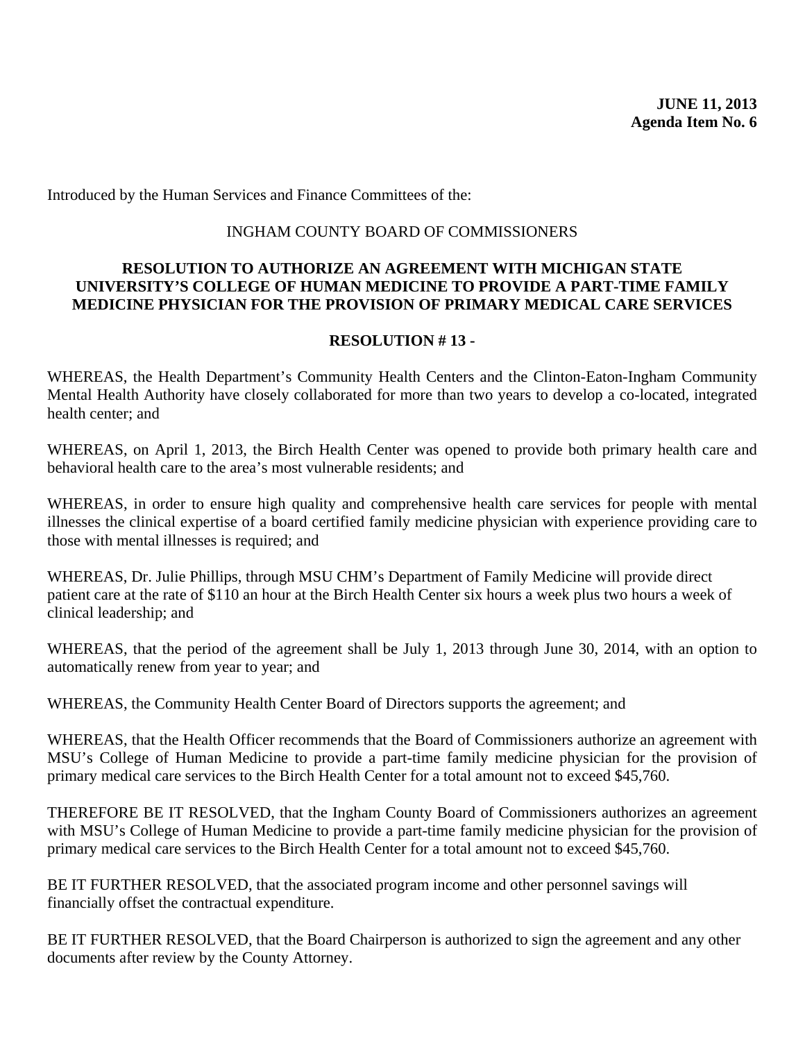**JUNE 11, 2013**
**Agenda Item No. 6**

Introduced by the Human Services and Finance Committees of the:

INGHAM COUNTY BOARD OF COMMISSIONERS

**RESOLUTION TO AUTHORIZE AN AGREEMENT WITH MICHIGAN STATE UNIVERSITY'S COLLEGE OF HUMAN MEDICINE TO PROVIDE A PART-TIME FAMILY MEDICINE PHYSICIAN FOR THE PROVISION OF PRIMARY MEDICAL CARE SERVICES**

**RESOLUTION # 13 -**

WHEREAS, the Health Department's Community Health Centers and the Clinton-Eaton-Ingham Community Mental Health Authority have closely collaborated for more than two years to develop a co-located, integrated health center; and

WHEREAS, on April 1, 2013, the Birch Health Center was opened to provide both primary health care and behavioral health care to the area's most vulnerable residents; and

WHEREAS, in order to ensure high quality and comprehensive health care services for people with mental illnesses the clinical expertise of a board certified family medicine physician with experience providing care to those with mental illnesses is required; and

WHEREAS, Dr. Julie Phillips, through MSU CHM's Department of Family Medicine will provide direct patient care at the rate of $110 an hour at the Birch Health Center six hours a week plus two hours a week of clinical leadership; and

WHEREAS, that the period of the agreement shall be July 1, 2013 through June 30, 2014, with an option to automatically renew from year to year; and

WHEREAS, the Community Health Center Board of Directors supports the agreement; and

WHEREAS, that the Health Officer recommends that the Board of Commissioners authorize an agreement with MSU's College of Human Medicine to provide a part-time family medicine physician for the provision of primary medical care services to the Birch Health Center for a total amount not to exceed $45,760.

THEREFORE BE IT RESOLVED, that the Ingham County Board of Commissioners authorizes an agreement with MSU's College of Human Medicine to provide a part-time family medicine physician for the provision of primary medical care services to the Birch Health Center for a total amount not to exceed $45,760.

BE IT FURTHER RESOLVED, that the associated program income and other personnel savings will financially offset the contractual expenditure.

BE IT FURTHER RESOLVED, that the Board Chairperson is authorized to sign the agreement and any other documents after review by the County Attorney.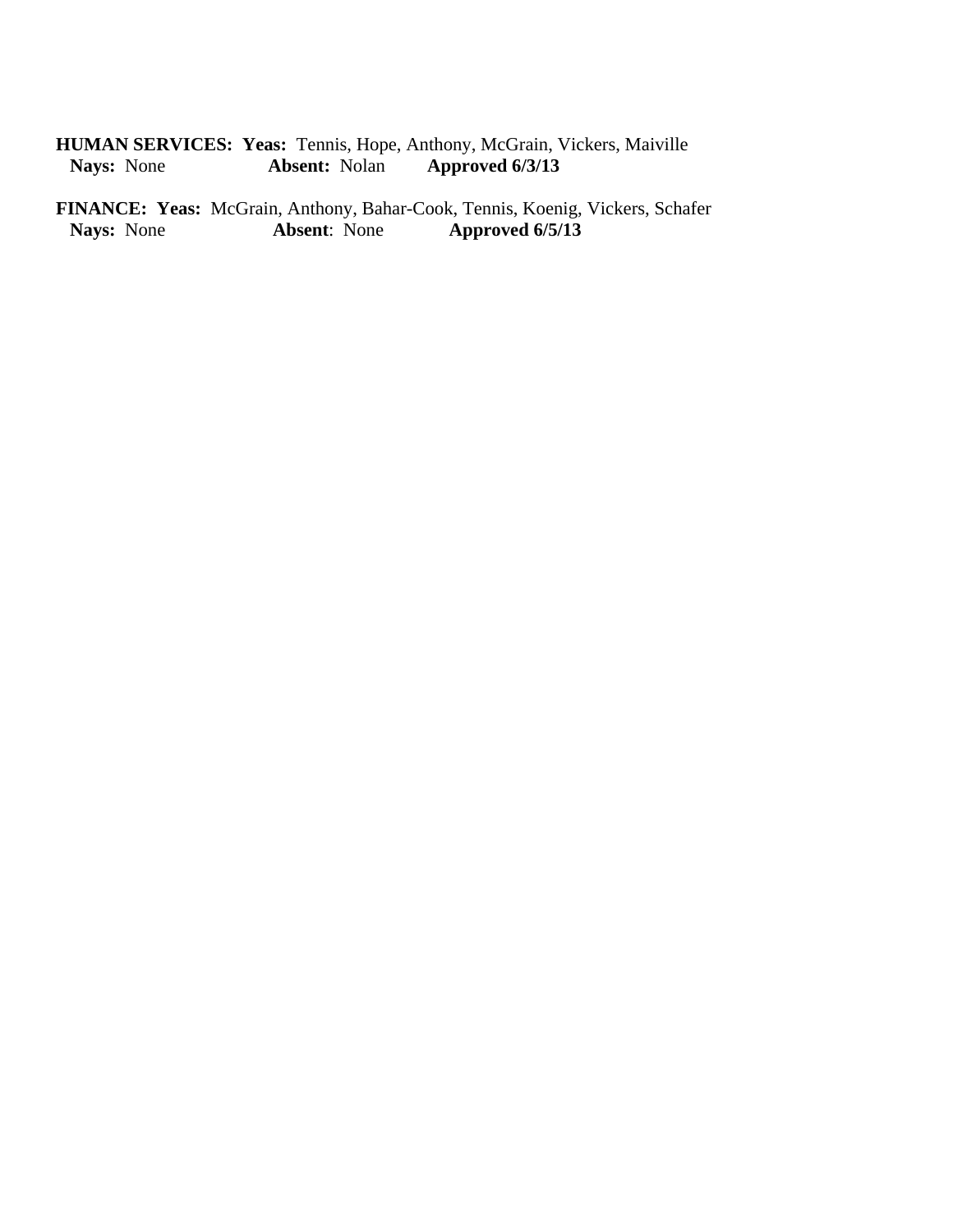**HUMAN SERVICES: Yeas:** Tennis, Hope, Anthony, McGrain, Vickers, Maiville
**Nays:** None **Absent:** Nolan **Approved 6/3/13**

**FINANCE: Yeas:** McGrain, Anthony, Bahar-Cook, Tennis, Koenig, Vickers, Schafer
**Nays:** None **Absent**: None **Approved 6/5/13**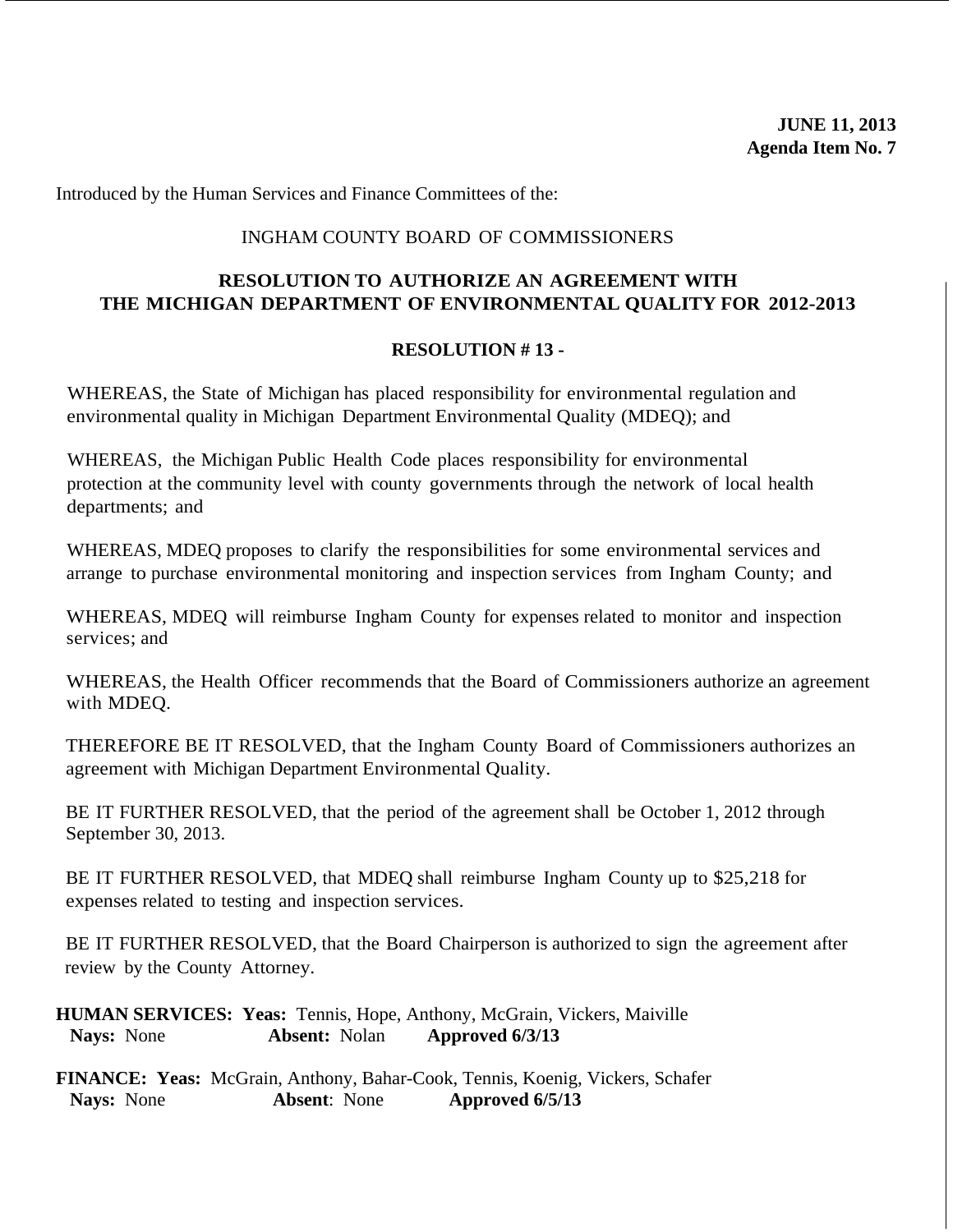**JUNE 11, 2013**
**Agenda Item No. 7**

Introduced by the Human Services and Finance Committees of the:

INGHAM COUNTY BOARD OF COMMISSIONERS

**RESOLUTION TO AUTHORIZE AN AGREEMENT WITH THE MICHIGAN DEPARTMENT OF ENVIRONMENTAL QUALITY FOR 2012-2013**

**RESOLUTION # 13 -**

WHEREAS, the State of Michigan has placed responsibility for environmental regulation and environmental quality in Michigan Department Environmental Quality (MDEQ); and

WHEREAS, the Michigan Public Health Code places responsibility for environmental protection at the community level with county governments through the network of local health departments; and

WHEREAS, MDEQ proposes to clarify the responsibilities for some environmental services and arrange to purchase environmental monitoring and inspection services from Ingham County; and

WHEREAS, MDEQ will reimburse Ingham County for expenses related to monitor and inspection services; and

WHEREAS, the Health Officer recommends that the Board of Commissioners authorize an agreement with MDEQ.

THEREFORE BE IT RESOLVED, that the Ingham County Board of Commissioners authorizes an agreement with Michigan Department Environmental Quality.

BE IT FURTHER RESOLVED, that the period of the agreement shall be October 1, 2012 through September 30, 2013.

BE IT FURTHER RESOLVED, that MDEQ shall reimburse Ingham County up to $25,218 for expenses related to testing and inspection services.

BE IT FURTHER RESOLVED, that the Board Chairperson is authorized to sign the agreement after review by the County Attorney.

**HUMAN SERVICES: Yeas:** Tennis, Hope, Anthony, McGrain, Vickers, Maiville
**Nays:** None **Absent:** Nolan **Approved 6/3/13**

**FINANCE: Yeas:** McGrain, Anthony, Bahar-Cook, Tennis, Koenig, Vickers, Schafer
**Nays:** None **Absent**: None **Approved 6/5/13**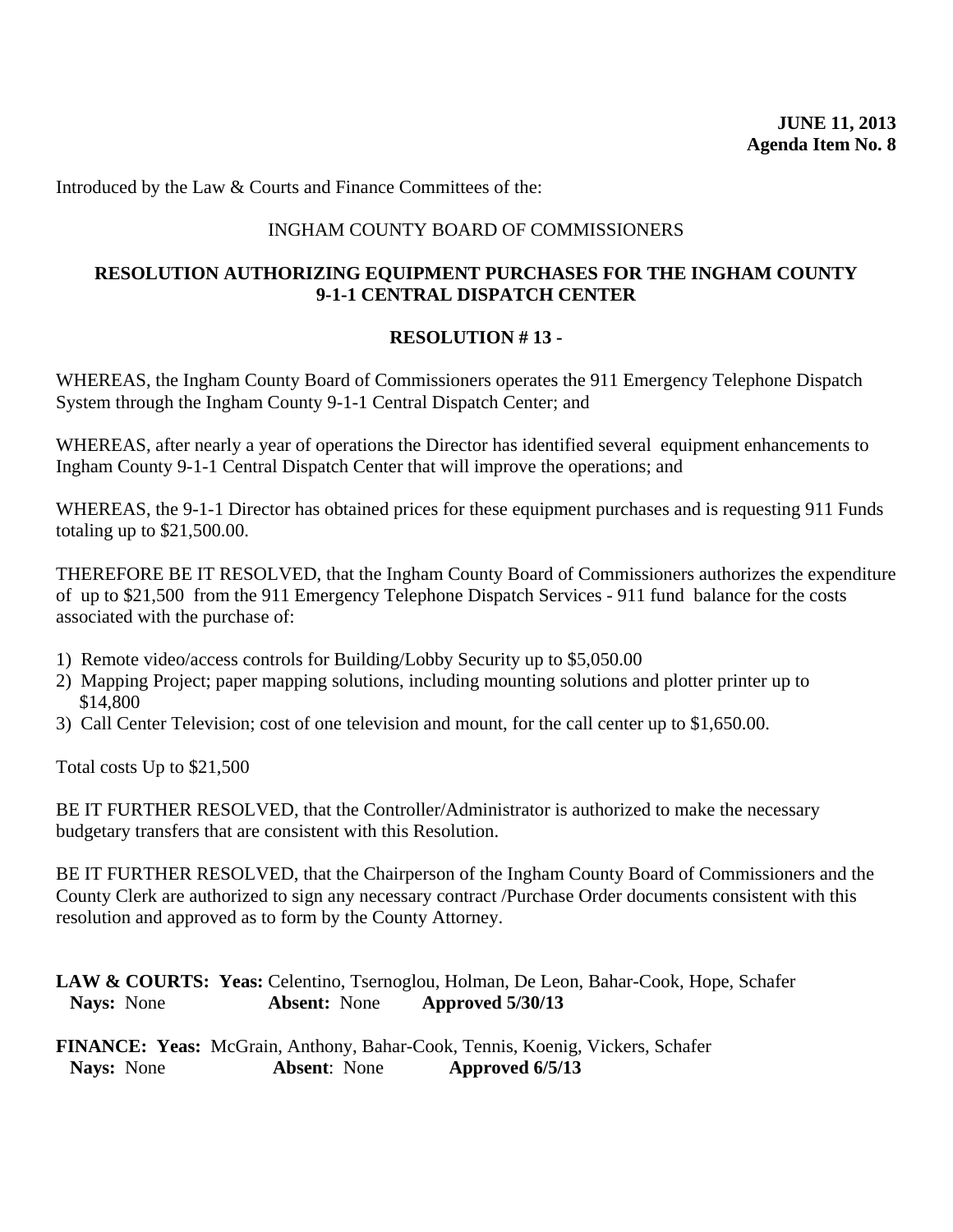**JUNE 11, 2013**
**Agenda Item No. 8**

Introduced by the Law & Courts and Finance Committees of the:

INGHAM COUNTY BOARD OF COMMISSIONERS

**RESOLUTION AUTHORIZING EQUIPMENT PURCHASES FOR THE INGHAM COUNTY 9-1-1 CENTRAL DISPATCH CENTER**

**RESOLUTION # 13 -**

WHEREAS, the Ingham County Board of Commissioners operates the 911 Emergency Telephone Dispatch System through the Ingham County 9-1-1 Central Dispatch Center; and

WHEREAS, after nearly a year of operations the Director has identified several equipment enhancements to Ingham County 9-1-1 Central Dispatch Center that will improve the operations; and

WHEREAS, the 9-1-1 Director has obtained prices for these equipment purchases and is requesting 911 Funds totaling up to $21,500.00.

THEREFORE BE IT RESOLVED, that the Ingham County Board of Commissioners authorizes the expenditure of up to $21,500 from the 911 Emergency Telephone Dispatch Services - 911 fund balance for the costs associated with the purchase of:

1) Remote video/access controls for Building/Lobby Security up to $5,050.00
2) Mapping Project; paper mapping solutions, including mounting solutions and plotter printer up to $14,800
3) Call Center Television; cost of one television and mount, for the call center up to $1,650.00.

Total costs Up to $21,500

BE IT FURTHER RESOLVED, that the Controller/Administrator is authorized to make the necessary budgetary transfers that are consistent with this Resolution.

BE IT FURTHER RESOLVED, that the Chairperson of the Ingham County Board of Commissioners and the County Clerk are authorized to sign any necessary contract /Purchase Order documents consistent with this resolution and approved as to form by the County Attorney.

**LAW & COURTS: Yeas:** Celentino, Tsernoglou, Holman, De Leon, Bahar-Cook, Hope, Schafer
**Nays:** None **Absent:** None **Approved 5/30/13**

**FINANCE: Yeas:** McGrain, Anthony, Bahar-Cook, Tennis, Koenig, Vickers, Schafer
**Nays:** None **Absent**: None **Approved 6/5/13**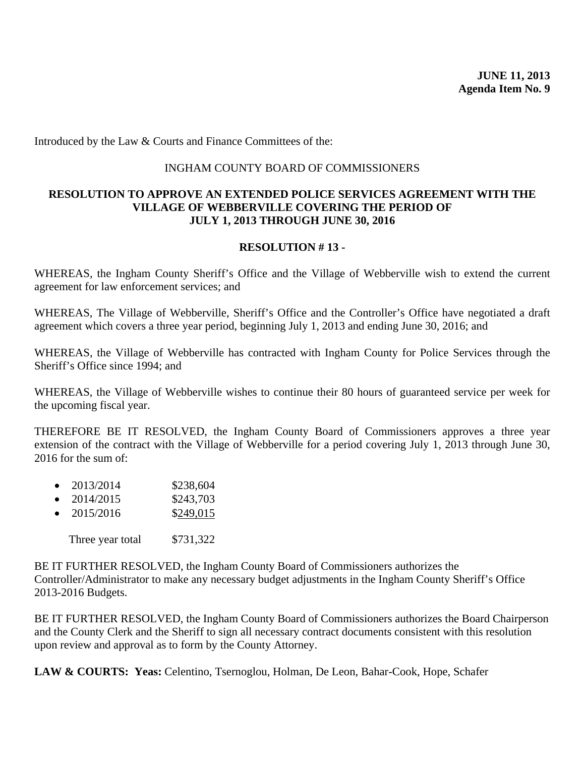**JUNE 11, 2013**
**Agenda Item No. 9**

Introduced by the Law & Courts and Finance Committees of the:

INGHAM COUNTY BOARD OF COMMISSIONERS

**RESOLUTION TO APPROVE AN EXTENDED POLICE SERVICES AGREEMENT WITH THE VILLAGE OF WEBBERVILLE COVERING THE PERIOD OF JULY 1, 2013 THROUGH JUNE 30, 2016**

**RESOLUTION # 13 -**

WHEREAS, the Ingham County Sheriff's Office and the Village of Webberville wish to extend the current agreement for law enforcement services; and

WHEREAS, The Village of Webberville, Sheriff's Office and the Controller's Office have negotiated a draft agreement which covers a three year period, beginning July 1, 2013 and ending June 30, 2016; and

WHEREAS, the Village of Webberville has contracted with Ingham County for Police Services through the Sheriff's Office since 1994; and

WHEREAS, the Village of Webberville wishes to continue their 80 hours of guaranteed service per week for the upcoming fiscal year.

THEREFORE BE IT RESOLVED, the Ingham County Board of Commissioners approves a three year extension of the contract with the Village of Webberville for a period covering July 1, 2013 through June 30, 2016 for the sum of:

- 2013/2014 $238,604
- 2014/2015 $243,703
- 2015/2016 $249,015

Three year total $731,322

BE IT FURTHER RESOLVED, the Ingham County Board of Commissioners authorizes the Controller/Administrator to make any necessary budget adjustments in the Ingham County Sheriff's Office 2013-2016 Budgets.

BE IT FURTHER RESOLVED, the Ingham County Board of Commissioners authorizes the Board Chairperson and the County Clerk and the Sheriff to sign all necessary contract documents consistent with this resolution upon review and approval as to form by the County Attorney.

**LAW & COURTS: Yeas:** Celentino, Tsernoglou, Holman, De Leon, Bahar-Cook, Hope, Schafer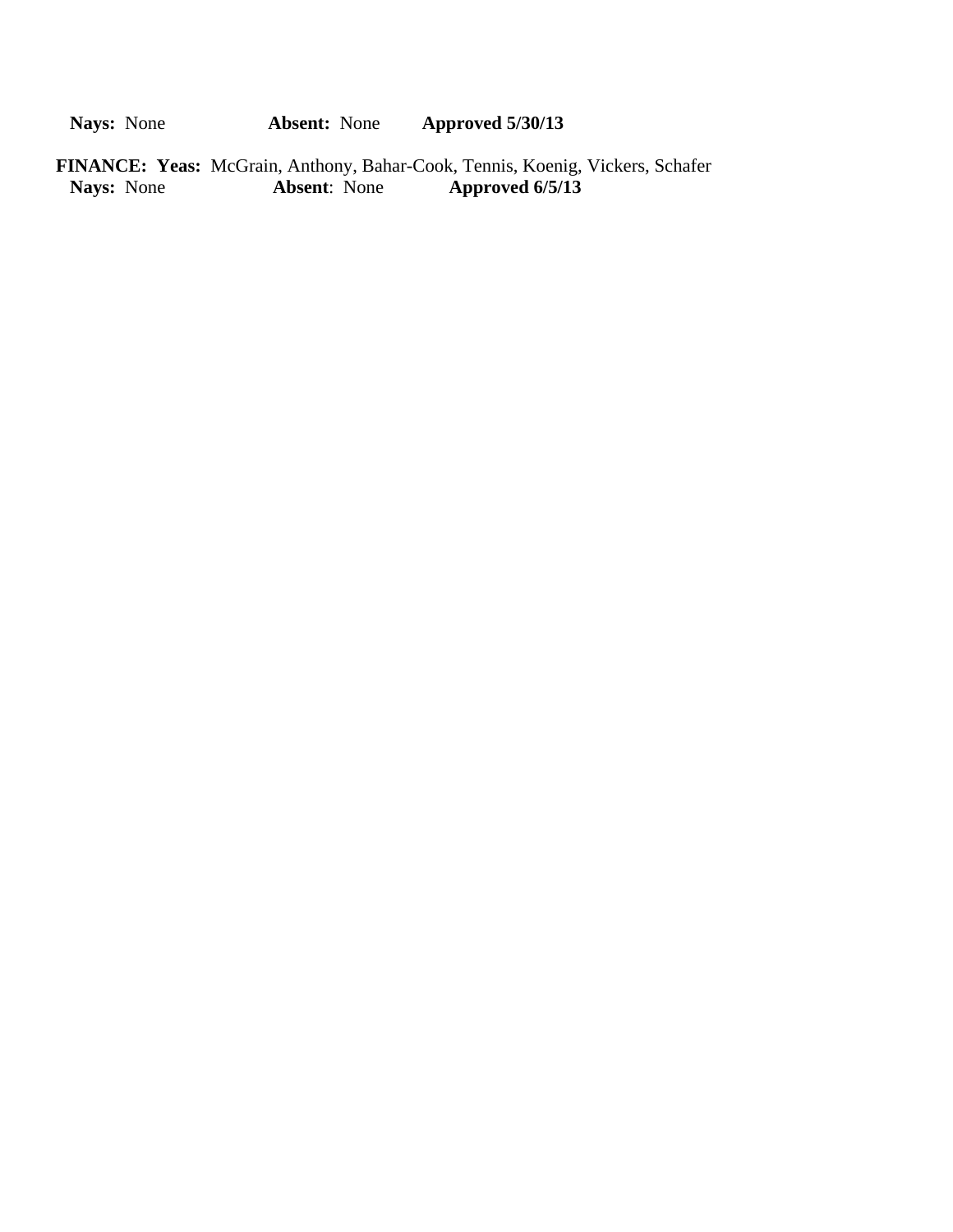**Nays:** None **Absent:** None **Approved 5/30/13**

**FINANCE: Yeas:** McGrain, Anthony, Bahar-Cook, Tennis, Koenig, Vickers, Schafer
**Nays:** None **Absent**: None **Approved 6/5/13**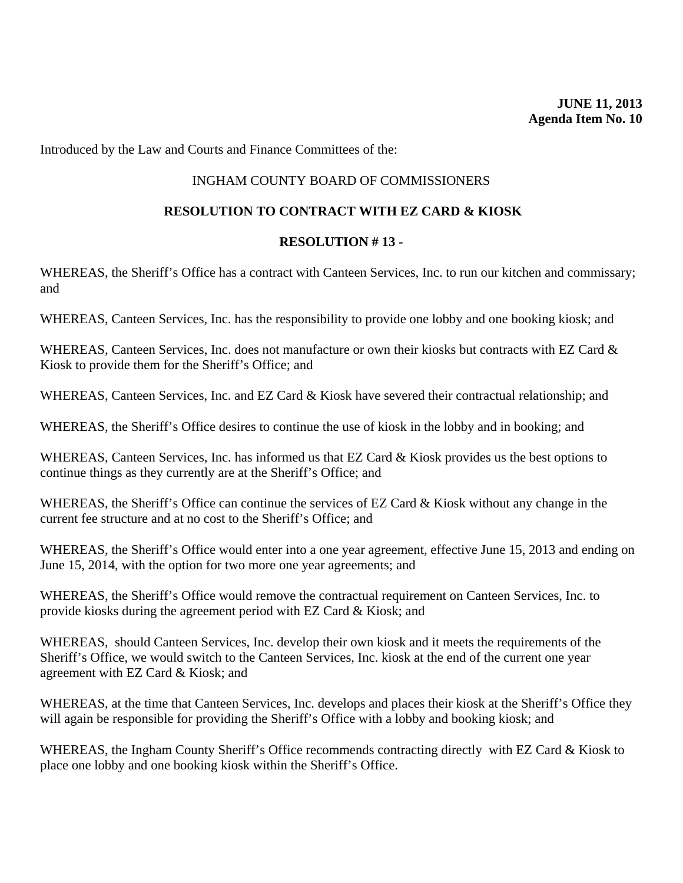**JUNE 11, 2013**
**Agenda Item No. 10**

Introduced by the Law and Courts and Finance Committees of the:

INGHAM COUNTY BOARD OF COMMISSIONERS

**RESOLUTION TO CONTRACT WITH EZ CARD & KIOSK**

**RESOLUTION # 13 -**

WHEREAS, the Sheriff's Office has a contract with Canteen Services, Inc. to run our kitchen and commissary; and

WHEREAS, Canteen Services, Inc. has the responsibility to provide one lobby and one booking kiosk; and

WHEREAS, Canteen Services, Inc. does not manufacture or own their kiosks but contracts with EZ Card & Kiosk to provide them for the Sheriff's Office; and

WHEREAS, Canteen Services, Inc. and EZ Card & Kiosk have severed their contractual relationship; and

WHEREAS, the Sheriff's Office desires to continue the use of kiosk in the lobby and in booking; and

WHEREAS, Canteen Services, Inc. has informed us that EZ Card & Kiosk provides us the best options to continue things as they currently are at the Sheriff's Office; and

WHEREAS, the Sheriff's Office can continue the services of EZ Card & Kiosk without any change in the current fee structure and at no cost to the Sheriff's Office; and

WHEREAS, the Sheriff's Office would enter into a one year agreement, effective June 15, 2013 and ending on June 15, 2014, with the option for two more one year agreements; and

WHEREAS, the Sheriff's Office would remove the contractual requirement on Canteen Services, Inc. to provide kiosks during the agreement period with EZ Card & Kiosk; and

WHEREAS, should Canteen Services, Inc. develop their own kiosk and it meets the requirements of the Sheriff's Office, we would switch to the Canteen Services, Inc. kiosk at the end of the current one year agreement with EZ Card & Kiosk; and

WHEREAS, at the time that Canteen Services, Inc. develops and places their kiosk at the Sheriff's Office they will again be responsible for providing the Sheriff's Office with a lobby and booking kiosk; and

WHEREAS, the Ingham County Sheriff's Office recommends contracting directly with EZ Card & Kiosk to place one lobby and one booking kiosk within the Sheriff's Office.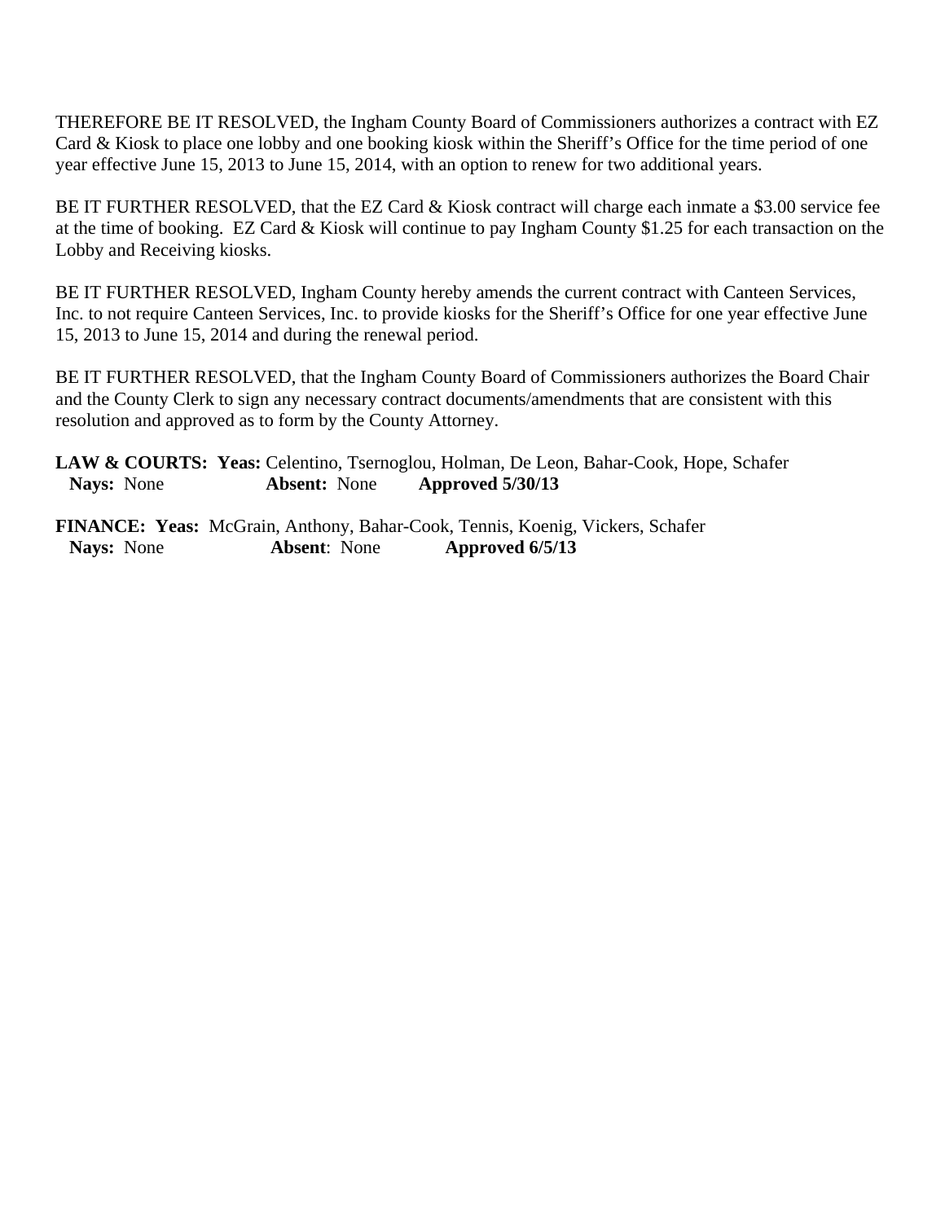THEREFORE BE IT RESOLVED, the Ingham County Board of Commissioners authorizes a contract with EZ Card & Kiosk to place one lobby and one booking kiosk within the Sheriff's Office for the time period of one year effective June 15, 2013 to June 15, 2014, with an option to renew for two additional years.

BE IT FURTHER RESOLVED, that the EZ Card & Kiosk contract will charge each inmate a $3.00 service fee at the time of booking. EZ Card & Kiosk will continue to pay Ingham County $1.25 for each transaction on the Lobby and Receiving kiosks.

BE IT FURTHER RESOLVED, Ingham County hereby amends the current contract with Canteen Services, Inc. to not require Canteen Services, Inc. to provide kiosks for the Sheriff's Office for one year effective June 15, 2013 to June 15, 2014 and during the renewal period.

BE IT FURTHER RESOLVED, that the Ingham County Board of Commissioners authorizes the Board Chair and the County Clerk to sign any necessary contract documents/amendments that are consistent with this resolution and approved as to form by the County Attorney.

**LAW & COURTS: Yeas:** Celentino, Tsernoglou, Holman, De Leon, Bahar-Cook, Hope, Schafer
**Nays:** None **Absent:** None **Approved 5/30/13**

**FINANCE: Yeas:** McGrain, Anthony, Bahar-Cook, Tennis, Koenig, Vickers, Schafer
**Nays:** None **Absent**: None **Approved 6/5/13**